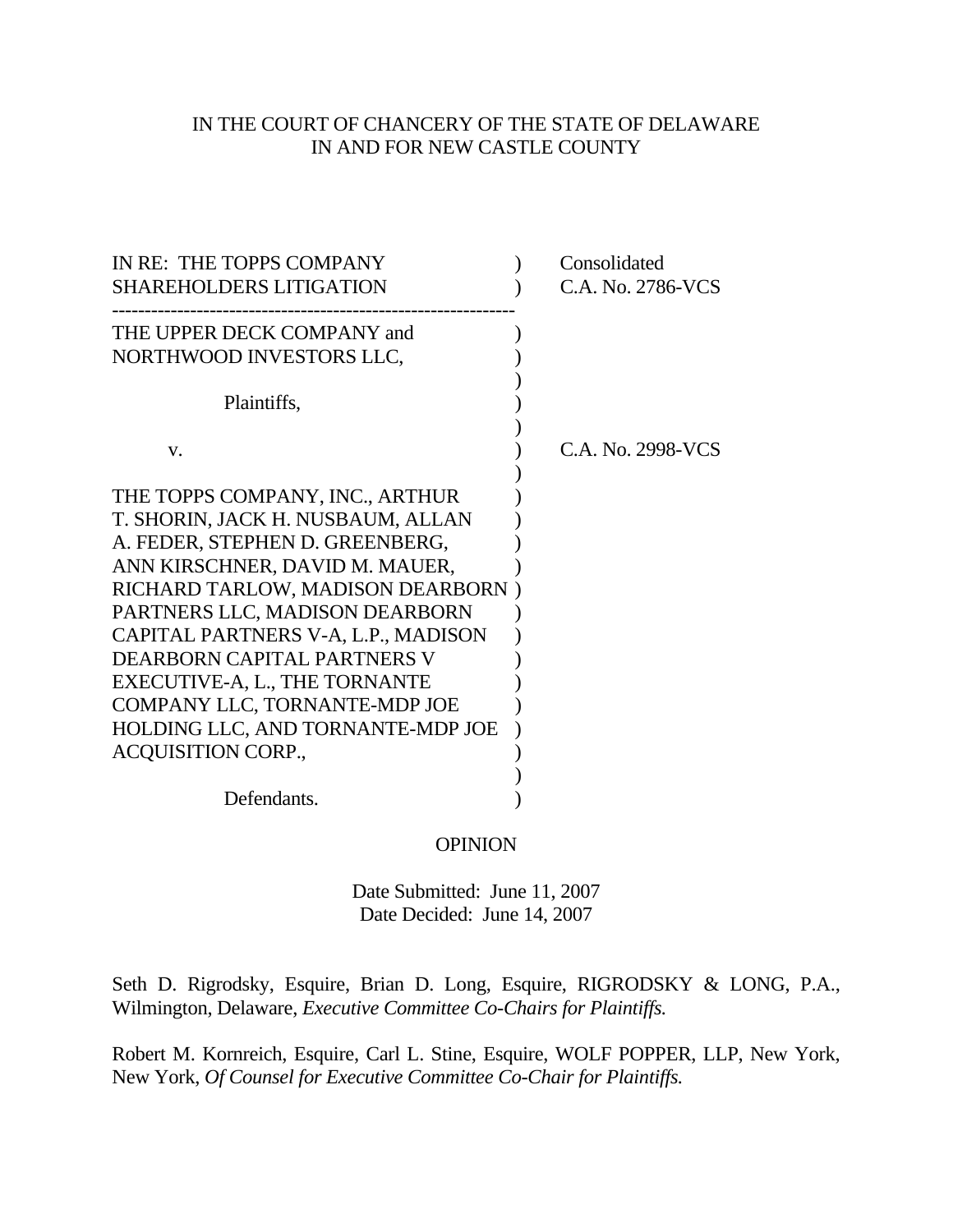IN THE COURT OF CHANCERY OF THE STATE OF DELAWARE
IN AND FOR NEW CASTLE COUNTY

IN RE: THE TOPPS COMPANY SHAREHOLDERS LITIGATION ) Consolidated C.A. No. 2786-VCS

---

THE UPPER DECK COMPANY and NORTHWOOD INVESTORS LLC,

Plaintiffs,

v. ) C.A. No. 2998-VCS

THE TOPPS COMPANY, INC., ARTHUR T. SHORIN, JACK H. NUSBAUM, ALLAN A. FEDER, STEPHEN D. GREENBERG, ANN KIRSCHNER, DAVID M. MAUER, RICHARD TARLOW, MADISON DEARBORN PARTNERS LLC, MADISON DEARBORN CAPITAL PARTNERS V-A, L.P., MADISON DEARBORN CAPITAL PARTNERS V EXECUTIVE-A, L., THE TORNANTE COMPANY LLC, TORNANTE-MDP JOE HOLDING LLC, AND TORNANTE-MDP JOE ACQUISITION CORP.,

Defendants.

OPINION

Date Submitted: June 11, 2007
Date Decided: June 14, 2007

Seth D. Rigrodsky, Esquire, Brian D. Long, Esquire, RIGRODSKY & LONG, P.A., Wilmington, Delaware, *Executive Committee Co-Chairs for Plaintiffs.*

Robert M. Kornreich, Esquire, Carl L. Stine, Esquire, WOLF POPPER, LLP, New York, New York, *Of Counsel for Executive Committee Co-Chair for Plaintiffs.*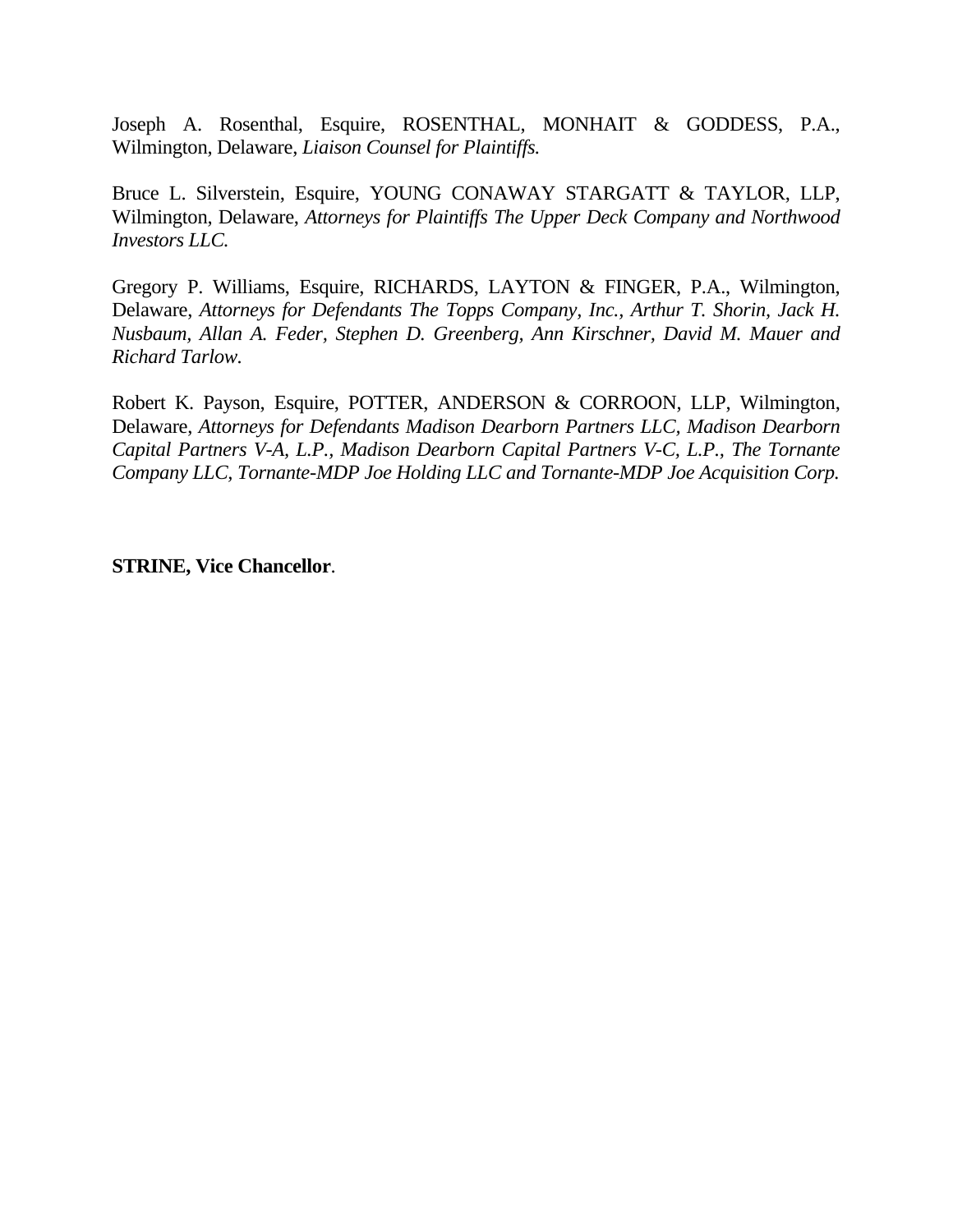Joseph A. Rosenthal, Esquire, ROSENTHAL, MONHAIT & GODDESS, P.A., Wilmington, Delaware, *Liaison Counsel for Plaintiffs.*

Bruce L. Silverstein, Esquire, YOUNG CONAWAY STARGATT & TAYLOR, LLP, Wilmington, Delaware, *Attorneys for Plaintiffs The Upper Deck Company and Northwood Investors LLC.*

Gregory P. Williams, Esquire, RICHARDS, LAYTON & FINGER, P.A., Wilmington, Delaware, *Attorneys for Defendants The Topps Company, Inc., Arthur T. Shorin, Jack H. Nusbaum, Allan A. Feder, Stephen D. Greenberg, Ann Kirschner, David M. Mauer and Richard Tarlow.*

Robert K. Payson, Esquire, POTTER, ANDERSON & CORROON, LLP, Wilmington, Delaware, *Attorneys for Defendants Madison Dearborn Partners LLC, Madison Dearborn Capital Partners V-A, L.P., Madison Dearborn Capital Partners V-C, L.P., The Tornante Company LLC, Tornante-MDP Joe Holding LLC and Tornante-MDP Joe Acquisition Corp.*

**STRINE, Vice Chancellor**.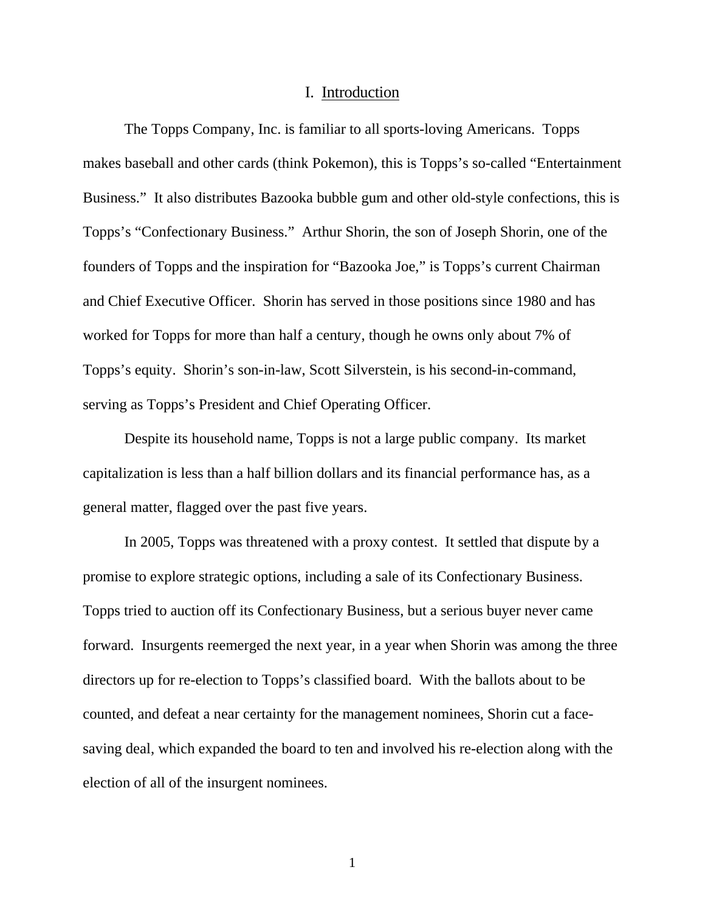# I. Introduction

The Topps Company, Inc. is familiar to all sports-loving Americans. Topps makes baseball and other cards (think Pokemon), this is Topps's so-called "Entertainment Business." It also distributes Bazooka bubble gum and other old-style confections, this is Topps's "Confectionary Business." Arthur Shorin, the son of Joseph Shorin, one of the founders of Topps and the inspiration for "Bazooka Joe," is Topps's current Chairman and Chief Executive Officer. Shorin has served in those positions since 1980 and has worked for Topps for more than half a century, though he owns only about 7% of Topps's equity. Shorin's son-in-law, Scott Silverstein, is his second-in-command, serving as Topps's President and Chief Operating Officer.

Despite its household name, Topps is not a large public company. Its market capitalization is less than a half billion dollars and its financial performance has, as a general matter, flagged over the past five years.

In 2005, Topps was threatened with a proxy contest. It settled that dispute by a promise to explore strategic options, including a sale of its Confectionary Business. Topps tried to auction off its Confectionary Business, but a serious buyer never came forward. Insurgents reemerged the next year, in a year when Shorin was among the three directors up for re-election to Topps's classified board. With the ballots about to be counted, and defeat a near certainty for the management nominees, Shorin cut a face-saving deal, which expanded the board to ten and involved his re-election along with the election of all of the insurgent nominees.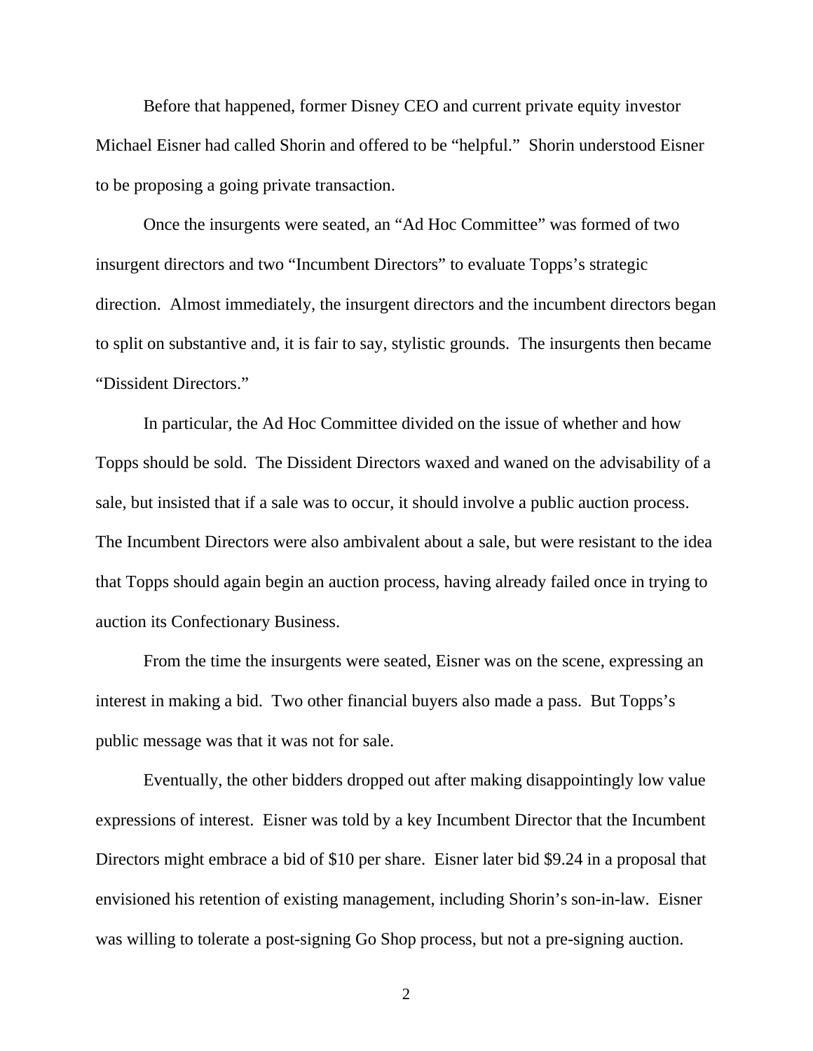Before that happened, former Disney CEO and current private equity investor Michael Eisner had called Shorin and offered to be "helpful." Shorin understood Eisner to be proposing a going private transaction.

Once the insurgents were seated, an "Ad Hoc Committee" was formed of two insurgent directors and two "Incumbent Directors" to evaluate Topps's strategic direction. Almost immediately, the insurgent directors and the incumbent directors began to split on substantive and, it is fair to say, stylistic grounds. The insurgents then became "Dissident Directors."

In particular, the Ad Hoc Committee divided on the issue of whether and how Topps should be sold. The Dissident Directors waxed and waned on the advisability of a sale, but insisted that if a sale was to occur, it should involve a public auction process. The Incumbent Directors were also ambivalent about a sale, but were resistant to the idea that Topps should again begin an auction process, having already failed once in trying to auction its Confectionary Business.

From the time the insurgents were seated, Eisner was on the scene, expressing an interest in making a bid. Two other financial buyers also made a pass. But Topps's public message was that it was not for sale.

Eventually, the other bidders dropped out after making disappointingly low value expressions of interest. Eisner was told by a key Incumbent Director that the Incumbent Directors might embrace a bid of $10 per share. Eisner later bid $9.24 in a proposal that envisioned his retention of existing management, including Shorin's son-in-law. Eisner was willing to tolerate a post-signing Go Shop process, but not a pre-signing auction.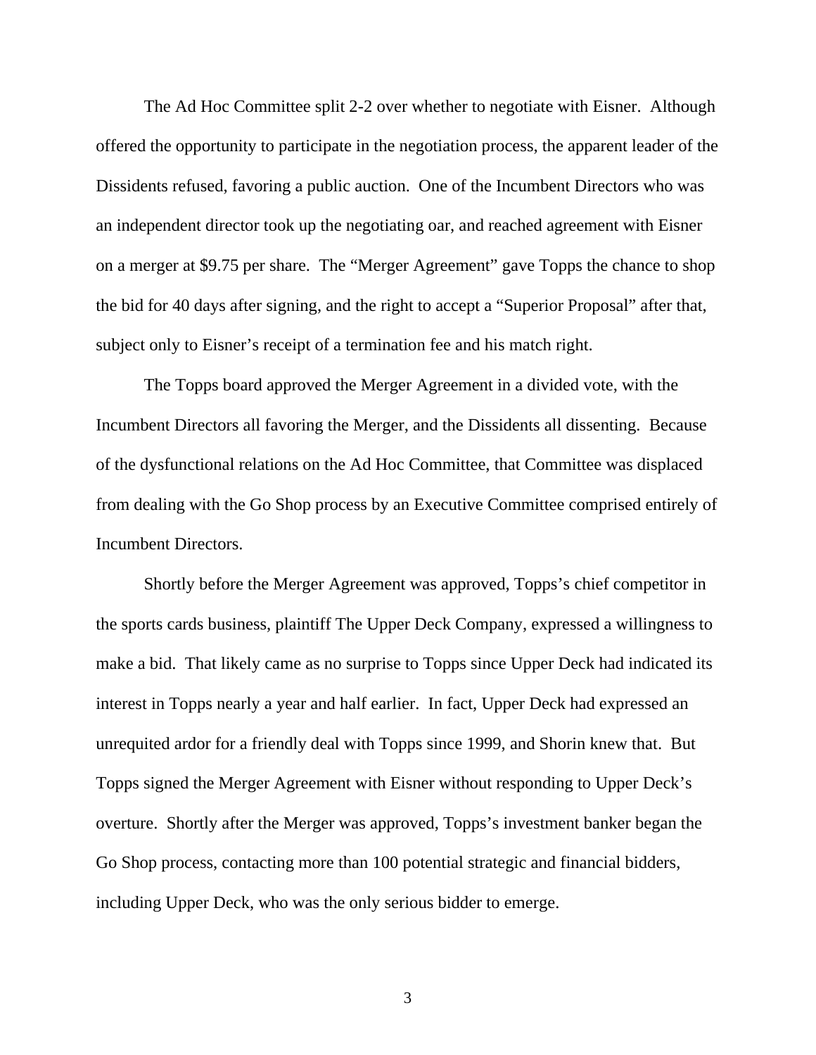The Ad Hoc Committee split 2-2 over whether to negotiate with Eisner. Although offered the opportunity to participate in the negotiation process, the apparent leader of the Dissidents refused, favoring a public auction. One of the Incumbent Directors who was an independent director took up the negotiating oar, and reached agreement with Eisner on a merger at $9.75 per share. The "Merger Agreement" gave Topps the chance to shop the bid for 40 days after signing, and the right to accept a "Superior Proposal" after that, subject only to Eisner's receipt of a termination fee and his match right.

The Topps board approved the Merger Agreement in a divided vote, with the Incumbent Directors all favoring the Merger, and the Dissidents all dissenting. Because of the dysfunctional relations on the Ad Hoc Committee, that Committee was displaced from dealing with the Go Shop process by an Executive Committee comprised entirely of Incumbent Directors.

Shortly before the Merger Agreement was approved, Topps's chief competitor in the sports cards business, plaintiff The Upper Deck Company, expressed a willingness to make a bid. That likely came as no surprise to Topps since Upper Deck had indicated its interest in Topps nearly a year and half earlier. In fact, Upper Deck had expressed an unrequited ardor for a friendly deal with Topps since 1999, and Shorin knew that. But Topps signed the Merger Agreement with Eisner without responding to Upper Deck's overture. Shortly after the Merger was approved, Topps's investment banker began the Go Shop process, contacting more than 100 potential strategic and financial bidders, including Upper Deck, who was the only serious bidder to emerge.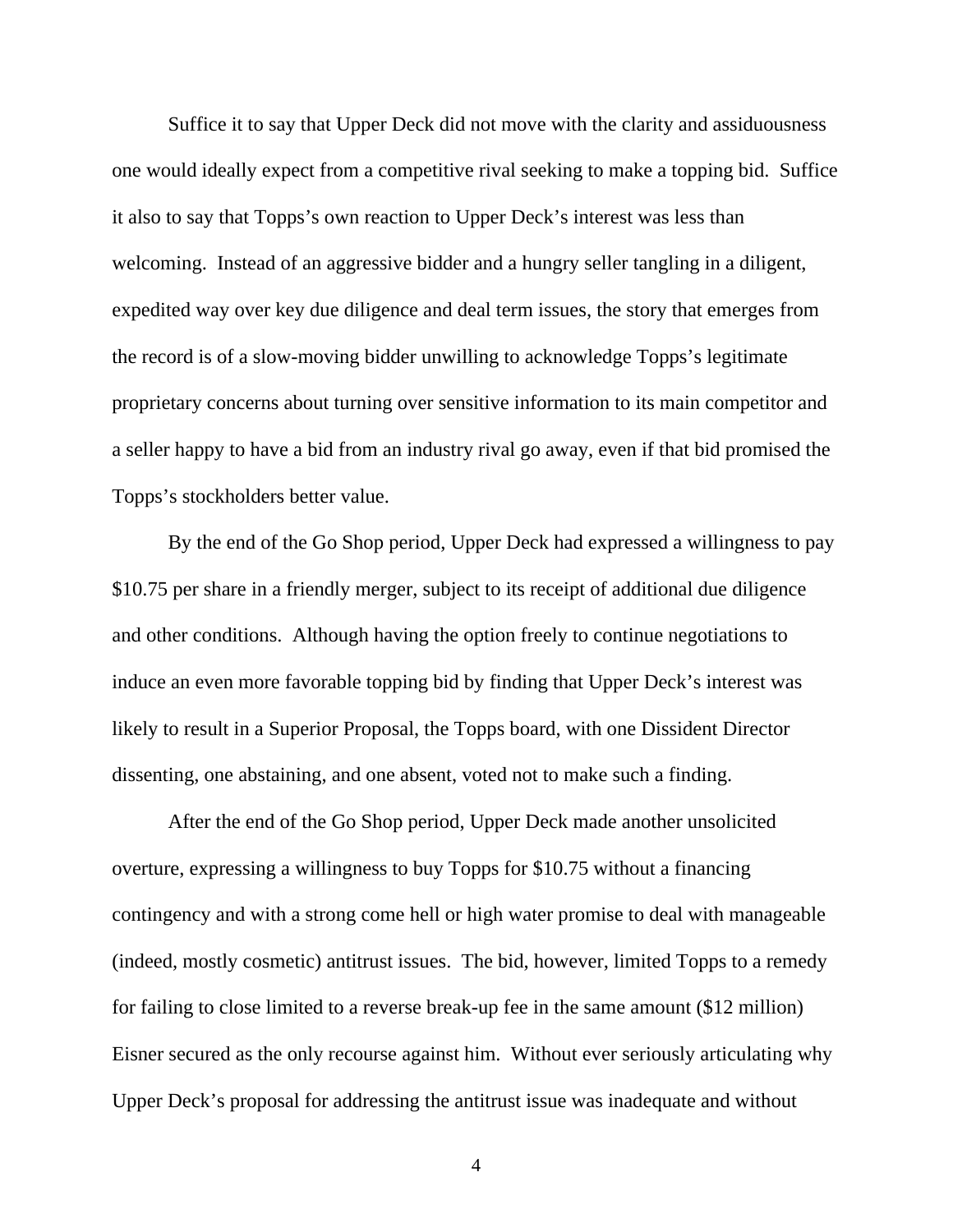Suffice it to say that Upper Deck did not move with the clarity and assiduousness one would ideally expect from a competitive rival seeking to make a topping bid. Suffice it also to say that Topps's own reaction to Upper Deck's interest was less than welcoming. Instead of an aggressive bidder and a hungry seller tangling in a diligent, expedited way over key due diligence and deal term issues, the story that emerges from the record is of a slow-moving bidder unwilling to acknowledge Topps's legitimate proprietary concerns about turning over sensitive information to its main competitor and a seller happy to have a bid from an industry rival go away, even if that bid promised the Topps's stockholders better value.

By the end of the Go Shop period, Upper Deck had expressed a willingness to pay $10.75 per share in a friendly merger, subject to its receipt of additional due diligence and other conditions. Although having the option freely to continue negotiations to induce an even more favorable topping bid by finding that Upper Deck's interest was likely to result in a Superior Proposal, the Topps board, with one Dissident Director dissenting, one abstaining, and one absent, voted not to make such a finding.

After the end of the Go Shop period, Upper Deck made another unsolicited overture, expressing a willingness to buy Topps for $10.75 without a financing contingency and with a strong come hell or high water promise to deal with manageable (indeed, mostly cosmetic) antitrust issues. The bid, however, limited Topps to a remedy for failing to close limited to a reverse break-up fee in the same amount ($12 million) Eisner secured as the only recourse against him. Without ever seriously articulating why Upper Deck's proposal for addressing the antitrust issue was inadequate and without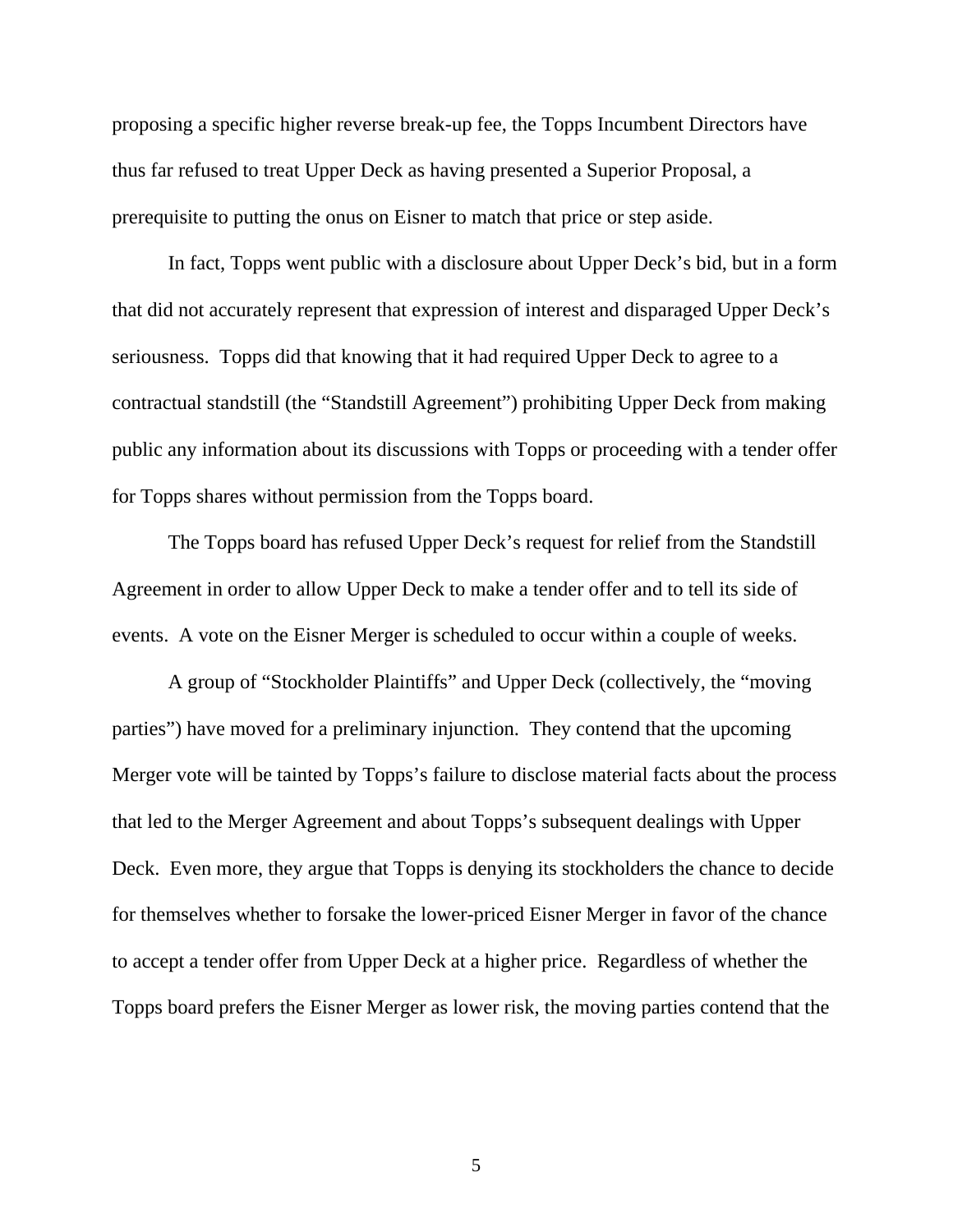proposing a specific higher reverse break-up fee, the Topps Incumbent Directors have thus far refused to treat Upper Deck as having presented a Superior Proposal, a prerequisite to putting the onus on Eisner to match that price or step aside.

In fact, Topps went public with a disclosure about Upper Deck's bid, but in a form that did not accurately represent that expression of interest and disparaged Upper Deck's seriousness. Topps did that knowing that it had required Upper Deck to agree to a contractual standstill (the "Standstill Agreement") prohibiting Upper Deck from making public any information about its discussions with Topps or proceeding with a tender offer for Topps shares without permission from the Topps board.

The Topps board has refused Upper Deck's request for relief from the Standstill Agreement in order to allow Upper Deck to make a tender offer and to tell its side of events. A vote on the Eisner Merger is scheduled to occur within a couple of weeks.

A group of "Stockholder Plaintiffs" and Upper Deck (collectively, the "moving parties") have moved for a preliminary injunction. They contend that the upcoming Merger vote will be tainted by Topps's failure to disclose material facts about the process that led to the Merger Agreement and about Topps's subsequent dealings with Upper Deck. Even more, they argue that Topps is denying its stockholders the chance to decide for themselves whether to forsake the lower-priced Eisner Merger in favor of the chance to accept a tender offer from Upper Deck at a higher price. Regardless of whether the Topps board prefers the Eisner Merger as lower risk, the moving parties contend that the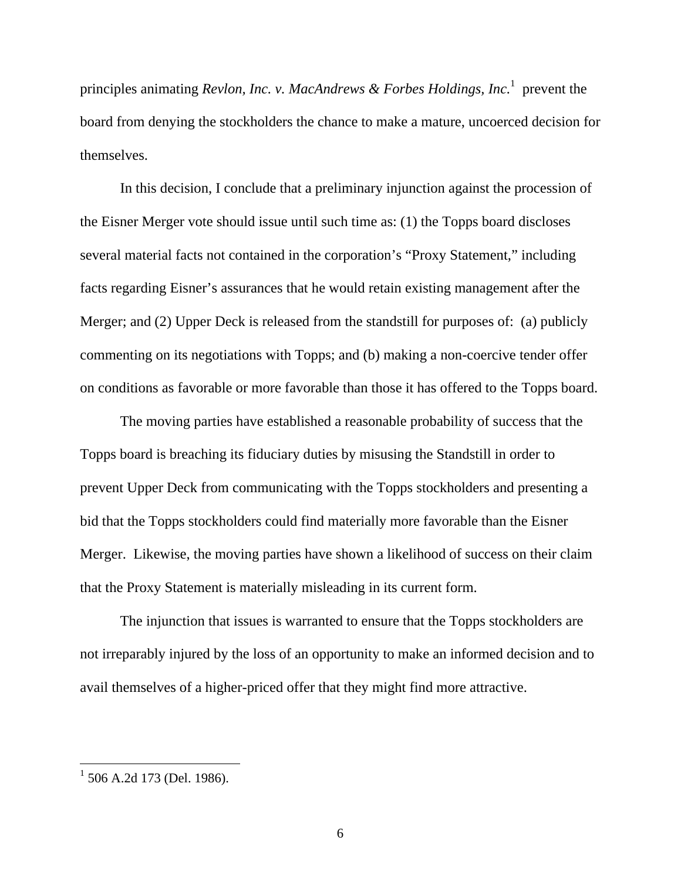principles animating *Revlon, Inc. v. MacAndrews & Forbes Holdings, Inc.*[1] prevent the board from denying the stockholders the chance to make a mature, uncoerced decision for themselves.

In this decision, I conclude that a preliminary injunction against the procession of the Eisner Merger vote should issue until such time as: (1) the Topps board discloses several material facts not contained in the corporation's "Proxy Statement," including facts regarding Eisner's assurances that he would retain existing management after the Merger; and (2) Upper Deck is released from the standstill for purposes of: (a) publicly commenting on its negotiations with Topps; and (b) making a non-coercive tender offer on conditions as favorable or more favorable than those it has offered to the Topps board.

The moving parties have established a reasonable probability of success that the Topps board is breaching its fiduciary duties by misusing the Standstill in order to prevent Upper Deck from communicating with the Topps stockholders and presenting a bid that the Topps stockholders could find materially more favorable than the Eisner Merger. Likewise, the moving parties have shown a likelihood of success on their claim that the Proxy Statement is materially misleading in its current form.

The injunction that issues is warranted to ensure that the Topps stockholders are not irreparably injured by the loss of an opportunity to make an informed decision and to avail themselves of a higher-priced offer that they might find more attractive.

---

[1] 506 A.2d 173 (Del. 1986).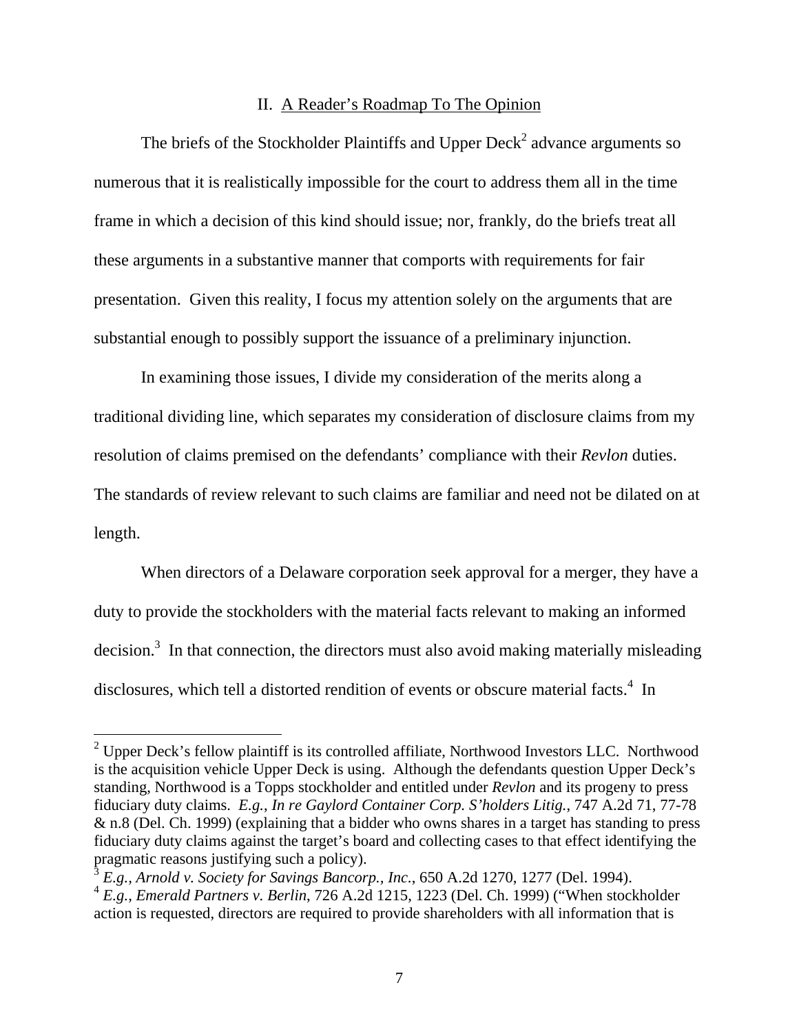## II. A Reader's Roadmap To The Opinion

The briefs of the Stockholder Plaintiffs and Upper Deck[2] advance arguments so numerous that it is realistically impossible for the court to address them all in the time frame in which a decision of this kind should issue; nor, frankly, do the briefs treat all these arguments in a substantive manner that comports with requirements for fair presentation. Given this reality, I focus my attention solely on the arguments that are substantial enough to possibly support the issuance of a preliminary injunction.

In examining those issues, I divide my consideration of the merits along a traditional dividing line, which separates my consideration of disclosure claims from my resolution of claims premised on the defendants' compliance with their *Revlon* duties. The standards of review relevant to such claims are familiar and need not be dilated on at length.

When directors of a Delaware corporation seek approval for a merger, they have a duty to provide the stockholders with the material facts relevant to making an informed decision.[3] In that connection, the directors must also avoid making materially misleading disclosures, which tell a distorted rendition of events or obscure material facts.[4] In

---

[2] Upper Deck's fellow plaintiff is its controlled affiliate, Northwood Investors LLC. Northwood is the acquisition vehicle Upper Deck is using. Although the defendants question Upper Deck's standing, Northwood is a Topps stockholder and entitled under *Revlon* and its progeny to press fiduciary duty claims. *E.g.*, *In re Gaylord Container Corp. S'holders Litig.*, 747 A.2d 71, 77-78 & n.8 (Del. Ch. 1999) (explaining that a bidder who owns shares in a target has standing to press fiduciary duty claims against the target's board and collecting cases to that effect identifying the pragmatic reasons justifying such a policy).

[3] *E.g., Arnold v. Society for Savings Bancorp., Inc.*, 650 A.2d 1270, 1277 (Del. 1994).

[4] *E.g.*, *Emerald Partners v. Berlin*, 726 A.2d 1215, 1223 (Del. Ch. 1999) ("When stockholder action is requested, directors are required to provide shareholders with all information that is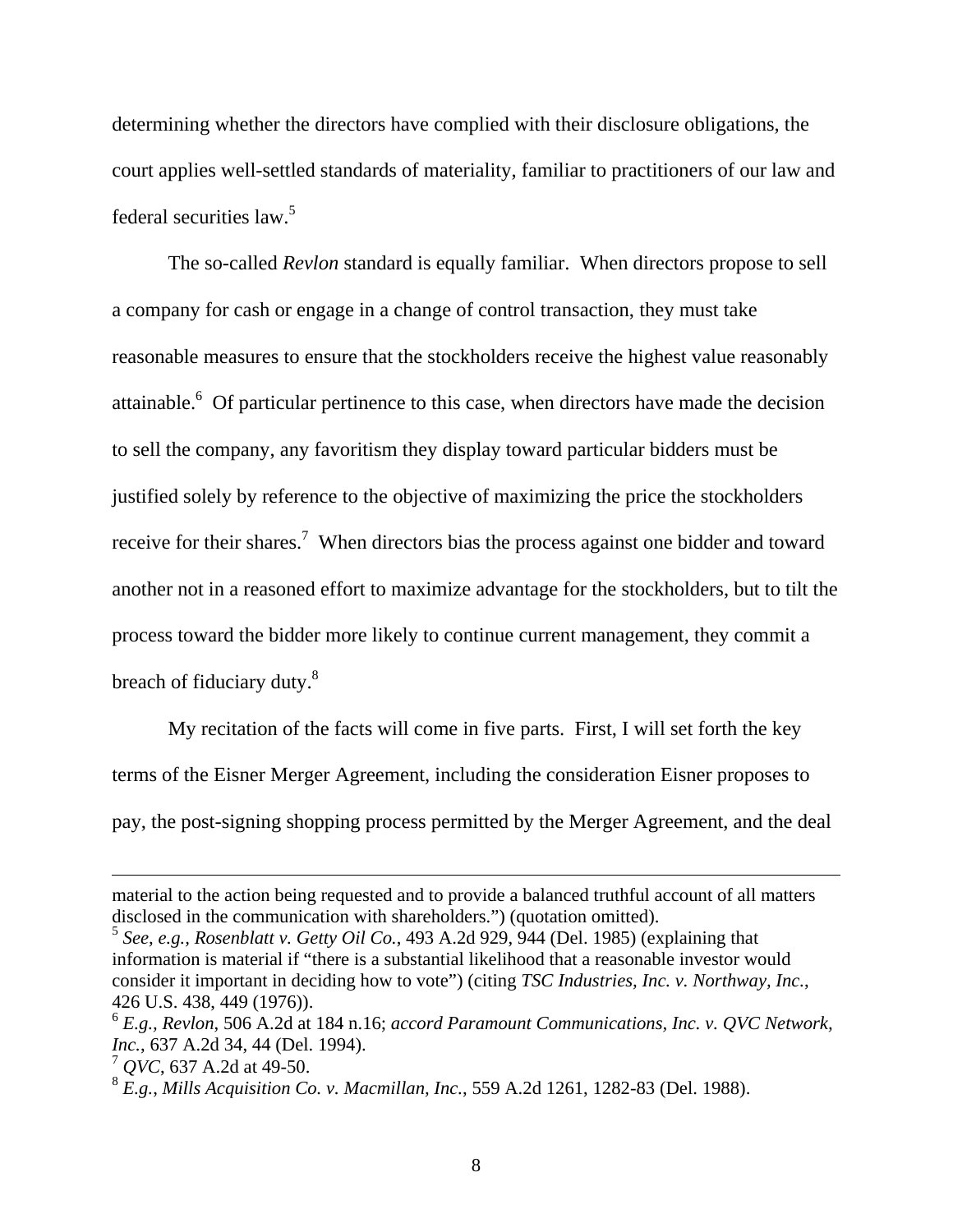determining whether the directors have complied with their disclosure obligations, the court applies well-settled standards of materiality, familiar to practitioners of our law and federal securities law.[5]

The so-called *Revlon* standard is equally familiar. When directors propose to sell a company for cash or engage in a change of control transaction, they must take reasonable measures to ensure that the stockholders receive the highest value reasonably attainable.[6] Of particular pertinence to this case, when directors have made the decision to sell the company, any favoritism they display toward particular bidders must be justified solely by reference to the objective of maximizing the price the stockholders receive for their shares.[7] When directors bias the process against one bidder and toward another not in a reasoned effort to maximize advantage for the stockholders, but to tilt the process toward the bidder more likely to continue current management, they commit a breach of fiduciary duty.[8]

My recitation of the facts will come in five parts. First, I will set forth the key terms of the Eisner Merger Agreement, including the consideration Eisner proposes to pay, the post-signing shopping process permitted by the Merger Agreement, and the deal

---

material to the action being requested and to provide a balanced truthful account of all matters disclosed in the communication with shareholders.") (quotation omitted).

[5] *See, e.g., Rosenblatt v. Getty Oil Co.*, 493 A.2d 929, 944 (Del. 1985) (explaining that information is material if "there is a substantial likelihood that a reasonable investor would consider it important in deciding how to vote") (citing *TSC Industries, Inc. v. Northway, Inc.*, 426 U.S. 438, 449 (1976)).

[6] *E.g.*, *Revlon*, 506 A.2d at 184 n.16; *accord Paramount Communications, Inc. v. QVC Network, Inc.*, 637 A.2d 34, 44 (Del. 1994).

[7] *QVC*, 637 A.2d at 49-50.

[8] *E.g.*, *Mills Acquisition Co. v. Macmillan, Inc.*, 559 A.2d 1261, 1282-83 (Del. 1988).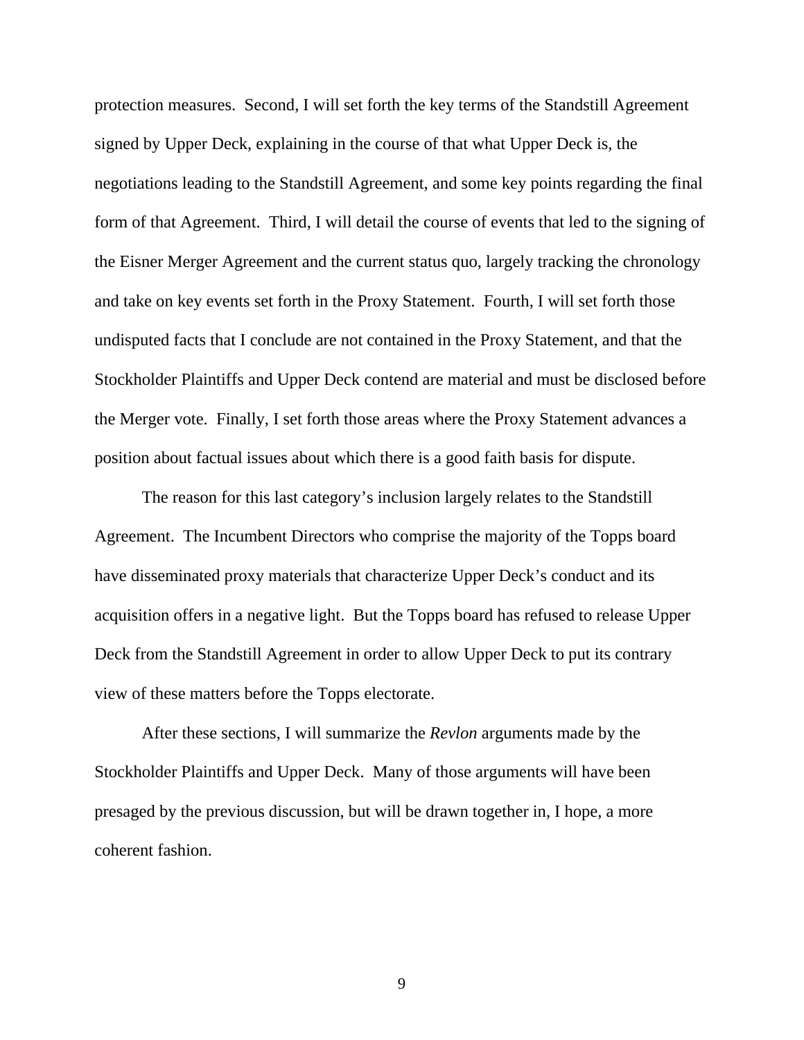protection measures. Second, I will set forth the key terms of the Standstill Agreement signed by Upper Deck, explaining in the course of that what Upper Deck is, the negotiations leading to the Standstill Agreement, and some key points regarding the final form of that Agreement. Third, I will detail the course of events that led to the signing of the Eisner Merger Agreement and the current status quo, largely tracking the chronology and take on key events set forth in the Proxy Statement. Fourth, I will set forth those undisputed facts that I conclude are not contained in the Proxy Statement, and that the Stockholder Plaintiffs and Upper Deck contend are material and must be disclosed before the Merger vote. Finally, I set forth those areas where the Proxy Statement advances a position about factual issues about which there is a good faith basis for dispute.

The reason for this last category's inclusion largely relates to the Standstill Agreement. The Incumbent Directors who comprise the majority of the Topps board have disseminated proxy materials that characterize Upper Deck's conduct and its acquisition offers in a negative light. But the Topps board has refused to release Upper Deck from the Standstill Agreement in order to allow Upper Deck to put its contrary view of these matters before the Topps electorate.

After these sections, I will summarize the *Revlon* arguments made by the Stockholder Plaintiffs and Upper Deck. Many of those arguments will have been presaged by the previous discussion, but will be drawn together in, I hope, a more coherent fashion.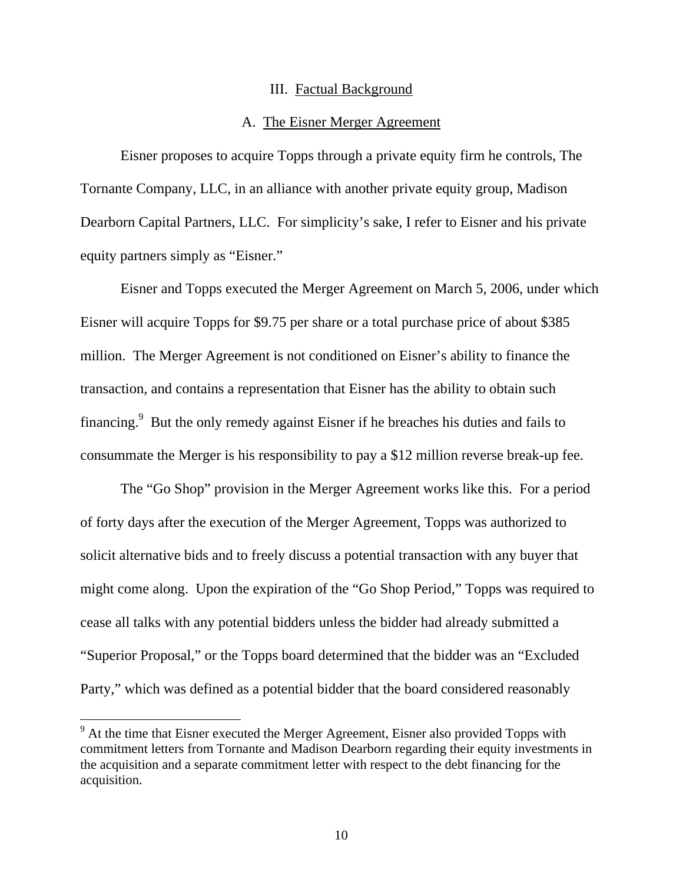## III. Factual Background

### A. The Eisner Merger Agreement

Eisner proposes to acquire Topps through a private equity firm he controls, The Tornante Company, LLC, in an alliance with another private equity group, Madison Dearborn Capital Partners, LLC. For simplicity's sake, I refer to Eisner and his private equity partners simply as "Eisner."

Eisner and Topps executed the Merger Agreement on March 5, 2006, under which Eisner will acquire Topps for $9.75 per share or a total purchase price of about $385 million. The Merger Agreement is not conditioned on Eisner's ability to finance the transaction, and contains a representation that Eisner has the ability to obtain such financing.[9] But the only remedy against Eisner if he breaches his duties and fails to consummate the Merger is his responsibility to pay a $12 million reverse break-up fee.

The "Go Shop" provision in the Merger Agreement works like this. For a period of forty days after the execution of the Merger Agreement, Topps was authorized to solicit alternative bids and to freely discuss a potential transaction with any buyer that might come along. Upon the expiration of the "Go Shop Period," Topps was required to cease all talks with any potential bidders unless the bidder had already submitted a "Superior Proposal," or the Topps board determined that the bidder was an "Excluded Party," which was defined as a potential bidder that the board considered reasonably

[9] At the time that Eisner executed the Merger Agreement, Eisner also provided Topps with commitment letters from Tornante and Madison Dearborn regarding their equity investments in the acquisition and a separate commitment letter with respect to the debt financing for the acquisition.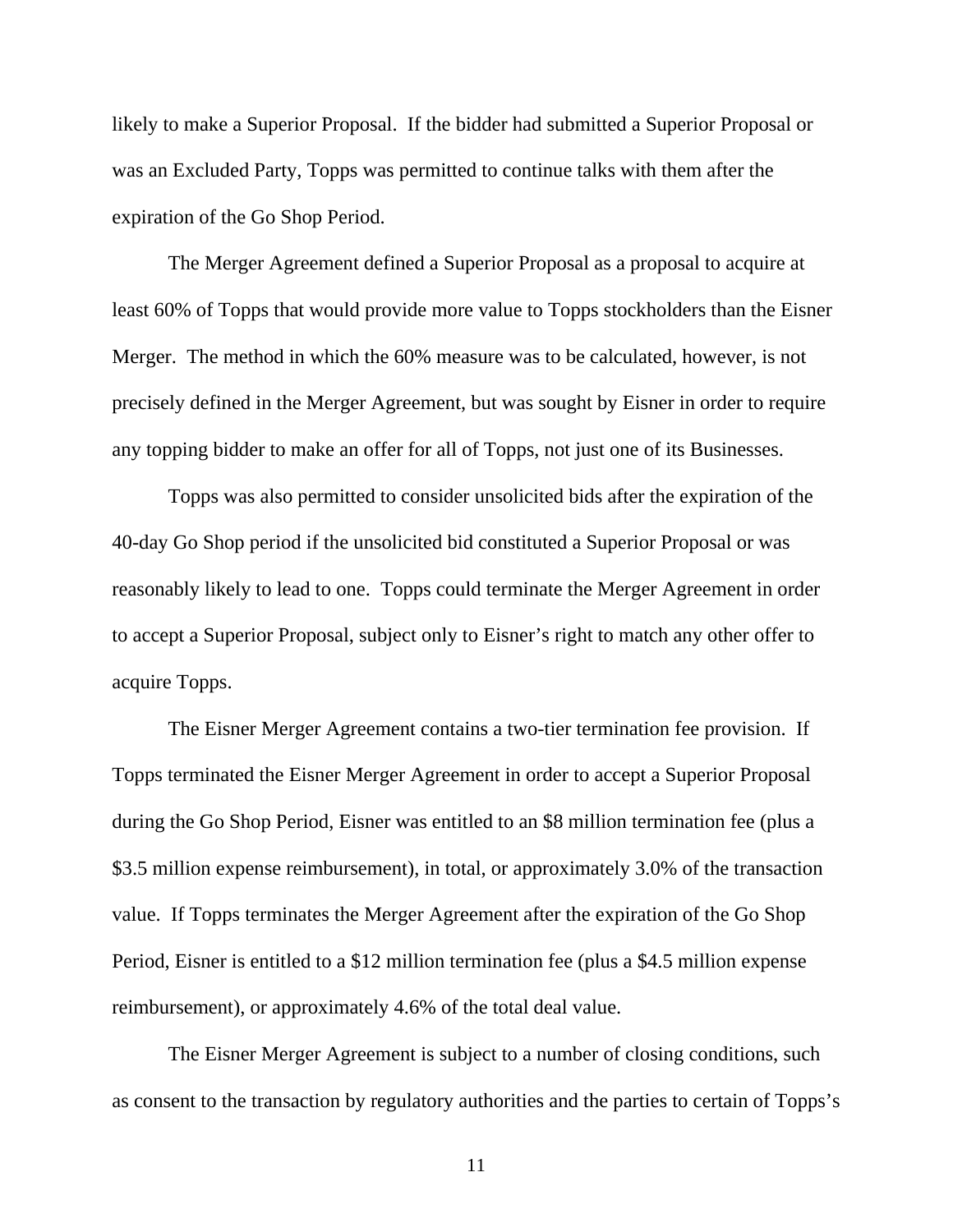likely to make a Superior Proposal. If the bidder had submitted a Superior Proposal or was an Excluded Party, Topps was permitted to continue talks with them after the expiration of the Go Shop Period.

The Merger Agreement defined a Superior Proposal as a proposal to acquire at least 60% of Topps that would provide more value to Topps stockholders than the Eisner Merger. The method in which the 60% measure was to be calculated, however, is not precisely defined in the Merger Agreement, but was sought by Eisner in order to require any topping bidder to make an offer for all of Topps, not just one of its Businesses.

Topps was also permitted to consider unsolicited bids after the expiration of the 40-day Go Shop period if the unsolicited bid constituted a Superior Proposal or was reasonably likely to lead to one. Topps could terminate the Merger Agreement in order to accept a Superior Proposal, subject only to Eisner's right to match any other offer to acquire Topps.

The Eisner Merger Agreement contains a two-tier termination fee provision. If Topps terminated the Eisner Merger Agreement in order to accept a Superior Proposal during the Go Shop Period, Eisner was entitled to an $8 million termination fee (plus a $3.5 million expense reimbursement), in total, or approximately 3.0% of the transaction value. If Topps terminates the Merger Agreement after the expiration of the Go Shop Period, Eisner is entitled to a $12 million termination fee (plus a $4.5 million expense reimbursement), or approximately 4.6% of the total deal value.

The Eisner Merger Agreement is subject to a number of closing conditions, such as consent to the transaction by regulatory authorities and the parties to certain of Topps's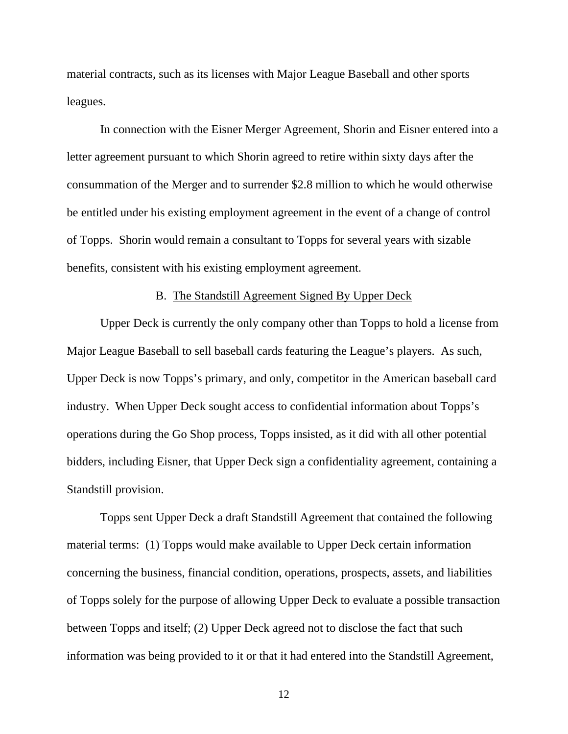material contracts, such as its licenses with Major League Baseball and other sports leagues.

In connection with the Eisner Merger Agreement, Shorin and Eisner entered into a letter agreement pursuant to which Shorin agreed to retire within sixty days after the consummation of the Merger and to surrender $2.8 million to which he would otherwise be entitled under his existing employment agreement in the event of a change of control of Topps. Shorin would remain a consultant to Topps for several years with sizable benefits, consistent with his existing employment agreement.

### B. <u>The Standstill Agreement Signed By Upper Deck</u>

Upper Deck is currently the only company other than Topps to hold a license from Major League Baseball to sell baseball cards featuring the League's players. As such, Upper Deck is now Topps's primary, and only, competitor in the American baseball card industry. When Upper Deck sought access to confidential information about Topps's operations during the Go Shop process, Topps insisted, as it did with all other potential bidders, including Eisner, that Upper Deck sign a confidentiality agreement, containing a Standstill provision.

Topps sent Upper Deck a draft Standstill Agreement that contained the following material terms: (1) Topps would make available to Upper Deck certain information concerning the business, financial condition, operations, prospects, assets, and liabilities of Topps solely for the purpose of allowing Upper Deck to evaluate a possible transaction between Topps and itself; (2) Upper Deck agreed not to disclose the fact that such information was being provided to it or that it had entered into the Standstill Agreement,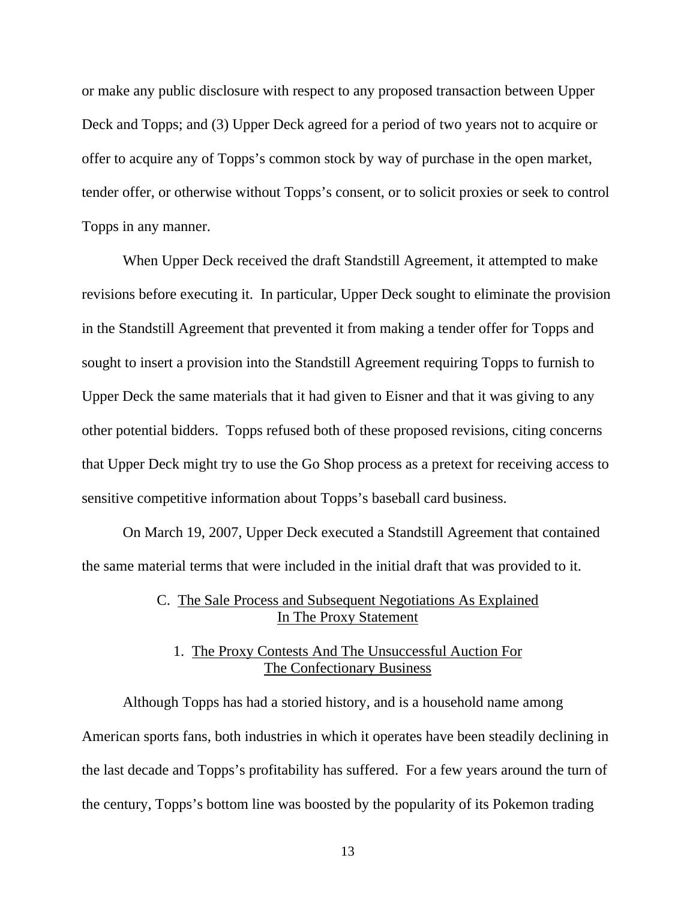or make any public disclosure with respect to any proposed transaction between Upper Deck and Topps; and (3) Upper Deck agreed for a period of two years not to acquire or offer to acquire any of Topps's common stock by way of purchase in the open market, tender offer, or otherwise without Topps's consent, or to solicit proxies or seek to control Topps in any manner.

When Upper Deck received the draft Standstill Agreement, it attempted to make revisions before executing it. In particular, Upper Deck sought to eliminate the provision in the Standstill Agreement that prevented it from making a tender offer for Topps and sought to insert a provision into the Standstill Agreement requiring Topps to furnish to Upper Deck the same materials that it had given to Eisner and that it was giving to any other potential bidders. Topps refused both of these proposed revisions, citing concerns that Upper Deck might try to use the Go Shop process as a pretext for receiving access to sensitive competitive information about Topps's baseball card business.

On March 19, 2007, Upper Deck executed a Standstill Agreement that contained the same material terms that were included in the initial draft that was provided to it.

### C. The Sale Process and Subsequent Negotiations As Explained In The Proxy Statement

#### 1. The Proxy Contests And The Unsuccessful Auction For The Confectionary Business

Although Topps has had a storied history, and is a household name among American sports fans, both industries in which it operates have been steadily declining in the last decade and Topps's profitability has suffered. For a few years around the turn of the century, Topps's bottom line was boosted by the popularity of its Pokemon trading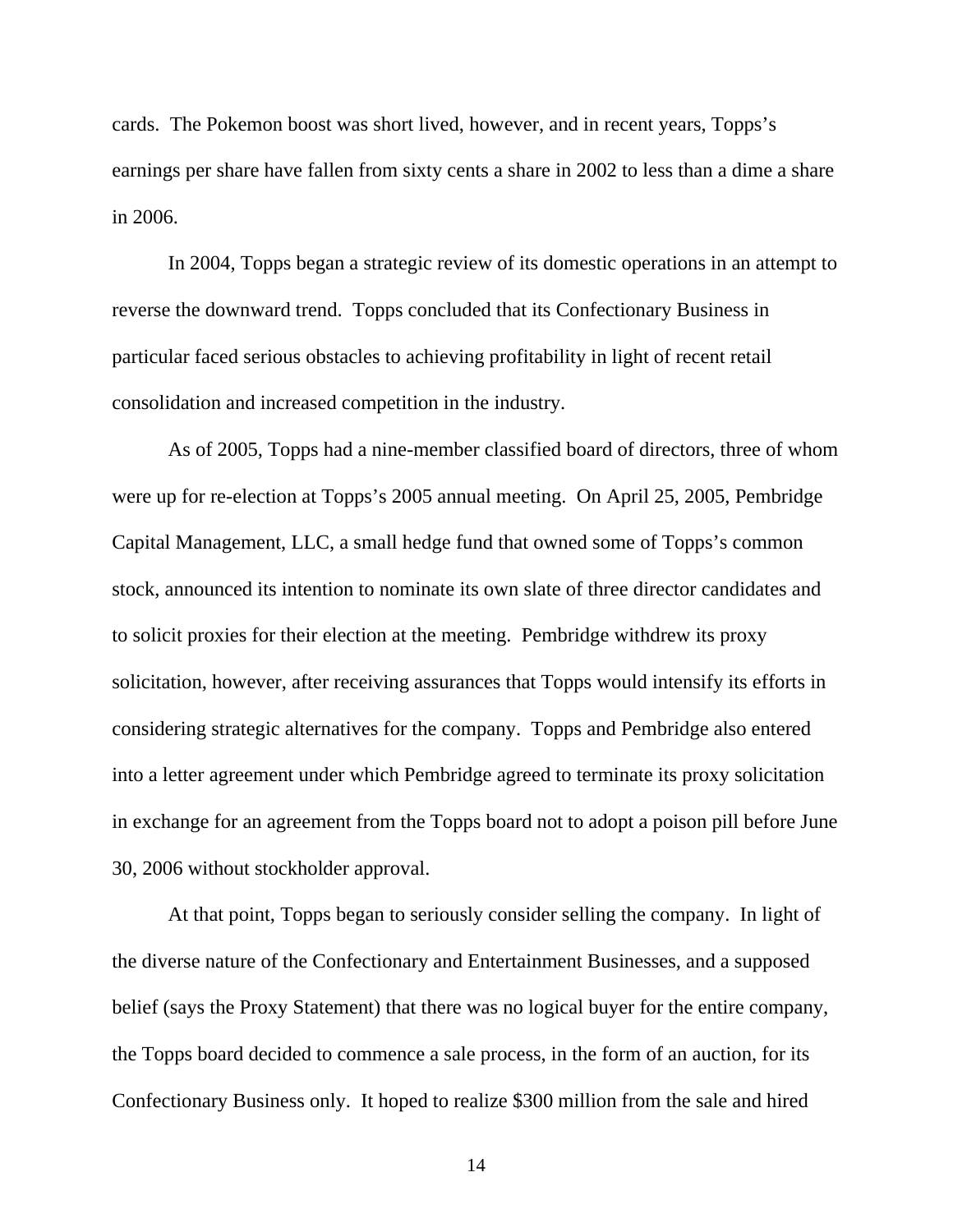cards. The Pokemon boost was short lived, however, and in recent years, Topps's earnings per share have fallen from sixty cents a share in 2002 to less than a dime a share in 2006.

In 2004, Topps began a strategic review of its domestic operations in an attempt to reverse the downward trend. Topps concluded that its Confectionary Business in particular faced serious obstacles to achieving profitability in light of recent retail consolidation and increased competition in the industry.

As of 2005, Topps had a nine-member classified board of directors, three of whom were up for re-election at Topps's 2005 annual meeting. On April 25, 2005, Pembridge Capital Management, LLC, a small hedge fund that owned some of Topps's common stock, announced its intention to nominate its own slate of three director candidates and to solicit proxies for their election at the meeting. Pembridge withdrew its proxy solicitation, however, after receiving assurances that Topps would intensify its efforts in considering strategic alternatives for the company. Topps and Pembridge also entered into a letter agreement under which Pembridge agreed to terminate its proxy solicitation in exchange for an agreement from the Topps board not to adopt a poison pill before June 30, 2006 without stockholder approval.

At that point, Topps began to seriously consider selling the company. In light of the diverse nature of the Confectionary and Entertainment Businesses, and a supposed belief (says the Proxy Statement) that there was no logical buyer for the entire company, the Topps board decided to commence a sale process, in the form of an auction, for its Confectionary Business only. It hoped to realize $300 million from the sale and hired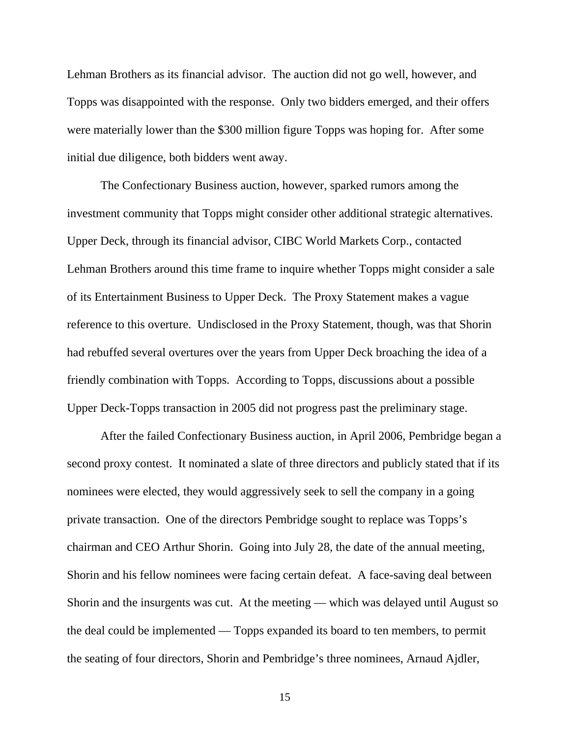Lehman Brothers as its financial advisor. The auction did not go well, however, and Topps was disappointed with the response. Only two bidders emerged, and their offers were materially lower than the $300 million figure Topps was hoping for. After some initial due diligence, both bidders went away.

The Confectionary Business auction, however, sparked rumors among the investment community that Topps might consider other additional strategic alternatives. Upper Deck, through its financial advisor, CIBC World Markets Corp., contacted Lehman Brothers around this time frame to inquire whether Topps might consider a sale of its Entertainment Business to Upper Deck. The Proxy Statement makes a vague reference to this overture. Undisclosed in the Proxy Statement, though, was that Shorin had rebuffed several overtures over the years from Upper Deck broaching the idea of a friendly combination with Topps. According to Topps, discussions about a possible Upper Deck-Topps transaction in 2005 did not progress past the preliminary stage.

After the failed Confectionary Business auction, in April 2006, Pembridge began a second proxy contest. It nominated a slate of three directors and publicly stated that if its nominees were elected, they would aggressively seek to sell the company in a going private transaction. One of the directors Pembridge sought to replace was Topps's chairman and CEO Arthur Shorin. Going into July 28, the date of the annual meeting, Shorin and his fellow nominees were facing certain defeat. A face-saving deal between Shorin and the insurgents was cut. At the meeting — which was delayed until August so the deal could be implemented — Topps expanded its board to ten members, to permit the seating of four directors, Shorin and Pembridge's three nominees, Arnaud Ajdler,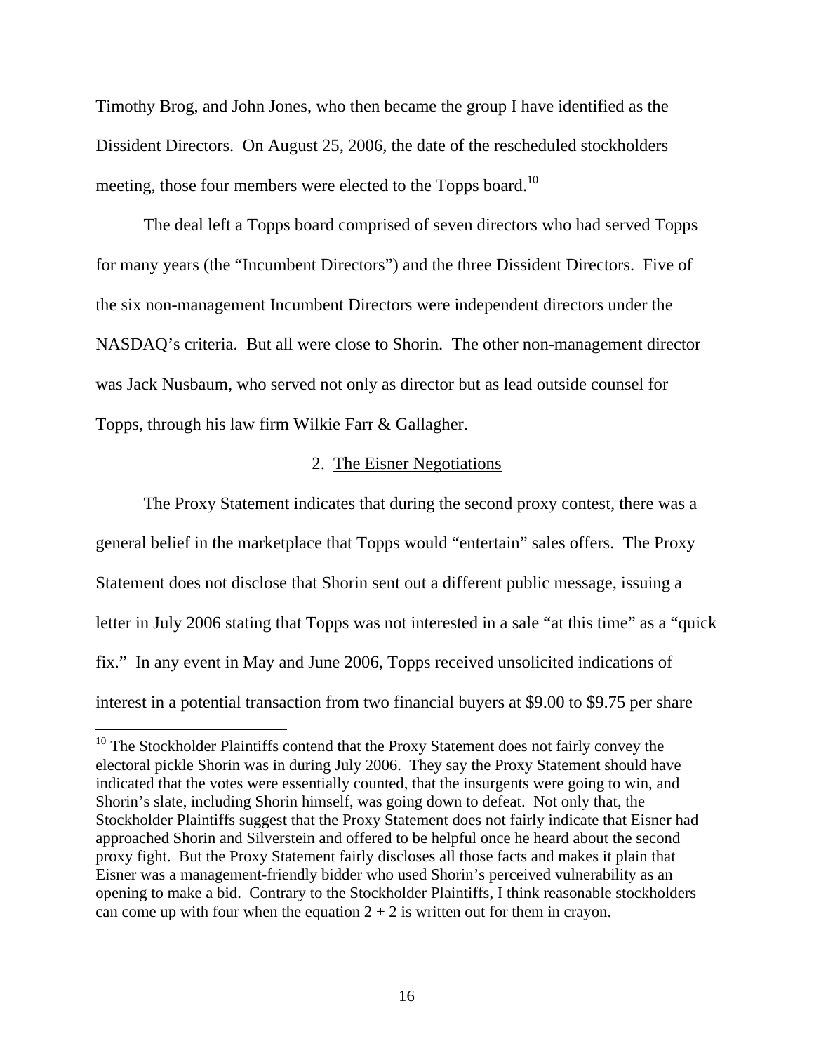Timothy Brog, and John Jones, who then became the group I have identified as the Dissident Directors. On August 25, 2006, the date of the rescheduled stockholders meeting, those four members were elected to the Topps board.[10]

The deal left a Topps board comprised of seven directors who had served Topps for many years (the "Incumbent Directors") and the three Dissident Directors. Five of the six non-management Incumbent Directors were independent directors under the NASDAQ's criteria. But all were close to Shorin. The other non-management director was Jack Nusbaum, who served not only as director but as lead outside counsel for Topps, through his law firm Wilkie Farr & Gallagher.

### 2. The Eisner Negotiations

The Proxy Statement indicates that during the second proxy contest, there was a general belief in the marketplace that Topps would "entertain" sales offers. The Proxy Statement does not disclose that Shorin sent out a different public message, issuing a letter in July 2006 stating that Topps was not interested in a sale "at this time" as a "quick fix." In any event in May and June 2006, Topps received unsolicited indications of interest in a potential transaction from two financial buyers at \$9.00 to \$9.75 per share

[10] The Stockholder Plaintiffs contend that the Proxy Statement does not fairly convey the electoral pickle Shorin was in during July 2006. They say the Proxy Statement should have indicated that the votes were essentially counted, that the insurgents were going to win, and Shorin's slate, including Shorin himself, was going down to defeat. Not only that, the Stockholder Plaintiffs suggest that the Proxy Statement does not fairly indicate that Eisner had approached Shorin and Silverstein and offered to be helpful once he heard about the second proxy fight. But the Proxy Statement fairly discloses all those facts and makes it plain that Eisner was a management-friendly bidder who used Shorin's perceived vulnerability as an opening to make a bid. Contrary to the Stockholder Plaintiffs, I think reasonable stockholders can come up with four when the equation $2 + 2$ is written out for them in crayon.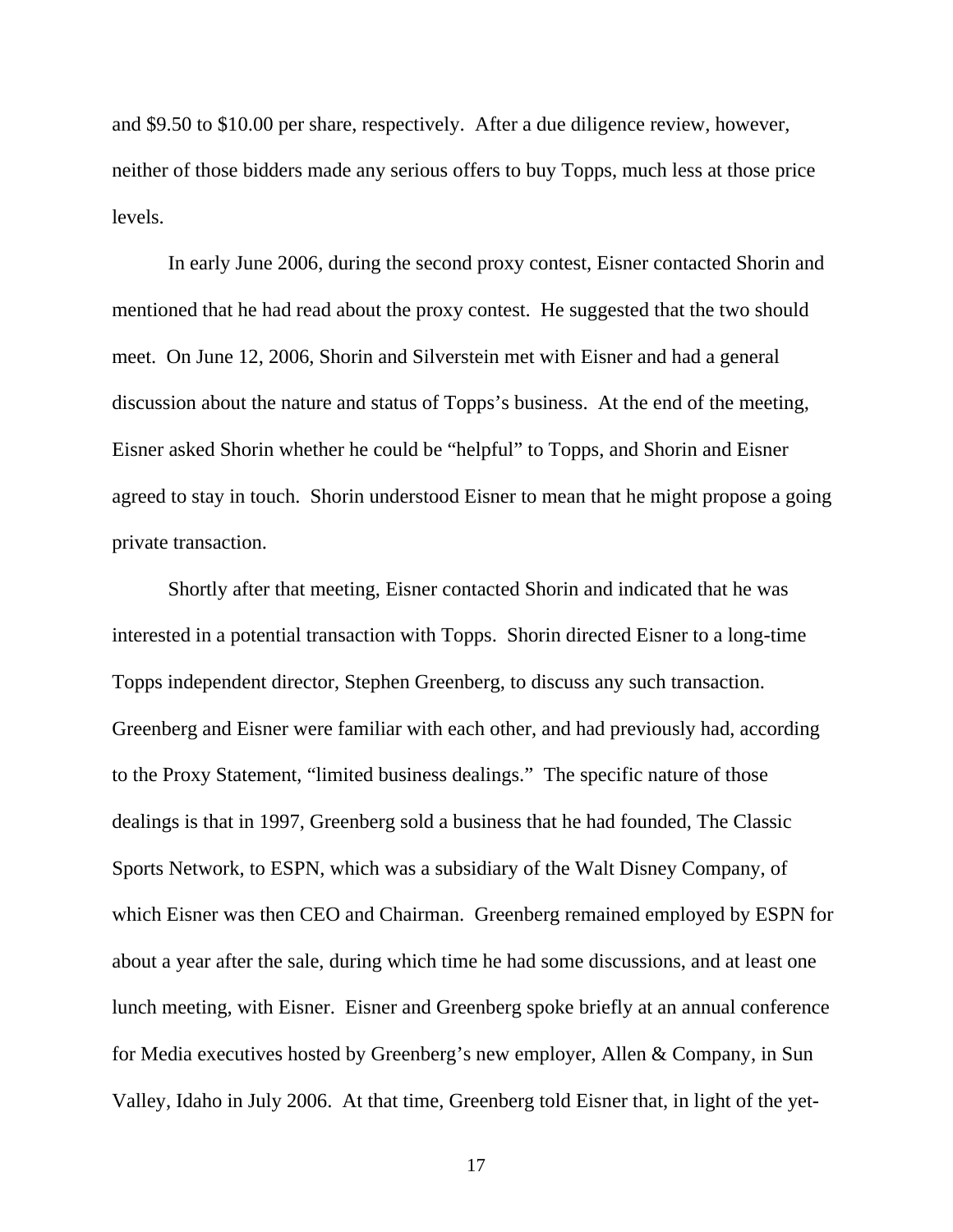and $9.50 to $10.00 per share, respectively. After a due diligence review, however, neither of those bidders made any serious offers to buy Topps, much less at those price levels.

In early June 2006, during the second proxy contest, Eisner contacted Shorin and mentioned that he had read about the proxy contest. He suggested that the two should meet. On June 12, 2006, Shorin and Silverstein met with Eisner and had a general discussion about the nature and status of Topps's business. At the end of the meeting, Eisner asked Shorin whether he could be "helpful" to Topps, and Shorin and Eisner agreed to stay in touch. Shorin understood Eisner to mean that he might propose a going private transaction.

Shortly after that meeting, Eisner contacted Shorin and indicated that he was interested in a potential transaction with Topps. Shorin directed Eisner to a long-time Topps independent director, Stephen Greenberg, to discuss any such transaction. Greenberg and Eisner were familiar with each other, and had previously had, according to the Proxy Statement, "limited business dealings." The specific nature of those dealings is that in 1997, Greenberg sold a business that he had founded, The Classic Sports Network, to ESPN, which was a subsidiary of the Walt Disney Company, of which Eisner was then CEO and Chairman. Greenberg remained employed by ESPN for about a year after the sale, during which time he had some discussions, and at least one lunch meeting, with Eisner. Eisner and Greenberg spoke briefly at an annual conference for Media executives hosted by Greenberg's new employer, Allen & Company, in Sun Valley, Idaho in July 2006. At that time, Greenberg told Eisner that, in light of the yet-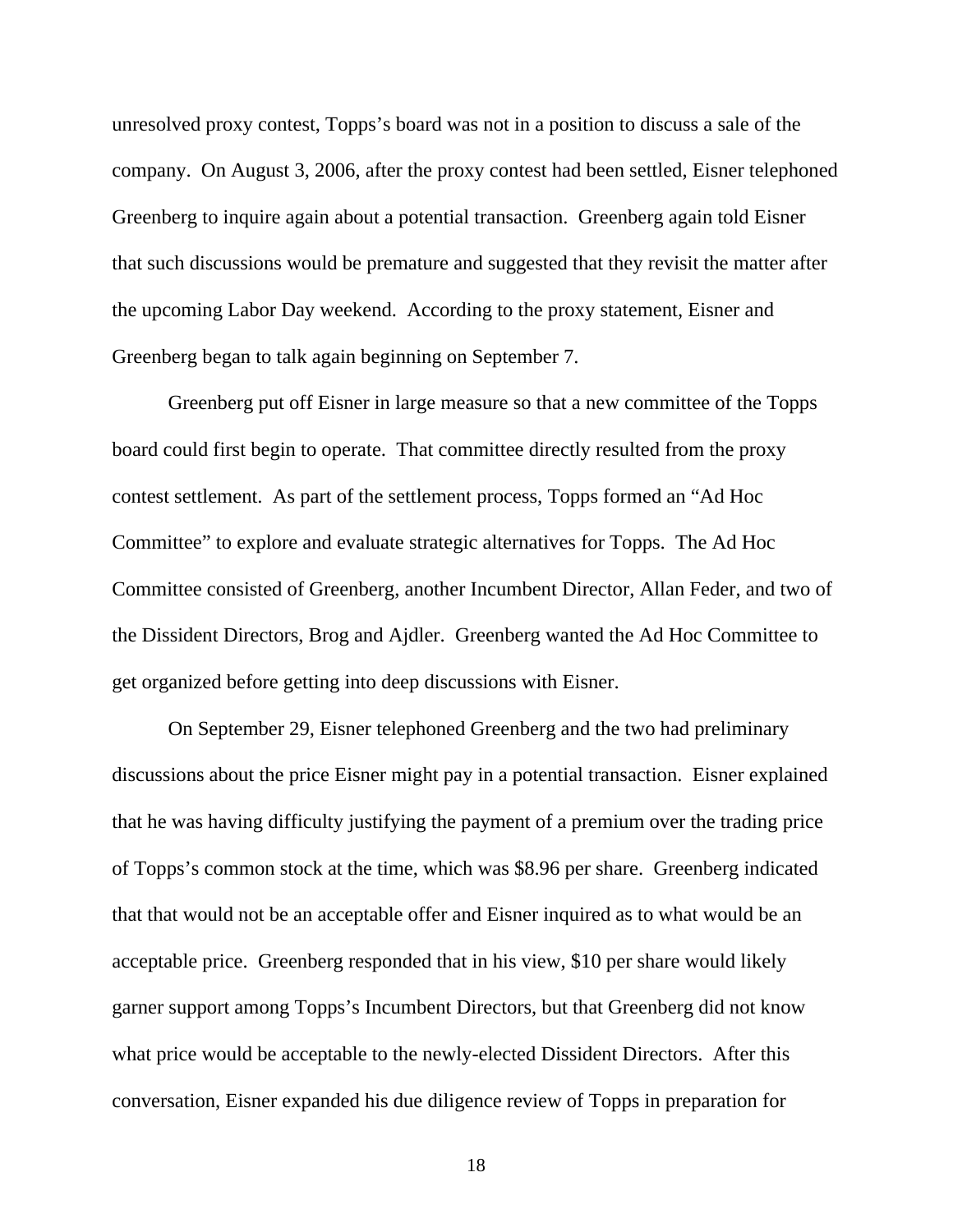unresolved proxy contest, Topps's board was not in a position to discuss a sale of the company. On August 3, 2006, after the proxy contest had been settled, Eisner telephoned Greenberg to inquire again about a potential transaction. Greenberg again told Eisner that such discussions would be premature and suggested that they revisit the matter after the upcoming Labor Day weekend. According to the proxy statement, Eisner and Greenberg began to talk again beginning on September 7.

Greenberg put off Eisner in large measure so that a new committee of the Topps board could first begin to operate. That committee directly resulted from the proxy contest settlement. As part of the settlement process, Topps formed an "Ad Hoc Committee" to explore and evaluate strategic alternatives for Topps. The Ad Hoc Committee consisted of Greenberg, another Incumbent Director, Allan Feder, and two of the Dissident Directors, Brog and Ajdler. Greenberg wanted the Ad Hoc Committee to get organized before getting into deep discussions with Eisner.

On September 29, Eisner telephoned Greenberg and the two had preliminary discussions about the price Eisner might pay in a potential transaction. Eisner explained that he was having difficulty justifying the payment of a premium over the trading price of Topps's common stock at the time, which was $8.96 per share. Greenberg indicated that that would not be an acceptable offer and Eisner inquired as to what would be an acceptable price. Greenberg responded that in his view, $10 per share would likely garner support among Topps's Incumbent Directors, but that Greenberg did not know what price would be acceptable to the newly-elected Dissident Directors. After this conversation, Eisner expanded his due diligence review of Topps in preparation for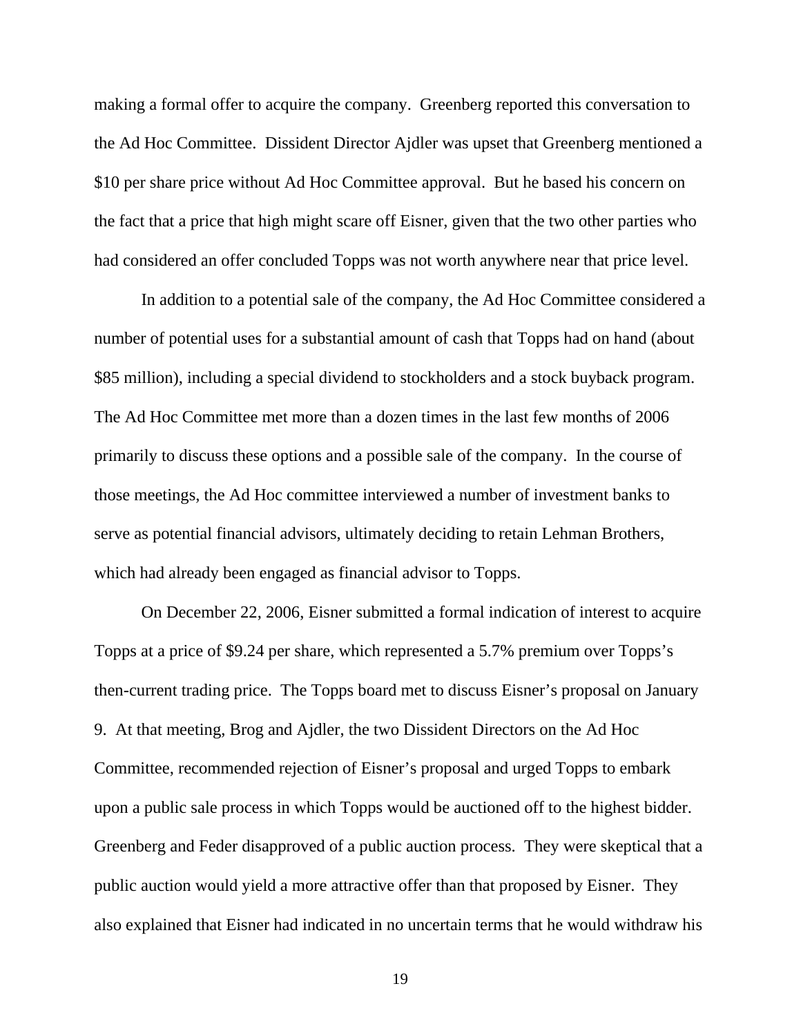making a formal offer to acquire the company. Greenberg reported this conversation to the Ad Hoc Committee. Dissident Director Ajdler was upset that Greenberg mentioned a $10 per share price without Ad Hoc Committee approval. But he based his concern on the fact that a price that high might scare off Eisner, given that the two other parties who had considered an offer concluded Topps was not worth anywhere near that price level.

In addition to a potential sale of the company, the Ad Hoc Committee considered a number of potential uses for a substantial amount of cash that Topps had on hand (about $85 million), including a special dividend to stockholders and a stock buyback program. The Ad Hoc Committee met more than a dozen times in the last few months of 2006 primarily to discuss these options and a possible sale of the company. In the course of those meetings, the Ad Hoc committee interviewed a number of investment banks to serve as potential financial advisors, ultimately deciding to retain Lehman Brothers, which had already been engaged as financial advisor to Topps.

On December 22, 2006, Eisner submitted a formal indication of interest to acquire Topps at a price of $9.24 per share, which represented a 5.7% premium over Topps's then-current trading price. The Topps board met to discuss Eisner's proposal on January 9. At that meeting, Brog and Ajdler, the two Dissident Directors on the Ad Hoc Committee, recommended rejection of Eisner's proposal and urged Topps to embark upon a public sale process in which Topps would be auctioned off to the highest bidder. Greenberg and Feder disapproved of a public auction process. They were skeptical that a public auction would yield a more attractive offer than that proposed by Eisner. They also explained that Eisner had indicated in no uncertain terms that he would withdraw his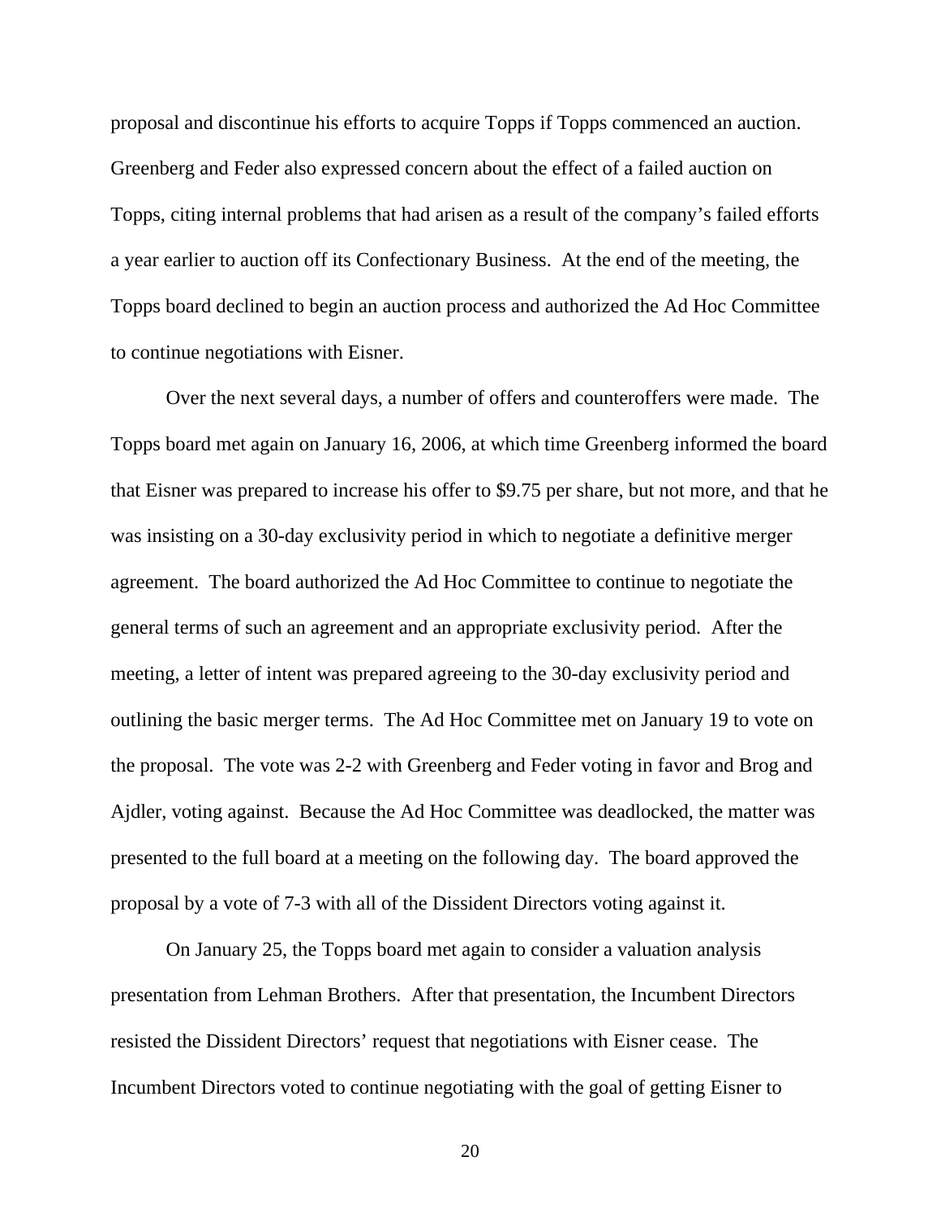proposal and discontinue his efforts to acquire Topps if Topps commenced an auction. Greenberg and Feder also expressed concern about the effect of a failed auction on Topps, citing internal problems that had arisen as a result of the company's failed efforts a year earlier to auction off its Confectionary Business. At the end of the meeting, the Topps board declined to begin an auction process and authorized the Ad Hoc Committee to continue negotiations with Eisner.

Over the next several days, a number of offers and counteroffers were made. The Topps board met again on January 16, 2006, at which time Greenberg informed the board that Eisner was prepared to increase his offer to $9.75 per share, but not more, and that he was insisting on a 30-day exclusivity period in which to negotiate a definitive merger agreement. The board authorized the Ad Hoc Committee to continue to negotiate the general terms of such an agreement and an appropriate exclusivity period. After the meeting, a letter of intent was prepared agreeing to the 30-day exclusivity period and outlining the basic merger terms. The Ad Hoc Committee met on January 19 to vote on the proposal. The vote was 2-2 with Greenberg and Feder voting in favor and Brog and Ajdler, voting against. Because the Ad Hoc Committee was deadlocked, the matter was presented to the full board at a meeting on the following day. The board approved the proposal by a vote of 7-3 with all of the Dissident Directors voting against it.

On January 25, the Topps board met again to consider a valuation analysis presentation from Lehman Brothers. After that presentation, the Incumbent Directors resisted the Dissident Directors' request that negotiations with Eisner cease. The Incumbent Directors voted to continue negotiating with the goal of getting Eisner to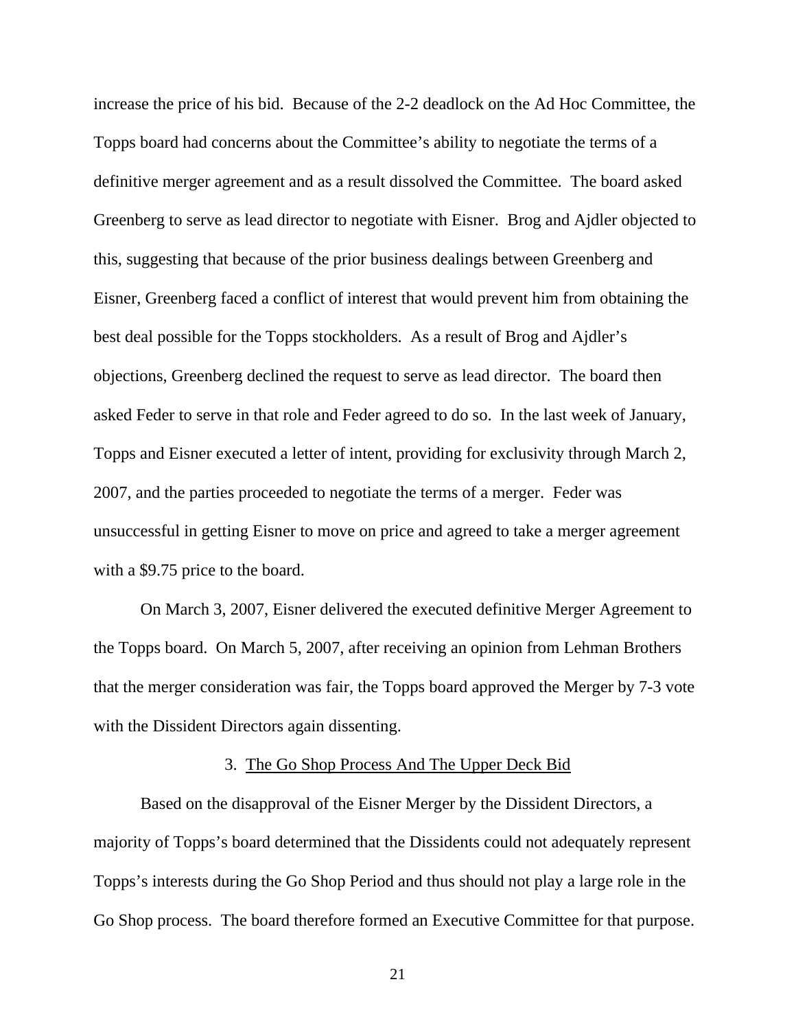increase the price of his bid. Because of the 2-2 deadlock on the Ad Hoc Committee, the Topps board had concerns about the Committee's ability to negotiate the terms of a definitive merger agreement and as a result dissolved the Committee. The board asked Greenberg to serve as lead director to negotiate with Eisner. Brog and Ajdler objected to this, suggesting that because of the prior business dealings between Greenberg and Eisner, Greenberg faced a conflict of interest that would prevent him from obtaining the best deal possible for the Topps stockholders. As a result of Brog and Ajdler's objections, Greenberg declined the request to serve as lead director. The board then asked Feder to serve in that role and Feder agreed to do so. In the last week of January, Topps and Eisner executed a letter of intent, providing for exclusivity through March 2, 2007, and the parties proceeded to negotiate the terms of a merger. Feder was unsuccessful in getting Eisner to move on price and agreed to take a merger agreement with a $9.75 price to the board.

On March 3, 2007, Eisner delivered the executed definitive Merger Agreement to the Topps board. On March 5, 2007, after receiving an opinion from Lehman Brothers that the merger consideration was fair, the Topps board approved the Merger by 7-3 vote with the Dissident Directors again dissenting.

### 3. The Go Shop Process And The Upper Deck Bid

Based on the disapproval of the Eisner Merger by the Dissident Directors, a majority of Topps's board determined that the Dissidents could not adequately represent Topps's interests during the Go Shop Period and thus should not play a large role in the Go Shop process. The board therefore formed an Executive Committee for that purpose.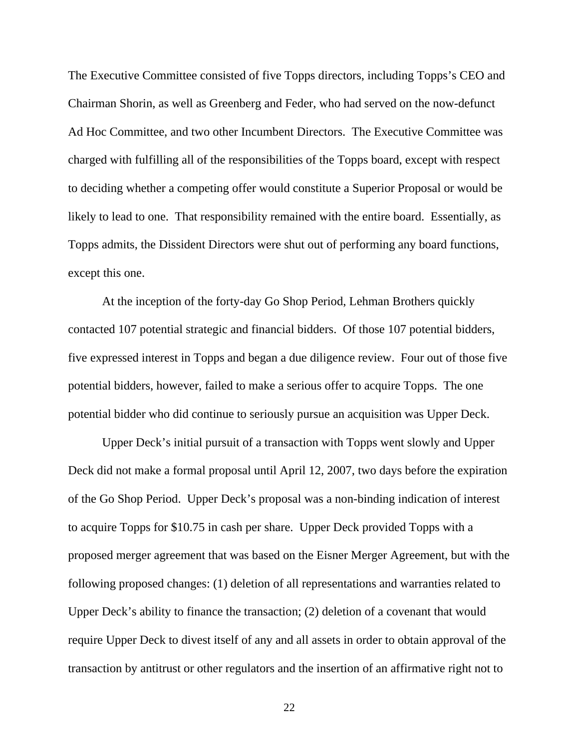The Executive Committee consisted of five Topps directors, including Topps's CEO and Chairman Shorin, as well as Greenberg and Feder, who had served on the now-defunct Ad Hoc Committee, and two other Incumbent Directors. The Executive Committee was charged with fulfilling all of the responsibilities of the Topps board, except with respect to deciding whether a competing offer would constitute a Superior Proposal or would be likely to lead to one. That responsibility remained with the entire board. Essentially, as Topps admits, the Dissident Directors were shut out of performing any board functions, except this one.

At the inception of the forty-day Go Shop Period, Lehman Brothers quickly contacted 107 potential strategic and financial bidders. Of those 107 potential bidders, five expressed interest in Topps and began a due diligence review. Four out of those five potential bidders, however, failed to make a serious offer to acquire Topps. The one potential bidder who did continue to seriously pursue an acquisition was Upper Deck.

Upper Deck's initial pursuit of a transaction with Topps went slowly and Upper Deck did not make a formal proposal until April 12, 2007, two days before the expiration of the Go Shop Period. Upper Deck's proposal was a non-binding indication of interest to acquire Topps for $10.75 in cash per share. Upper Deck provided Topps with a proposed merger agreement that was based on the Eisner Merger Agreement, but with the following proposed changes: (1) deletion of all representations and warranties related to Upper Deck's ability to finance the transaction; (2) deletion of a covenant that would require Upper Deck to divest itself of any and all assets in order to obtain approval of the transaction by antitrust or other regulators and the insertion of an affirmative right not to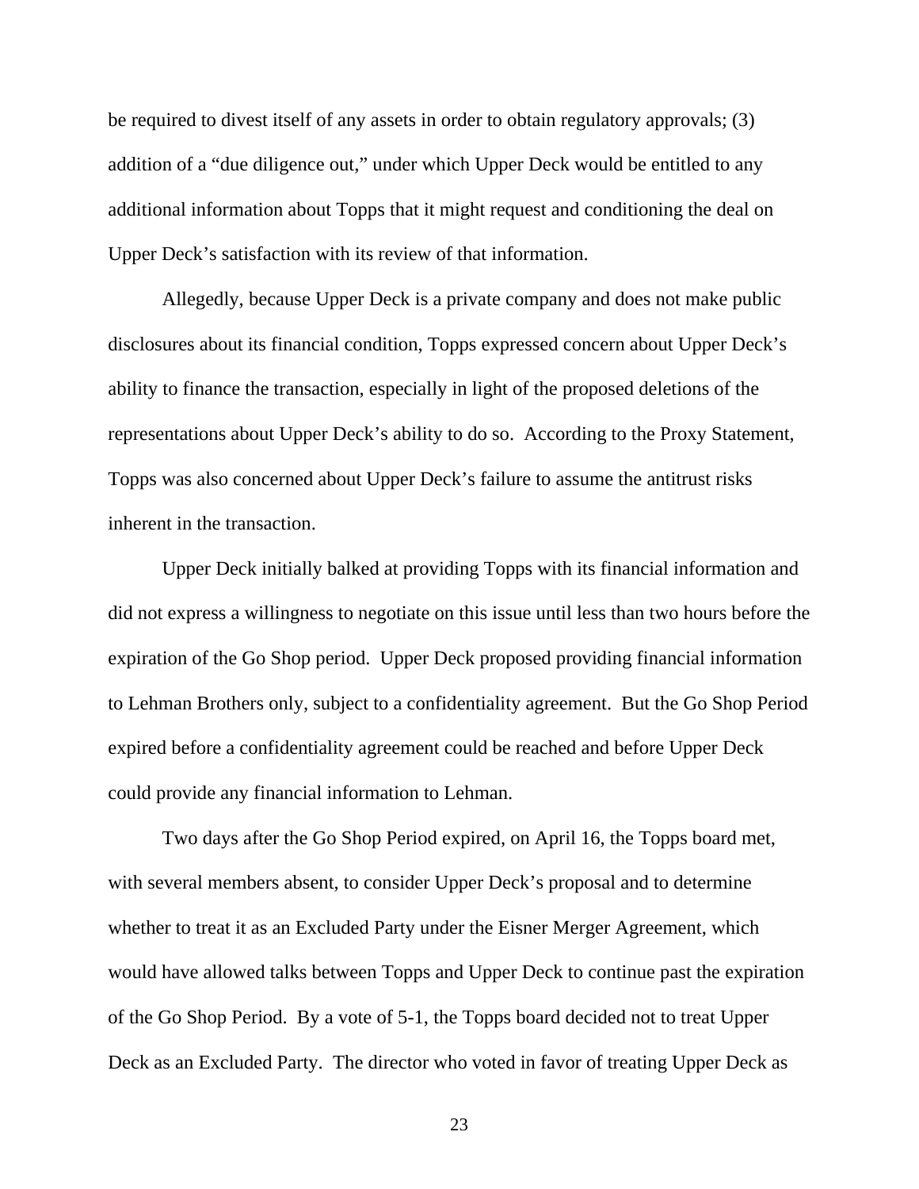be required to divest itself of any assets in order to obtain regulatory approvals; (3) addition of a "due diligence out," under which Upper Deck would be entitled to any additional information about Topps that it might request and conditioning the deal on Upper Deck's satisfaction with its review of that information.

Allegedly, because Upper Deck is a private company and does not make public disclosures about its financial condition, Topps expressed concern about Upper Deck's ability to finance the transaction, especially in light of the proposed deletions of the representations about Upper Deck's ability to do so. According to the Proxy Statement, Topps was also concerned about Upper Deck's failure to assume the antitrust risks inherent in the transaction.

Upper Deck initially balked at providing Topps with its financial information and did not express a willingness to negotiate on this issue until less than two hours before the expiration of the Go Shop period. Upper Deck proposed providing financial information to Lehman Brothers only, subject to a confidentiality agreement. But the Go Shop Period expired before a confidentiality agreement could be reached and before Upper Deck could provide any financial information to Lehman.

Two days after the Go Shop Period expired, on April 16, the Topps board met, with several members absent, to consider Upper Deck's proposal and to determine whether to treat it as an Excluded Party under the Eisner Merger Agreement, which would have allowed talks between Topps and Upper Deck to continue past the expiration of the Go Shop Period. By a vote of 5-1, the Topps board decided not to treat Upper Deck as an Excluded Party. The director who voted in favor of treating Upper Deck as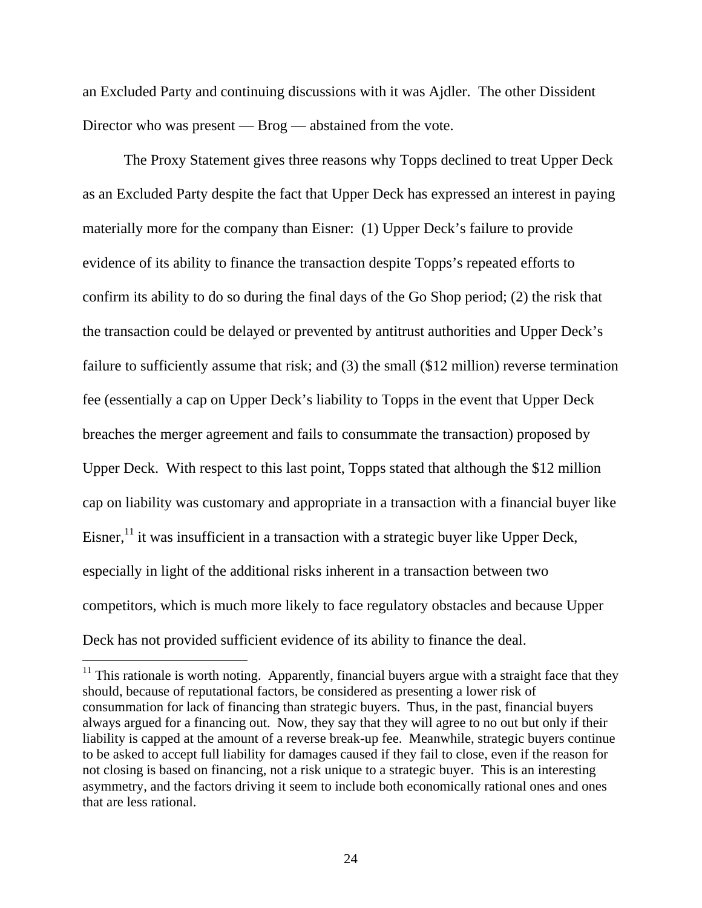an Excluded Party and continuing discussions with it was Ajdler. The other Dissident Director who was present — Brog — abstained from the vote.

The Proxy Statement gives three reasons why Topps declined to treat Upper Deck as an Excluded Party despite the fact that Upper Deck has expressed an interest in paying materially more for the company than Eisner: (1) Upper Deck's failure to provide evidence of its ability to finance the transaction despite Topps's repeated efforts to confirm its ability to do so during the final days of the Go Shop period; (2) the risk that the transaction could be delayed or prevented by antitrust authorities and Upper Deck's failure to sufficiently assume that risk; and (3) the small ($12 million) reverse termination fee (essentially a cap on Upper Deck's liability to Topps in the event that Upper Deck breaches the merger agreement and fails to consummate the transaction) proposed by Upper Deck. With respect to this last point, Topps stated that although the $12 million cap on liability was customary and appropriate in a transaction with a financial buyer like Eisner,[11] it was insufficient in a transaction with a strategic buyer like Upper Deck, especially in light of the additional risks inherent in a transaction between two competitors, which is much more likely to face regulatory obstacles and because Upper Deck has not provided sufficient evidence of its ability to finance the deal.

[11] This rationale is worth noting. Apparently, financial buyers argue with a straight face that they should, because of reputational factors, be considered as presenting a lower risk of consummation for lack of financing than strategic buyers. Thus, in the past, financial buyers always argued for a financing out. Now, they say that they will agree to no out but only if their liability is capped at the amount of a reverse break-up fee. Meanwhile, strategic buyers continue to be asked to accept full liability for damages caused if they fail to close, even if the reason for not closing is based on financing, not a risk unique to a strategic buyer. This is an interesting asymmetry, and the factors driving it seem to include both economically rational ones and ones that are less rational.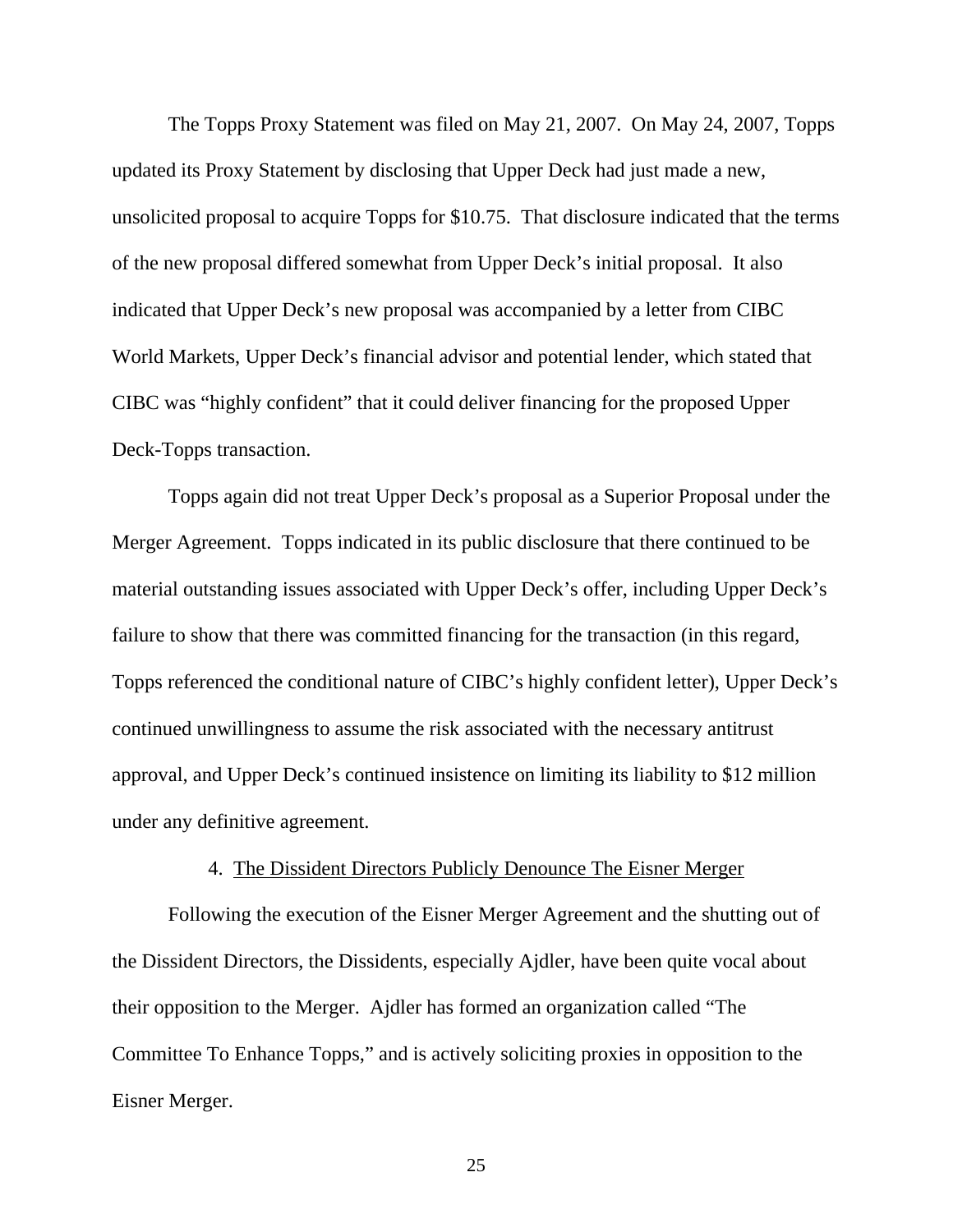The Topps Proxy Statement was filed on May 21, 2007. On May 24, 2007, Topps updated its Proxy Statement by disclosing that Upper Deck had just made a new, unsolicited proposal to acquire Topps for $10.75. That disclosure indicated that the terms of the new proposal differed somewhat from Upper Deck's initial proposal. It also indicated that Upper Deck's new proposal was accompanied by a letter from CIBC World Markets, Upper Deck's financial advisor and potential lender, which stated that CIBC was "highly confident" that it could deliver financing for the proposed Upper Deck-Topps transaction.

Topps again did not treat Upper Deck's proposal as a Superior Proposal under the Merger Agreement. Topps indicated in its public disclosure that there continued to be material outstanding issues associated with Upper Deck's offer, including Upper Deck's failure to show that there was committed financing for the transaction (in this regard, Topps referenced the conditional nature of CIBC's highly confident letter), Upper Deck's continued unwillingness to assume the risk associated with the necessary antitrust approval, and Upper Deck's continued insistence on limiting its liability to $12 million under any definitive agreement.

4. <u>The Dissident Directors Publicly Denounce The Eisner Merger</u>

Following the execution of the Eisner Merger Agreement and the shutting out of the Dissident Directors, the Dissidents, especially Ajdler, have been quite vocal about their opposition to the Merger. Ajdler has formed an organization called "The Committee To Enhance Topps," and is actively soliciting proxies in opposition to the Eisner Merger.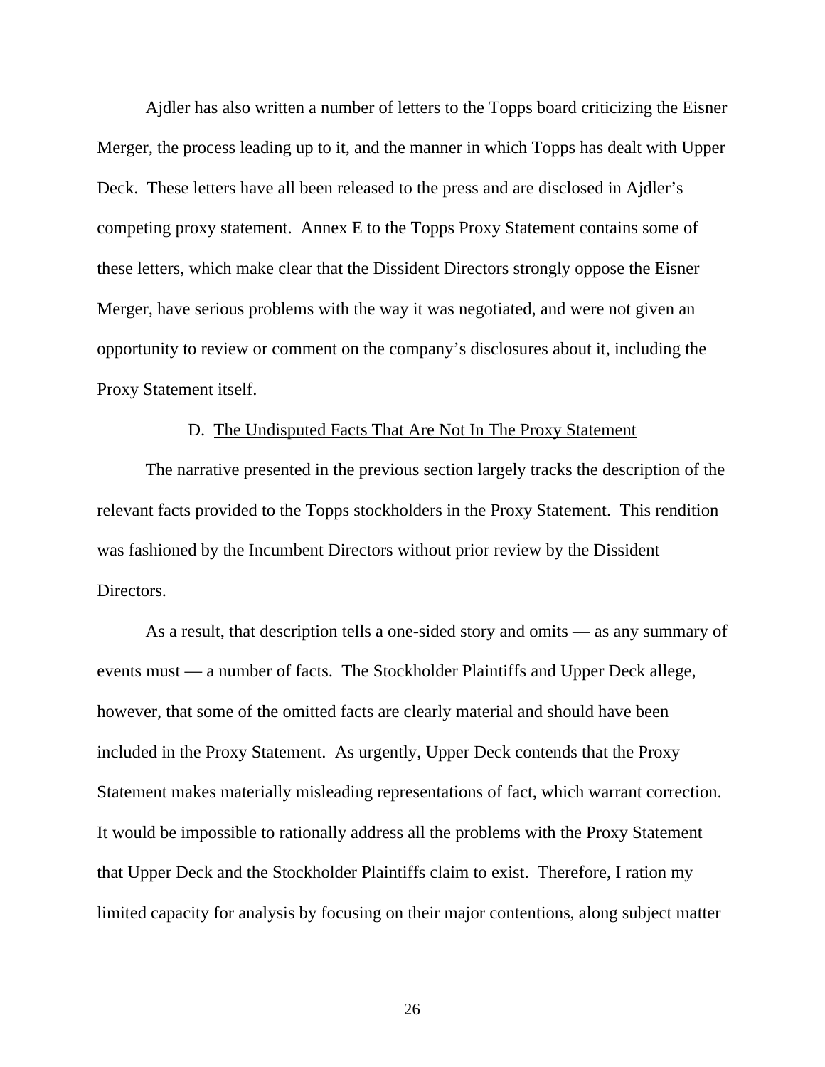Ajdler has also written a number of letters to the Topps board criticizing the Eisner Merger, the process leading up to it, and the manner in which Topps has dealt with Upper Deck. These letters have all been released to the press and are disclosed in Ajdler's competing proxy statement. Annex E to the Topps Proxy Statement contains some of these letters, which make clear that the Dissident Directors strongly oppose the Eisner Merger, have serious problems with the way it was negotiated, and were not given an opportunity to review or comment on the company's disclosures about it, including the Proxy Statement itself.

### D. <u>The Undisputed Facts That Are Not In The Proxy Statement</u>

The narrative presented in the previous section largely tracks the description of the relevant facts provided to the Topps stockholders in the Proxy Statement. This rendition was fashioned by the Incumbent Directors without prior review by the Dissident Directors.

As a result, that description tells a one-sided story and omits — as any summary of events must — a number of facts. The Stockholder Plaintiffs and Upper Deck allege, however, that some of the omitted facts are clearly material and should have been included in the Proxy Statement. As urgently, Upper Deck contends that the Proxy Statement makes materially misleading representations of fact, which warrant correction. It would be impossible to rationally address all the problems with the Proxy Statement that Upper Deck and the Stockholder Plaintiffs claim to exist. Therefore, I ration my limited capacity for analysis by focusing on their major contentions, along subject matter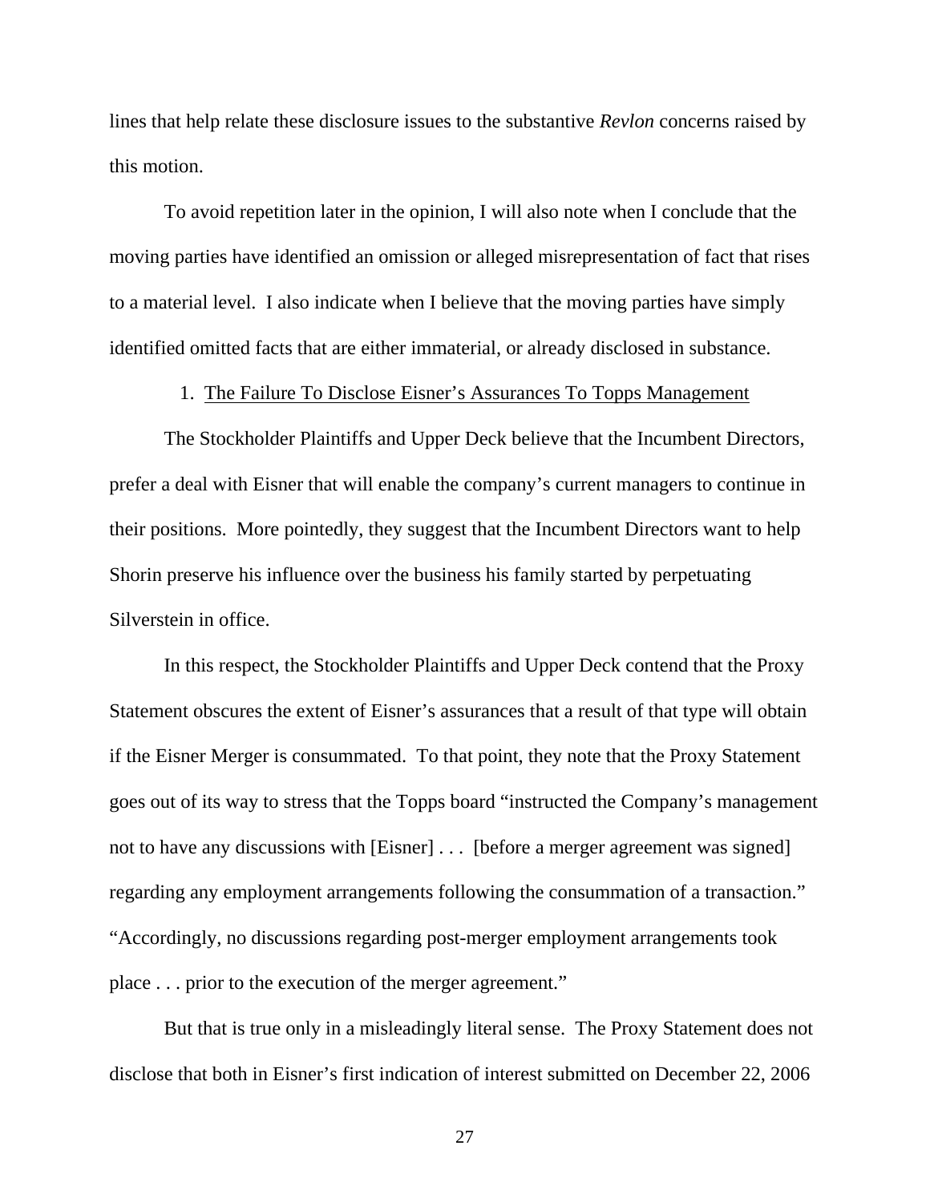lines that help relate these disclosure issues to the substantive *Revlon* concerns raised by this motion.

To avoid repetition later in the opinion, I will also note when I conclude that the moving parties have identified an omission or alleged misrepresentation of fact that rises to a material level. I also indicate when I believe that the moving parties have simply identified omitted facts that are either immaterial, or already disclosed in substance.

1. <u>The Failure To Disclose Eisner's Assurances To Topps Management</u>

The Stockholder Plaintiffs and Upper Deck believe that the Incumbent Directors, prefer a deal with Eisner that will enable the company's current managers to continue in their positions. More pointedly, they suggest that the Incumbent Directors want to help Shorin preserve his influence over the business his family started by perpetuating Silverstein in office.

In this respect, the Stockholder Plaintiffs and Upper Deck contend that the Proxy Statement obscures the extent of Eisner's assurances that a result of that type will obtain if the Eisner Merger is consummated. To that point, they note that the Proxy Statement goes out of its way to stress that the Topps board "instructed the Company's management not to have any discussions with [Eisner] . . . [before a merger agreement was signed] regarding any employment arrangements following the consummation of a transaction." "Accordingly, no discussions regarding post-merger employment arrangements took place . . . prior to the execution of the merger agreement."

But that is true only in a misleadingly literal sense. The Proxy Statement does not disclose that both in Eisner's first indication of interest submitted on December 22, 2006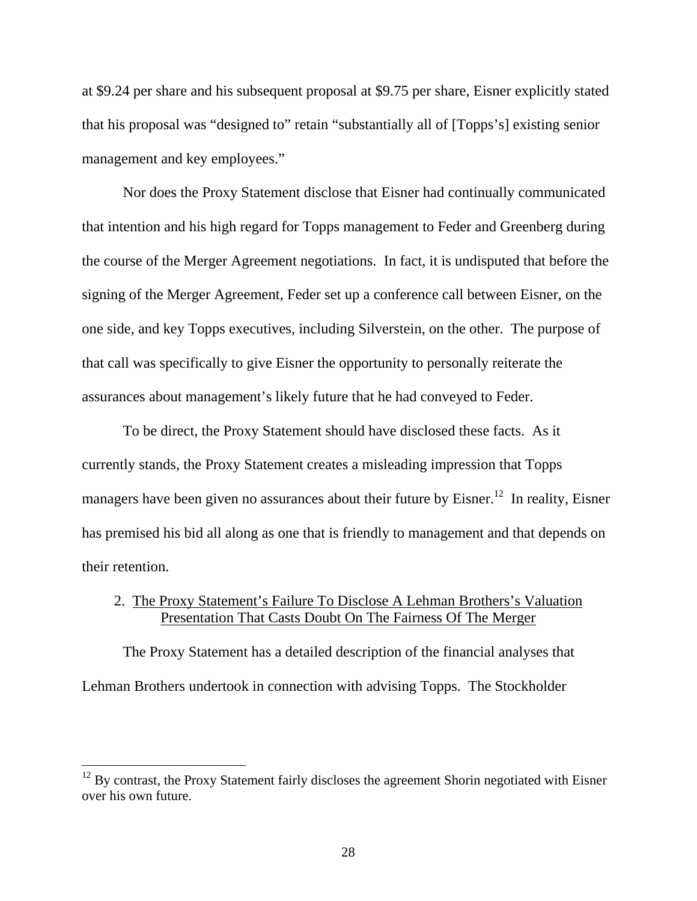at $9.24 per share and his subsequent proposal at $9.75 per share, Eisner explicitly stated that his proposal was "designed to" retain "substantially all of [Topps's] existing senior management and key employees."

Nor does the Proxy Statement disclose that Eisner had continually communicated that intention and his high regard for Topps management to Feder and Greenberg during the course of the Merger Agreement negotiations. In fact, it is undisputed that before the signing of the Merger Agreement, Feder set up a conference call between Eisner, on the one side, and key Topps executives, including Silverstein, on the other. The purpose of that call was specifically to give Eisner the opportunity to personally reiterate the assurances about management's likely future that he had conveyed to Feder.

To be direct, the Proxy Statement should have disclosed these facts. As it currently stands, the Proxy Statement creates a misleading impression that Topps managers have been given no assurances about their future by Eisner.[12] In reality, Eisner has premised his bid all along as one that is friendly to management and that depends on their retention.

2. <u>The Proxy Statement's Failure To Disclose A Lehman Brothers's Valuation Presentation That Casts Doubt On The Fairness Of The Merger</u>

The Proxy Statement has a detailed description of the financial analyses that Lehman Brothers undertook in connection with advising Topps. The Stockholder

[12] By contrast, the Proxy Statement fairly discloses the agreement Shorin negotiated with Eisner over his own future.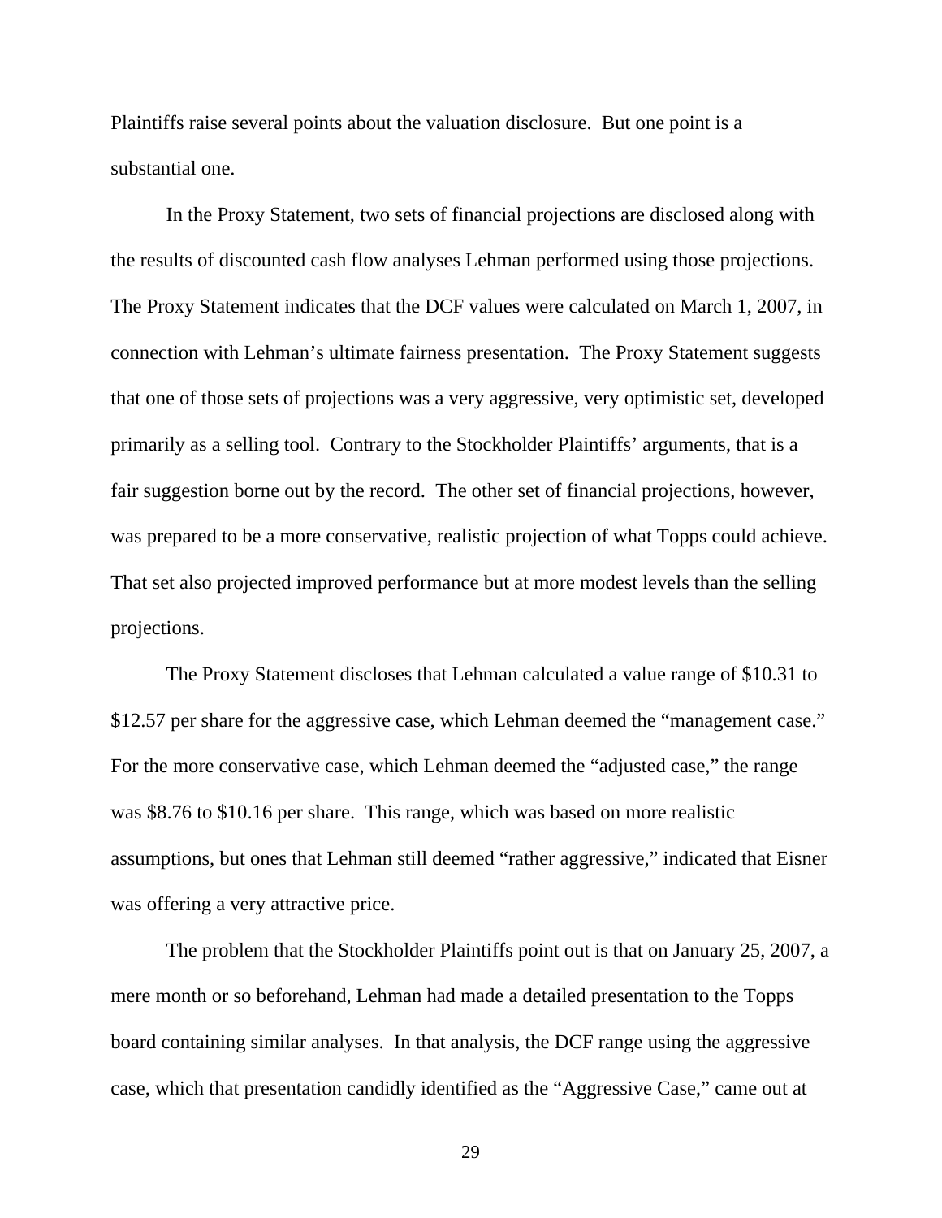Plaintiffs raise several points about the valuation disclosure. But one point is a substantial one.

In the Proxy Statement, two sets of financial projections are disclosed along with the results of discounted cash flow analyses Lehman performed using those projections. The Proxy Statement indicates that the DCF values were calculated on March 1, 2007, in connection with Lehman's ultimate fairness presentation. The Proxy Statement suggests that one of those sets of projections was a very aggressive, very optimistic set, developed primarily as a selling tool. Contrary to the Stockholder Plaintiffs' arguments, that is a fair suggestion borne out by the record. The other set of financial projections, however, was prepared to be a more conservative, realistic projection of what Topps could achieve. That set also projected improved performance but at more modest levels than the selling projections.

The Proxy Statement discloses that Lehman calculated a value range of $10.31 to $12.57 per share for the aggressive case, which Lehman deemed the "management case." For the more conservative case, which Lehman deemed the "adjusted case," the range was $8.76 to $10.16 per share. This range, which was based on more realistic assumptions, but ones that Lehman still deemed "rather aggressive," indicated that Eisner was offering a very attractive price.

The problem that the Stockholder Plaintiffs point out is that on January 25, 2007, a mere month or so beforehand, Lehman had made a detailed presentation to the Topps board containing similar analyses. In that analysis, the DCF range using the aggressive case, which that presentation candidly identified as the "Aggressive Case," came out at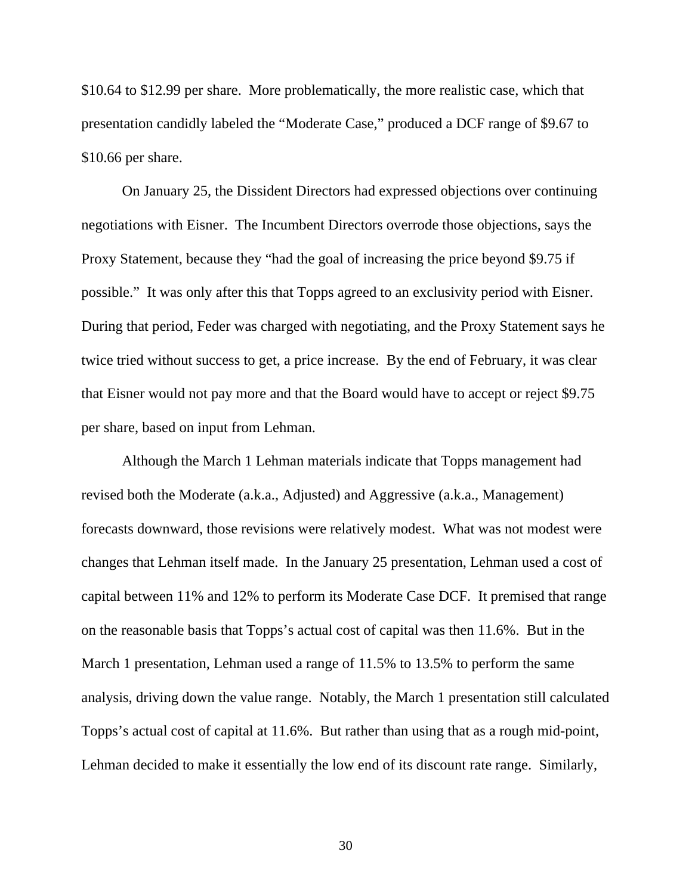$10.64 to $12.99 per share. More problematically, the more realistic case, which that presentation candidly labeled the "Moderate Case," produced a DCF range of $9.67 to $10.66 per share.

On January 25, the Dissident Directors had expressed objections over continuing negotiations with Eisner. The Incumbent Directors overrode those objections, says the Proxy Statement, because they "had the goal of increasing the price beyond $9.75 if possible." It was only after this that Topps agreed to an exclusivity period with Eisner. During that period, Feder was charged with negotiating, and the Proxy Statement says he twice tried without success to get, a price increase. By the end of February, it was clear that Eisner would not pay more and that the Board would have to accept or reject $9.75 per share, based on input from Lehman.

Although the March 1 Lehman materials indicate that Topps management had revised both the Moderate (a.k.a., Adjusted) and Aggressive (a.k.a., Management) forecasts downward, those revisions were relatively modest. What was not modest were changes that Lehman itself made. In the January 25 presentation, Lehman used a cost of capital between 11% and 12% to perform its Moderate Case DCF. It premised that range on the reasonable basis that Topps's actual cost of capital was then 11.6%. But in the March 1 presentation, Lehman used a range of 11.5% to 13.5% to perform the same analysis, driving down the value range. Notably, the March 1 presentation still calculated Topps's actual cost of capital at 11.6%. But rather than using that as a rough mid-point, Lehman decided to make it essentially the low end of its discount rate range. Similarly,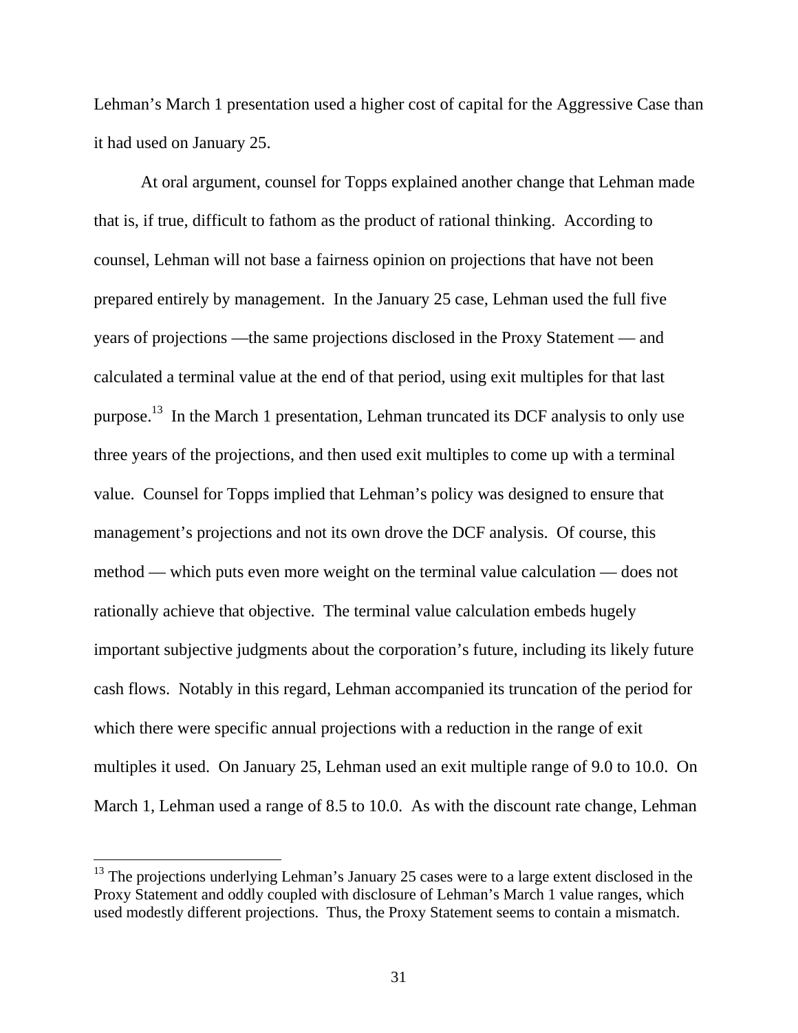Lehman's March 1 presentation used a higher cost of capital for the Aggressive Case than it had used on January 25.

At oral argument, counsel for Topps explained another change that Lehman made that is, if true, difficult to fathom as the product of rational thinking. According to counsel, Lehman will not base a fairness opinion on projections that have not been prepared entirely by management. In the January 25 case, Lehman used the full five years of projections —the same projections disclosed in the Proxy Statement — and calculated a terminal value at the end of that period, using exit multiples for that last purpose.[13] In the March 1 presentation, Lehman truncated its DCF analysis to only use three years of the projections, and then used exit multiples to come up with a terminal value. Counsel for Topps implied that Lehman's policy was designed to ensure that management's projections and not its own drove the DCF analysis. Of course, this method — which puts even more weight on the terminal value calculation — does not rationally achieve that objective. The terminal value calculation embeds hugely important subjective judgments about the corporation's future, including its likely future cash flows. Notably in this regard, Lehman accompanied its truncation of the period for which there were specific annual projections with a reduction in the range of exit multiples it used. On January 25, Lehman used an exit multiple range of 9.0 to 10.0. On March 1, Lehman used a range of 8.5 to 10.0. As with the discount rate change, Lehman

[13] The projections underlying Lehman's January 25 cases were to a large extent disclosed in the Proxy Statement and oddly coupled with disclosure of Lehman's March 1 value ranges, which used modestly different projections. Thus, the Proxy Statement seems to contain a mismatch.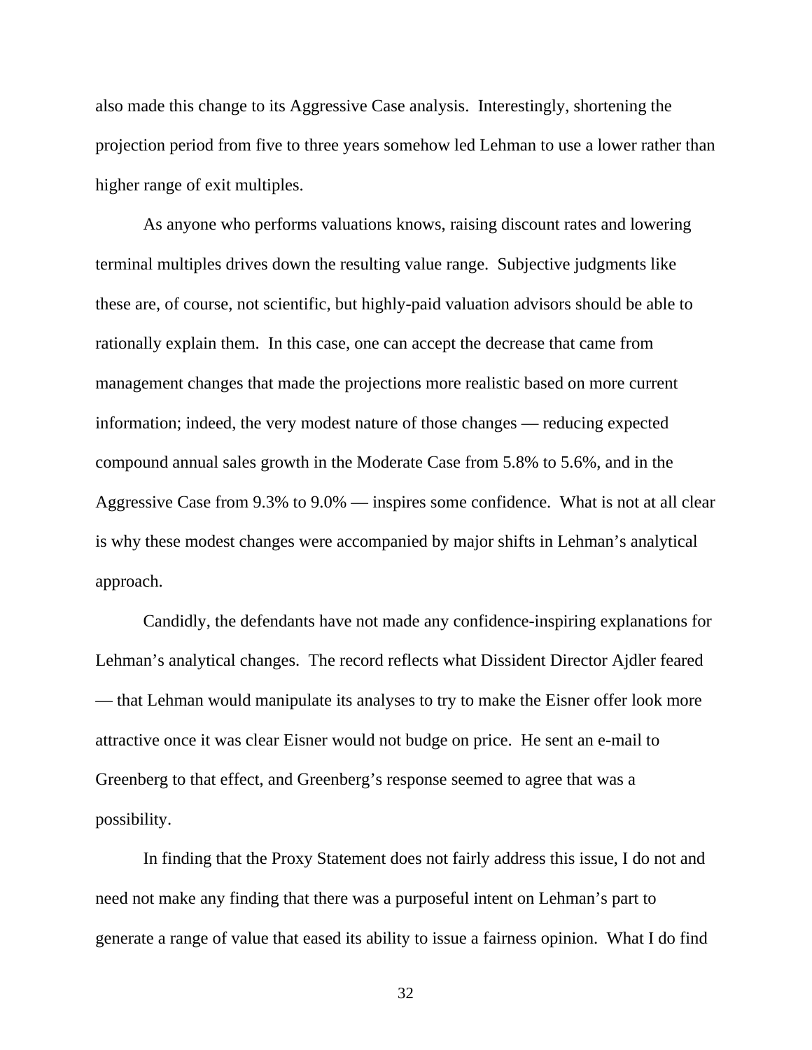also made this change to its Aggressive Case analysis. Interestingly, shortening the projection period from five to three years somehow led Lehman to use a lower rather than higher range of exit multiples.

As anyone who performs valuations knows, raising discount rates and lowering terminal multiples drives down the resulting value range. Subjective judgments like these are, of course, not scientific, but highly-paid valuation advisors should be able to rationally explain them. In this case, one can accept the decrease that came from management changes that made the projections more realistic based on more current information; indeed, the very modest nature of those changes — reducing expected compound annual sales growth in the Moderate Case from 5.8% to 5.6%, and in the Aggressive Case from 9.3% to 9.0% — inspires some confidence. What is not at all clear is why these modest changes were accompanied by major shifts in Lehman's analytical approach.

Candidly, the defendants have not made any confidence-inspiring explanations for Lehman's analytical changes. The record reflects what Dissident Director Ajdler feared — that Lehman would manipulate its analyses to try to make the Eisner offer look more attractive once it was clear Eisner would not budge on price. He sent an e-mail to Greenberg to that effect, and Greenberg's response seemed to agree that was a possibility.

In finding that the Proxy Statement does not fairly address this issue, I do not and need not make any finding that there was a purposeful intent on Lehman's part to generate a range of value that eased its ability to issue a fairness opinion. What I do find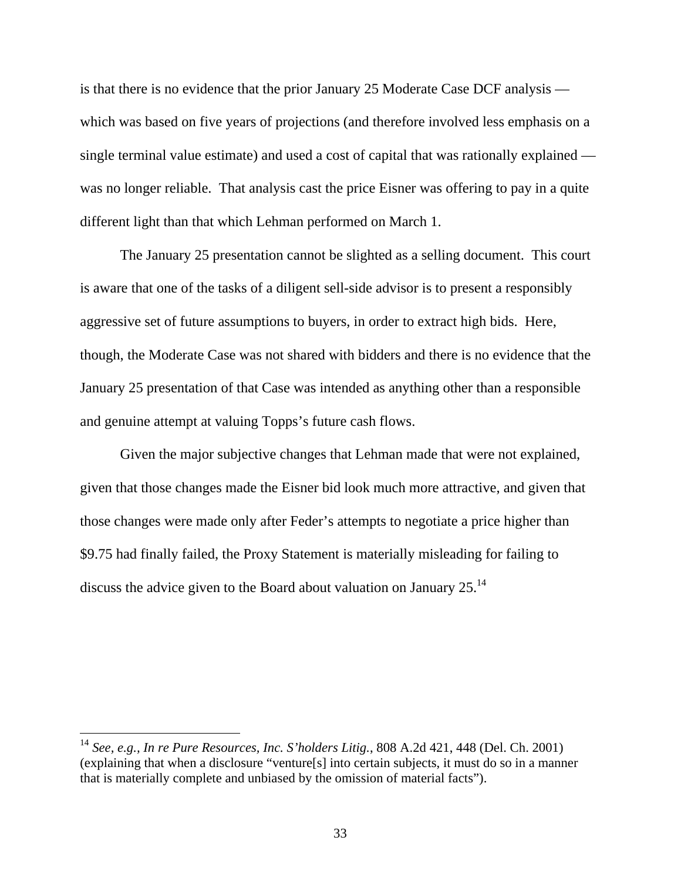is that there is no evidence that the prior January 25 Moderate Case DCF analysis — which was based on five years of projections (and therefore involved less emphasis on a single terminal value estimate) and used a cost of capital that was rationally explained — was no longer reliable. That analysis cast the price Eisner was offering to pay in a quite different light than that which Lehman performed on March 1.

The January 25 presentation cannot be slighted as a selling document. This court is aware that one of the tasks of a diligent sell-side advisor is to present a responsibly aggressive set of future assumptions to buyers, in order to extract high bids. Here, though, the Moderate Case was not shared with bidders and there is no evidence that the January 25 presentation of that Case was intended as anything other than a responsible and genuine attempt at valuing Topps's future cash flows.

Given the major subjective changes that Lehman made that were not explained, given that those changes made the Eisner bid look much more attractive, and given that those changes were made only after Feder's attempts to negotiate a price higher than $9.75 had finally failed, the Proxy Statement is materially misleading for failing to discuss the advice given to the Board about valuation on January 25.[14]

---

[14] *See, e.g.*, *In re Pure Resources, Inc. S'holders Litig.*, 808 A.2d 421, 448 (Del. Ch. 2001) (explaining that when a disclosure "venture[s] into certain subjects, it must do so in a manner that is materially complete and unbiased by the omission of material facts").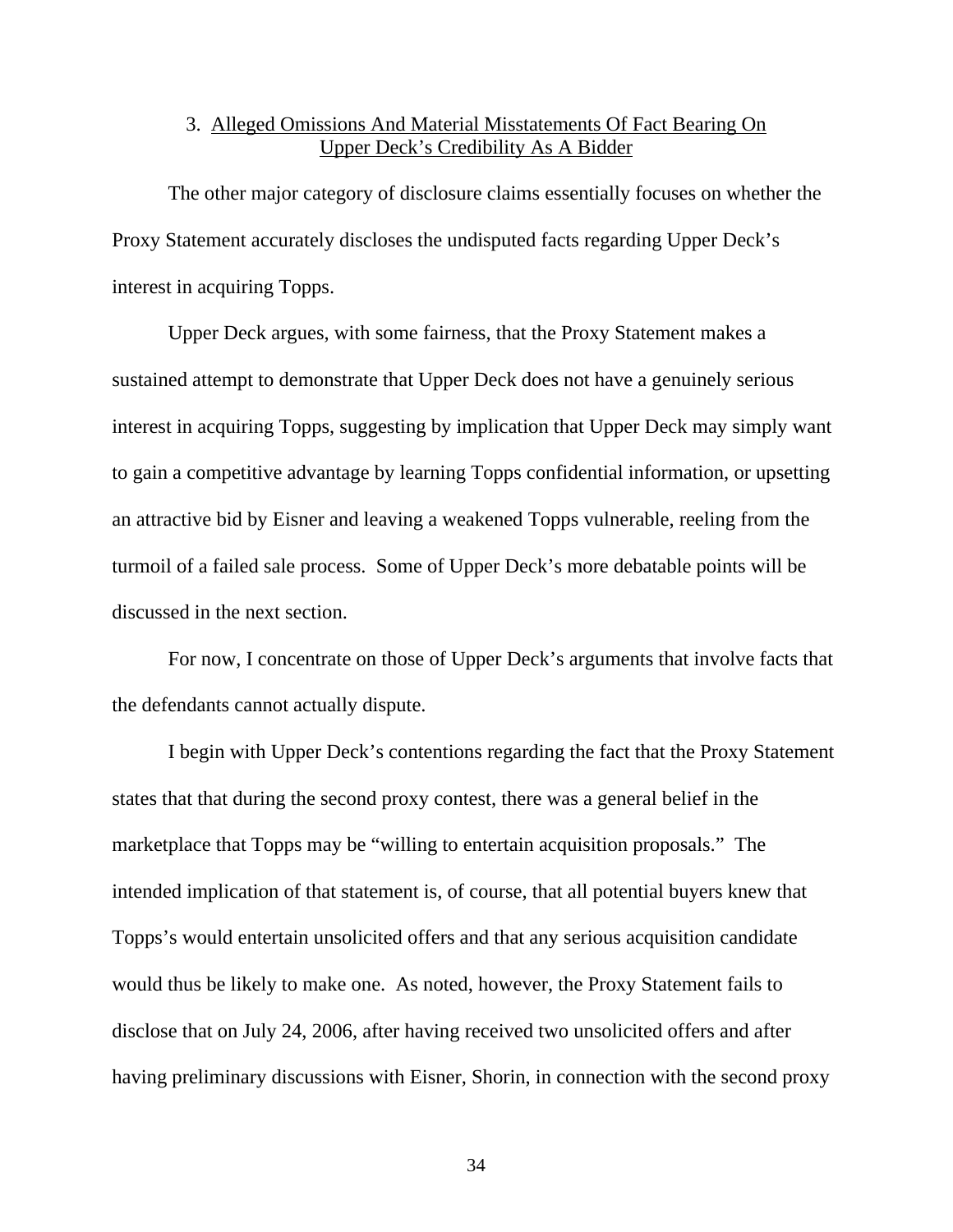### 3. Alleged Omissions And Material Misstatements Of Fact Bearing On Upper Deck's Credibility As A Bidder

The other major category of disclosure claims essentially focuses on whether the Proxy Statement accurately discloses the undisputed facts regarding Upper Deck's interest in acquiring Topps.

Upper Deck argues, with some fairness, that the Proxy Statement makes a sustained attempt to demonstrate that Upper Deck does not have a genuinely serious interest in acquiring Topps, suggesting by implication that Upper Deck may simply want to gain a competitive advantage by learning Topps confidential information, or upsetting an attractive bid by Eisner and leaving a weakened Topps vulnerable, reeling from the turmoil of a failed sale process. Some of Upper Deck's more debatable points will be discussed in the next section.

For now, I concentrate on those of Upper Deck's arguments that involve facts that the defendants cannot actually dispute.

I begin with Upper Deck's contentions regarding the fact that the Proxy Statement states that that during the second proxy contest, there was a general belief in the marketplace that Topps may be "willing to entertain acquisition proposals." The intended implication of that statement is, of course, that all potential buyers knew that Topps's would entertain unsolicited offers and that any serious acquisition candidate would thus be likely to make one. As noted, however, the Proxy Statement fails to disclose that on July 24, 2006, after having received two unsolicited offers and after having preliminary discussions with Eisner, Shorin, in connection with the second proxy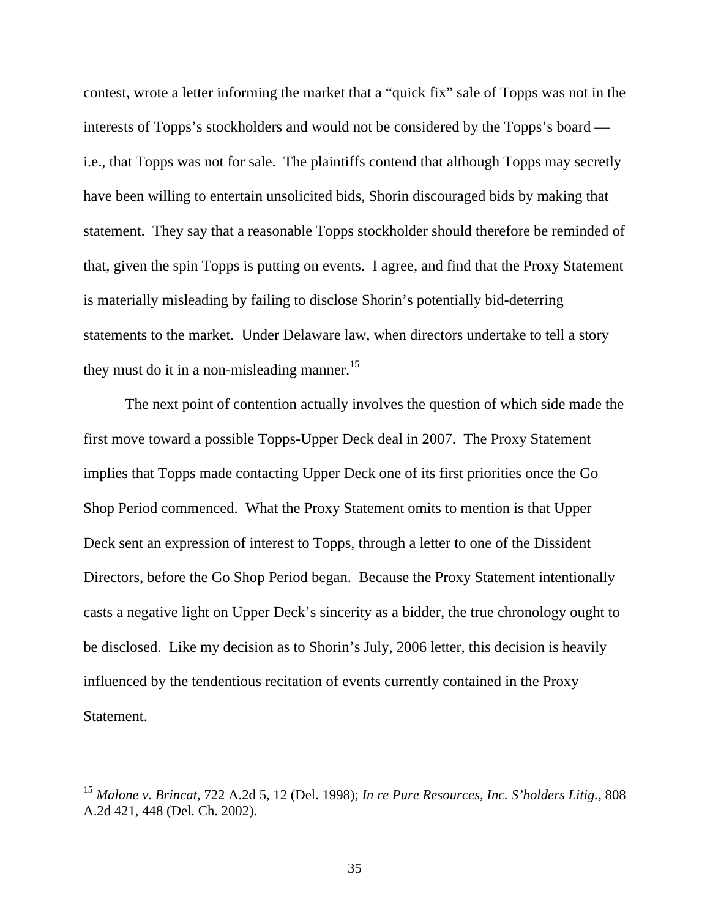contest, wrote a letter informing the market that a "quick fix" sale of Topps was not in the interests of Topps's stockholders and would not be considered by the Topps's board — i.e., that Topps was not for sale. The plaintiffs contend that although Topps may secretly have been willing to entertain unsolicited bids, Shorin discouraged bids by making that statement. They say that a reasonable Topps stockholder should therefore be reminded of that, given the spin Topps is putting on events. I agree, and find that the Proxy Statement is materially misleading by failing to disclose Shorin's potentially bid-deterring statements to the market. Under Delaware law, when directors undertake to tell a story they must do it in a non-misleading manner.[15]

The next point of contention actually involves the question of which side made the first move toward a possible Topps-Upper Deck deal in 2007. The Proxy Statement implies that Topps made contacting Upper Deck one of its first priorities once the Go Shop Period commenced. What the Proxy Statement omits to mention is that Upper Deck sent an expression of interest to Topps, through a letter to one of the Dissident Directors, before the Go Shop Period began. Because the Proxy Statement intentionally casts a negative light on Upper Deck's sincerity as a bidder, the true chronology ought to be disclosed. Like my decision as to Shorin's July, 2006 letter, this decision is heavily influenced by the tendentious recitation of events currently contained in the Proxy Statement.

---

[15] *Malone v. Brincat*, 722 A.2d 5, 12 (Del. 1998); *In re Pure Resources, Inc. S'holders Litig.*, 808 A.2d 421, 448 (Del. Ch. 2002).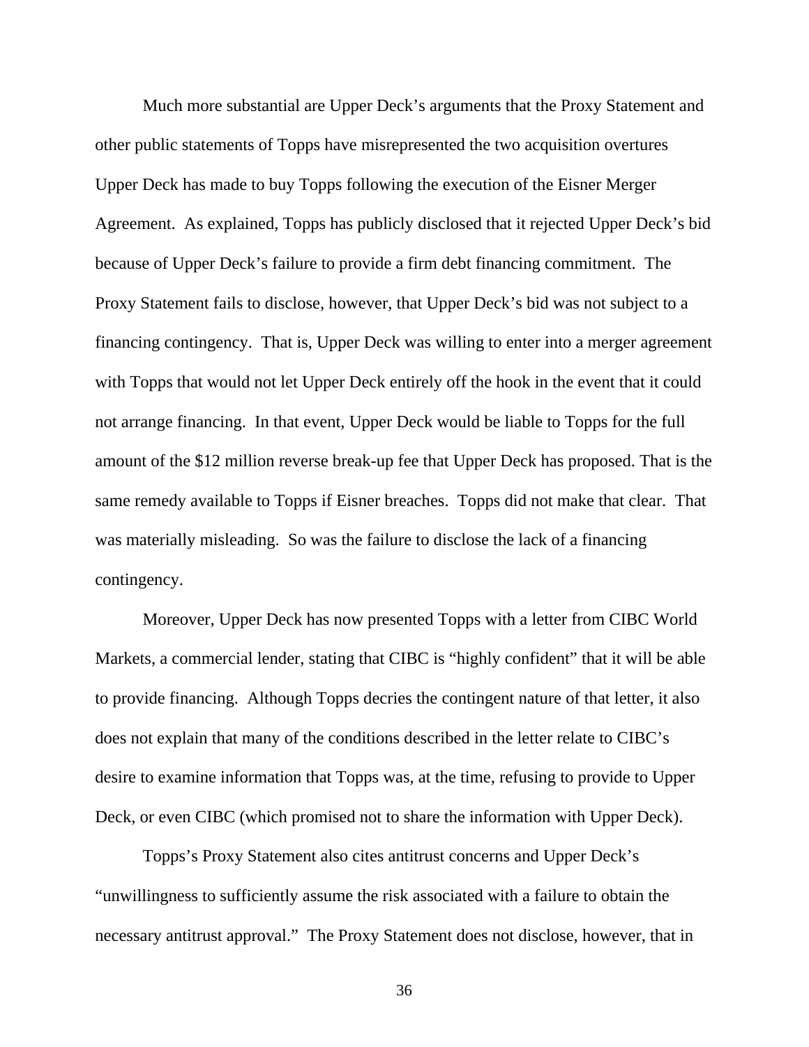Much more substantial are Upper Deck's arguments that the Proxy Statement and other public statements of Topps have misrepresented the two acquisition overtures Upper Deck has made to buy Topps following the execution of the Eisner Merger Agreement. As explained, Topps has publicly disclosed that it rejected Upper Deck's bid because of Upper Deck's failure to provide a firm debt financing commitment. The Proxy Statement fails to disclose, however, that Upper Deck's bid was not subject to a financing contingency. That is, Upper Deck was willing to enter into a merger agreement with Topps that would not let Upper Deck entirely off the hook in the event that it could not arrange financing. In that event, Upper Deck would be liable to Topps for the full amount of the $12 million reverse break-up fee that Upper Deck has proposed. That is the same remedy available to Topps if Eisner breaches. Topps did not make that clear. That was materially misleading. So was the failure to disclose the lack of a financing contingency.

Moreover, Upper Deck has now presented Topps with a letter from CIBC World Markets, a commercial lender, stating that CIBC is "highly confident" that it will be able to provide financing. Although Topps decries the contingent nature of that letter, it also does not explain that many of the conditions described in the letter relate to CIBC's desire to examine information that Topps was, at the time, refusing to provide to Upper Deck, or even CIBC (which promised not to share the information with Upper Deck).

Topps's Proxy Statement also cites antitrust concerns and Upper Deck's "unwillingness to sufficiently assume the risk associated with a failure to obtain the necessary antitrust approval." The Proxy Statement does not disclose, however, that in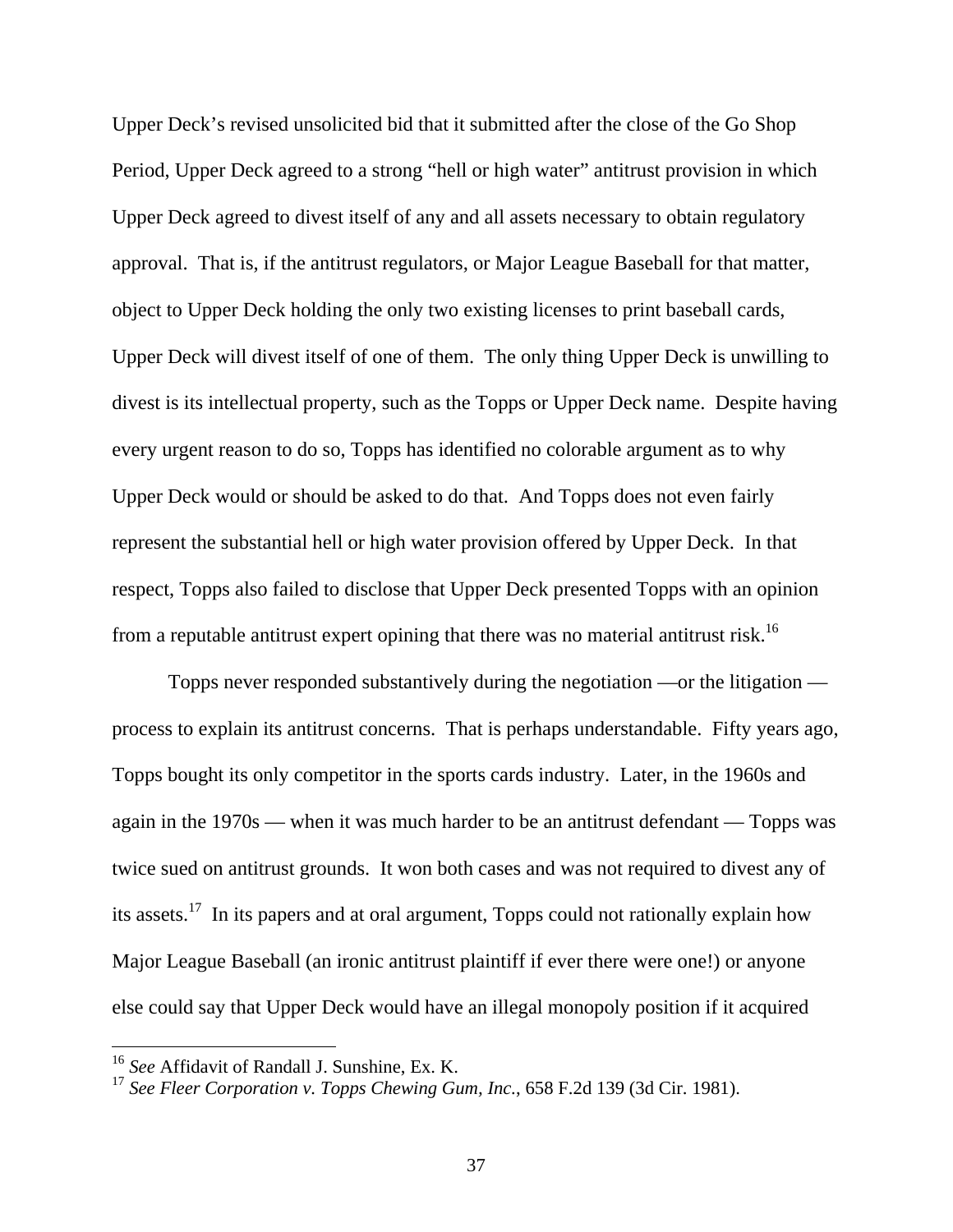Upper Deck's revised unsolicited bid that it submitted after the close of the Go Shop Period, Upper Deck agreed to a strong "hell or high water" antitrust provision in which Upper Deck agreed to divest itself of any and all assets necessary to obtain regulatory approval. That is, if the antitrust regulators, or Major League Baseball for that matter, object to Upper Deck holding the only two existing licenses to print baseball cards, Upper Deck will divest itself of one of them. The only thing Upper Deck is unwilling to divest is its intellectual property, such as the Topps or Upper Deck name. Despite having every urgent reason to do so, Topps has identified no colorable argument as to why Upper Deck would or should be asked to do that. And Topps does not even fairly represent the substantial hell or high water provision offered by Upper Deck. In that respect, Topps also failed to disclose that Upper Deck presented Topps with an opinion from a reputable antitrust expert opining that there was no material antitrust risk.[16]

Topps never responded substantively during the negotiation —or the litigation — process to explain its antitrust concerns. That is perhaps understandable. Fifty years ago, Topps bought its only competitor in the sports cards industry. Later, in the 1960s and again in the 1970s — when it was much harder to be an antitrust defendant — Topps was twice sued on antitrust grounds. It won both cases and was not required to divest any of its assets.[17] In its papers and at oral argument, Topps could not rationally explain how Major League Baseball (an ironic antitrust plaintiff if ever there were one!) or anyone else could say that Upper Deck would have an illegal monopoly position if it acquired

---

[16] *See* Affidavit of Randall J. Sunshine, Ex. K.

[17] *See Fleer Corporation v. Topps Chewing Gum, Inc.*, 658 F.2d 139 (3d Cir. 1981).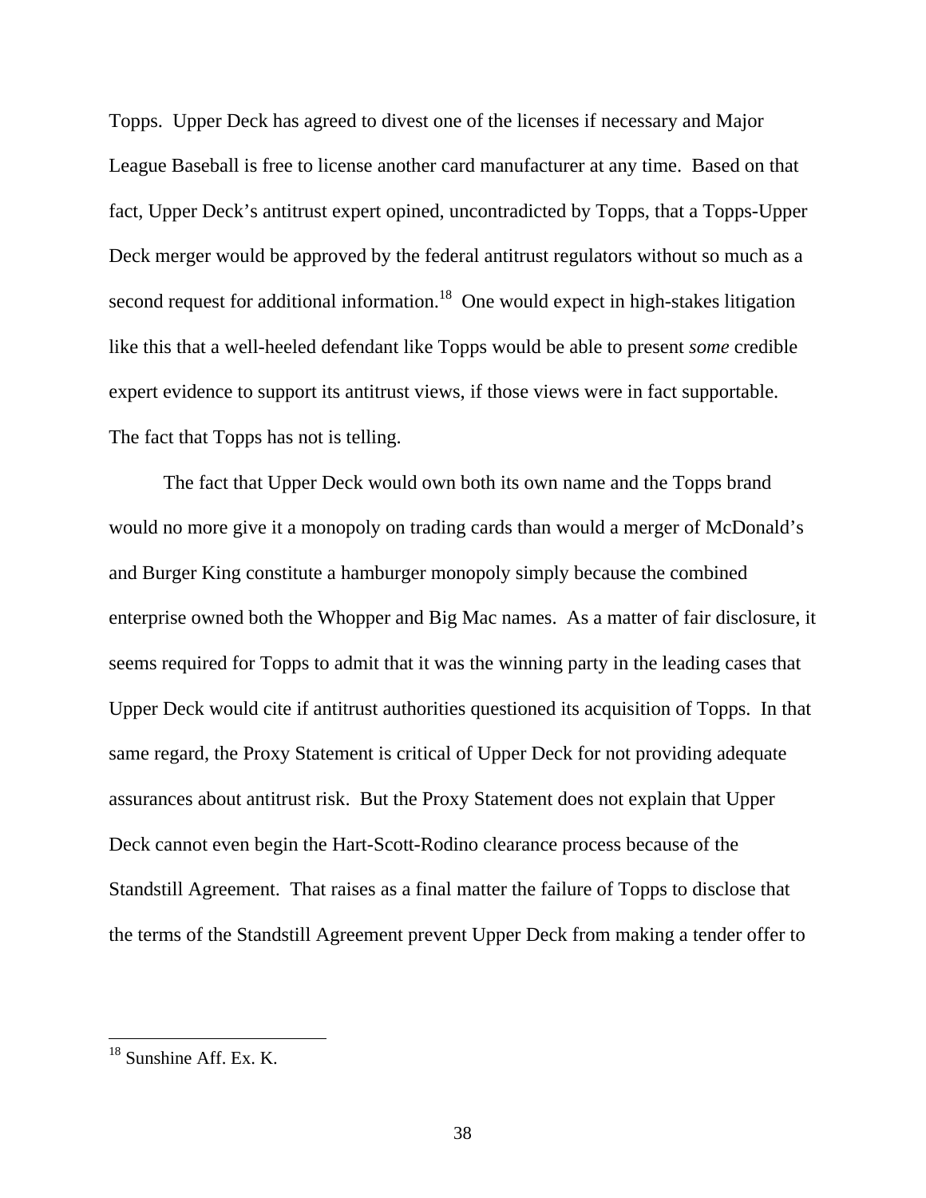Topps. Upper Deck has agreed to divest one of the licenses if necessary and Major League Baseball is free to license another card manufacturer at any time. Based on that fact, Upper Deck's antitrust expert opined, uncontradicted by Topps, that a Topps-Upper Deck merger would be approved by the federal antitrust regulators without so much as a second request for additional information.[18] One would expect in high-stakes litigation like this that a well-heeled defendant like Topps would be able to present *some* credible expert evidence to support its antitrust views, if those views were in fact supportable. The fact that Topps has not is telling.

The fact that Upper Deck would own both its own name and the Topps brand would no more give it a monopoly on trading cards than would a merger of McDonald's and Burger King constitute a hamburger monopoly simply because the combined enterprise owned both the Whopper and Big Mac names. As a matter of fair disclosure, it seems required for Topps to admit that it was the winning party in the leading cases that Upper Deck would cite if antitrust authorities questioned its acquisition of Topps. In that same regard, the Proxy Statement is critical of Upper Deck for not providing adequate assurances about antitrust risk. But the Proxy Statement does not explain that Upper Deck cannot even begin the Hart-Scott-Rodino clearance process because of the Standstill Agreement. That raises as a final matter the failure of Topps to disclose that the terms of the Standstill Agreement prevent Upper Deck from making a tender offer to

[18] Sunshine Aff. Ex. K.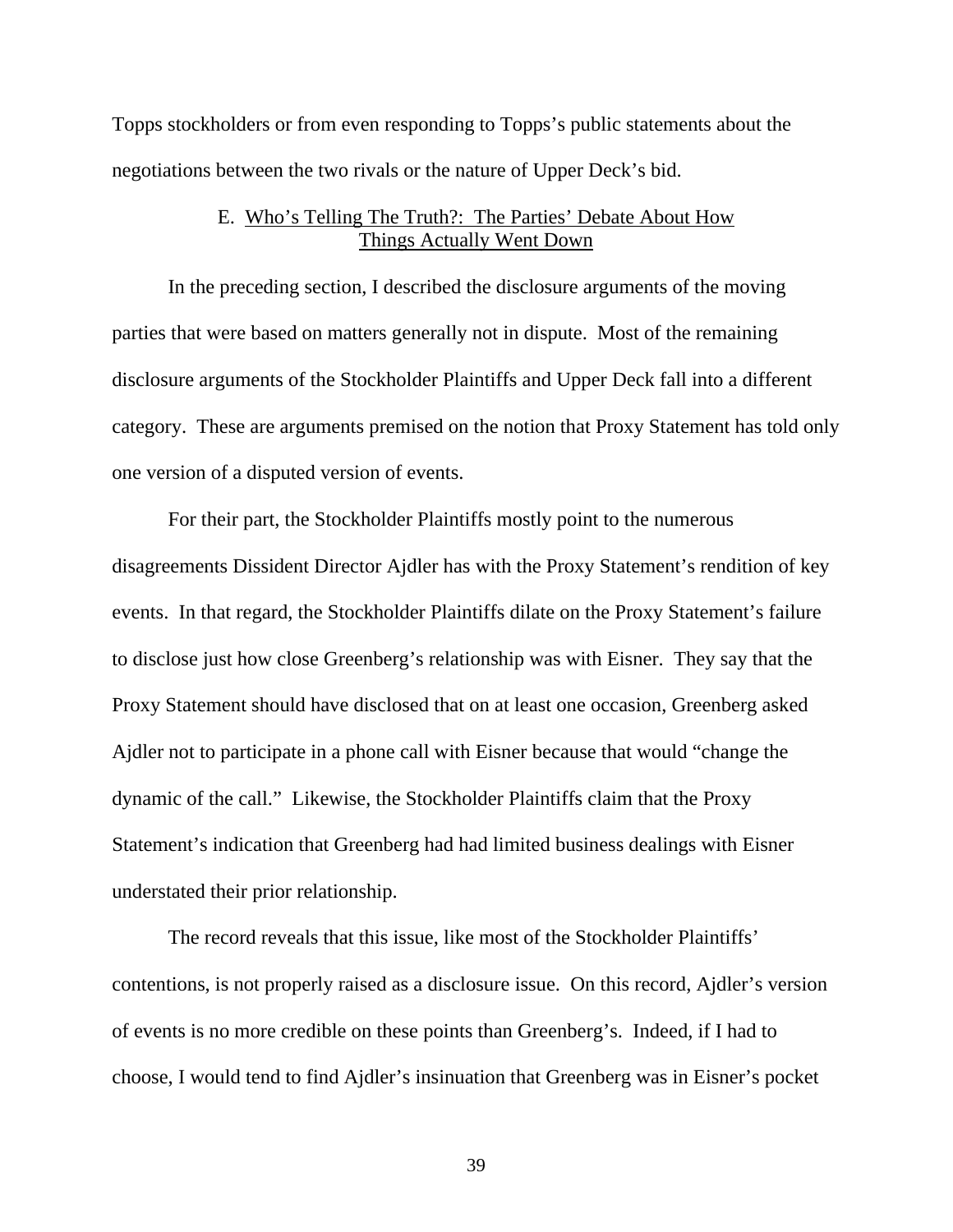Topps stockholders or from even responding to Topps's public statements about the negotiations between the two rivals or the nature of Upper Deck's bid.

### E. Who's Telling The Truth?: The Parties' Debate About How Things Actually Went Down

In the preceding section, I described the disclosure arguments of the moving parties that were based on matters generally not in dispute. Most of the remaining disclosure arguments of the Stockholder Plaintiffs and Upper Deck fall into a different category. These are arguments premised on the notion that Proxy Statement has told only one version of a disputed version of events.

For their part, the Stockholder Plaintiffs mostly point to the numerous disagreements Dissident Director Ajdler has with the Proxy Statement's rendition of key events. In that regard, the Stockholder Plaintiffs dilate on the Proxy Statement's failure to disclose just how close Greenberg's relationship was with Eisner. They say that the Proxy Statement should have disclosed that on at least one occasion, Greenberg asked Ajdler not to participate in a phone call with Eisner because that would "change the dynamic of the call." Likewise, the Stockholder Plaintiffs claim that the Proxy Statement's indication that Greenberg had had limited business dealings with Eisner understated their prior relationship.

The record reveals that this issue, like most of the Stockholder Plaintiffs' contentions, is not properly raised as a disclosure issue. On this record, Ajdler's version of events is no more credible on these points than Greenberg's. Indeed, if I had to choose, I would tend to find Ajdler's insinuation that Greenberg was in Eisner's pocket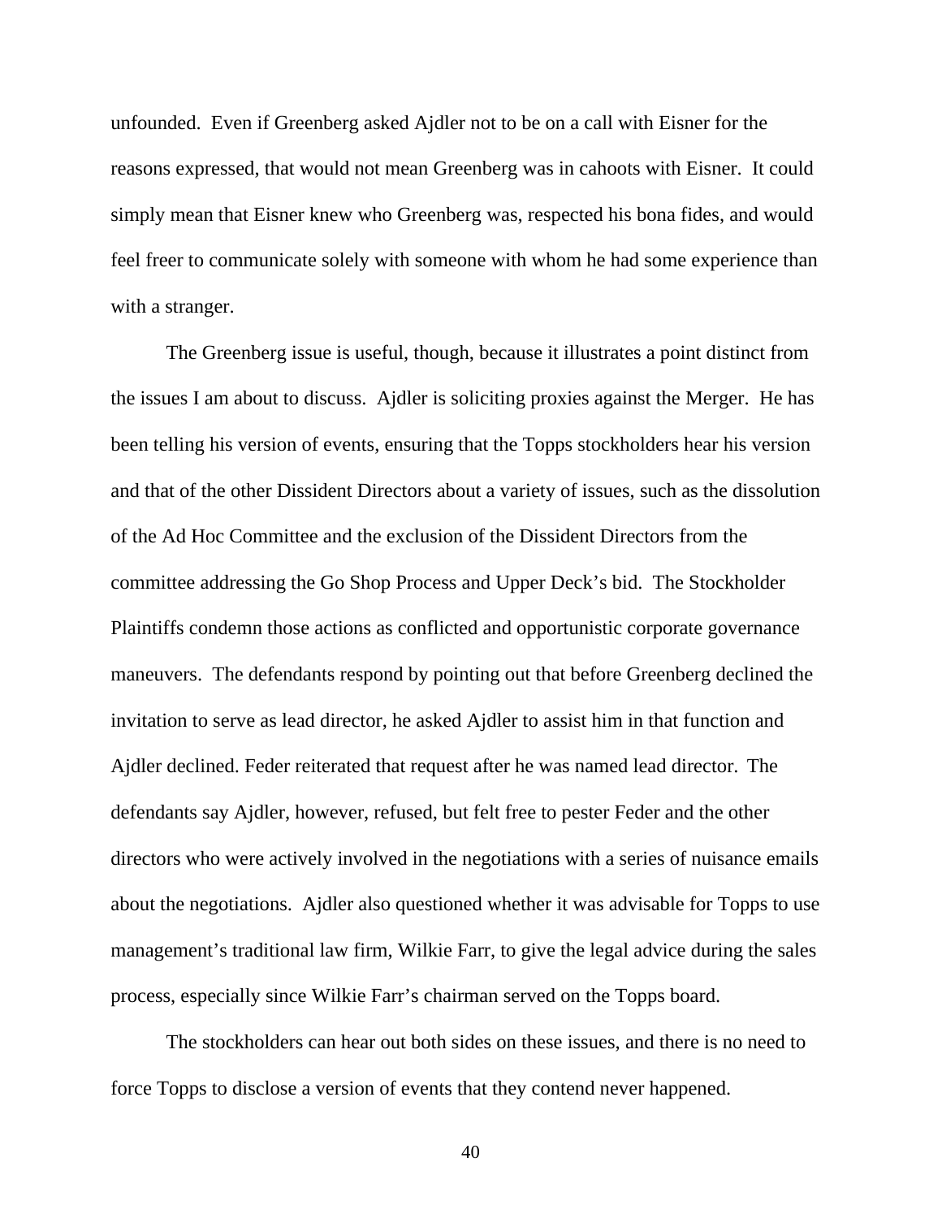unfounded. Even if Greenberg asked Ajdler not to be on a call with Eisner for the reasons expressed, that would not mean Greenberg was in cahoots with Eisner. It could simply mean that Eisner knew who Greenberg was, respected his bona fides, and would feel freer to communicate solely with someone with whom he had some experience than with a stranger.

The Greenberg issue is useful, though, because it illustrates a point distinct from the issues I am about to discuss. Ajdler is soliciting proxies against the Merger. He has been telling his version of events, ensuring that the Topps stockholders hear his version and that of the other Dissident Directors about a variety of issues, such as the dissolution of the Ad Hoc Committee and the exclusion of the Dissident Directors from the committee addressing the Go Shop Process and Upper Deck's bid. The Stockholder Plaintiffs condemn those actions as conflicted and opportunistic corporate governance maneuvers. The defendants respond by pointing out that before Greenberg declined the invitation to serve as lead director, he asked Ajdler to assist him in that function and Ajdler declined. Feder reiterated that request after he was named lead director. The defendants say Ajdler, however, refused, but felt free to pester Feder and the other directors who were actively involved in the negotiations with a series of nuisance emails about the negotiations. Ajdler also questioned whether it was advisable for Topps to use management's traditional law firm, Wilkie Farr, to give the legal advice during the sales process, especially since Wilkie Farr's chairman served on the Topps board.

The stockholders can hear out both sides on these issues, and there is no need to force Topps to disclose a version of events that they contend never happened.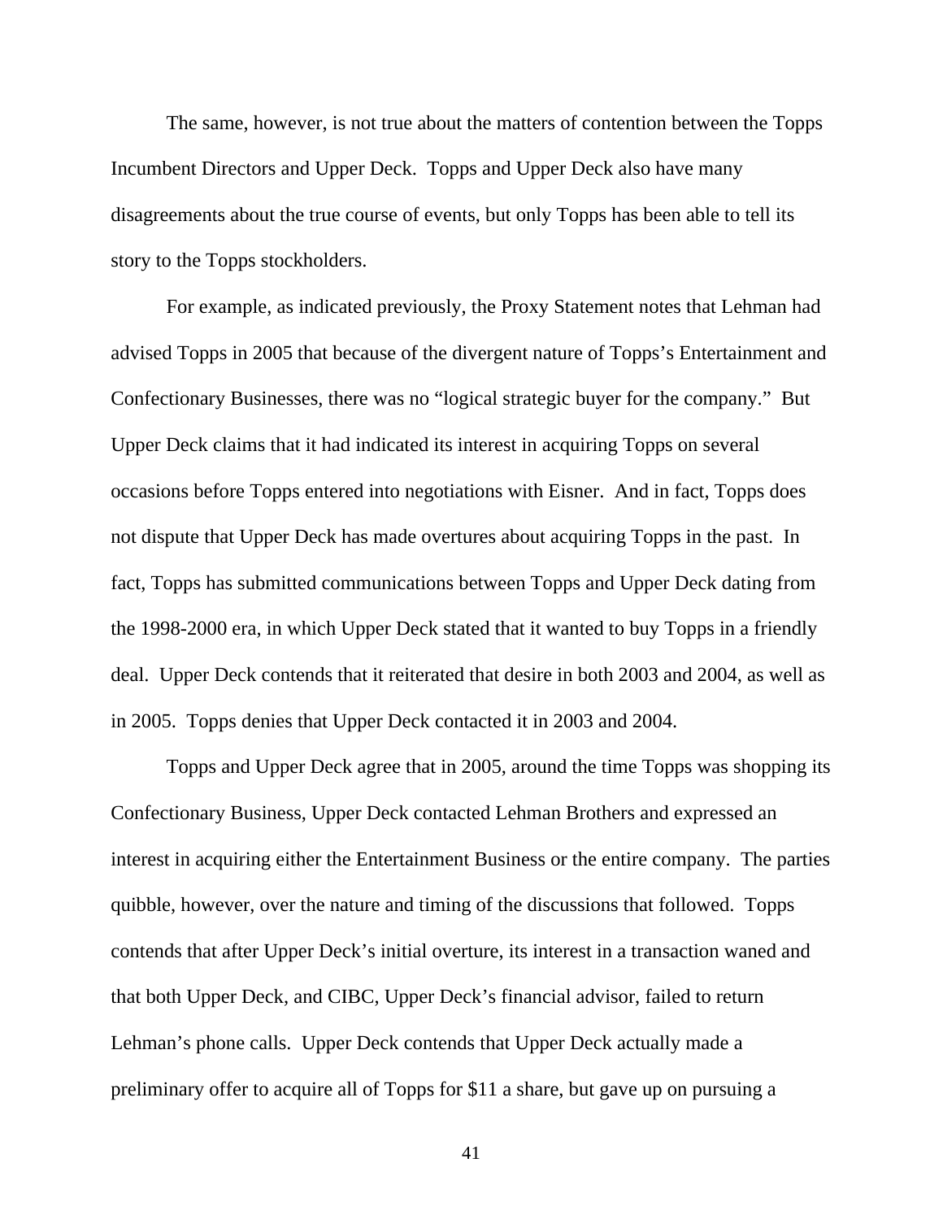The same, however, is not true about the matters of contention between the Topps Incumbent Directors and Upper Deck. Topps and Upper Deck also have many disagreements about the true course of events, but only Topps has been able to tell its story to the Topps stockholders.

For example, as indicated previously, the Proxy Statement notes that Lehman had advised Topps in 2005 that because of the divergent nature of Topps's Entertainment and Confectionary Businesses, there was no "logical strategic buyer for the company." But Upper Deck claims that it had indicated its interest in acquiring Topps on several occasions before Topps entered into negotiations with Eisner. And in fact, Topps does not dispute that Upper Deck has made overtures about acquiring Topps in the past. In fact, Topps has submitted communications between Topps and Upper Deck dating from the 1998-2000 era, in which Upper Deck stated that it wanted to buy Topps in a friendly deal. Upper Deck contends that it reiterated that desire in both 2003 and 2004, as well as in 2005. Topps denies that Upper Deck contacted it in 2003 and 2004.

Topps and Upper Deck agree that in 2005, around the time Topps was shopping its Confectionary Business, Upper Deck contacted Lehman Brothers and expressed an interest in acquiring either the Entertainment Business or the entire company. The parties quibble, however, over the nature and timing of the discussions that followed. Topps contends that after Upper Deck's initial overture, its interest in a transaction waned and that both Upper Deck, and CIBC, Upper Deck's financial advisor, failed to return Lehman's phone calls. Upper Deck contends that Upper Deck actually made a preliminary offer to acquire all of Topps for $11 a share, but gave up on pursuing a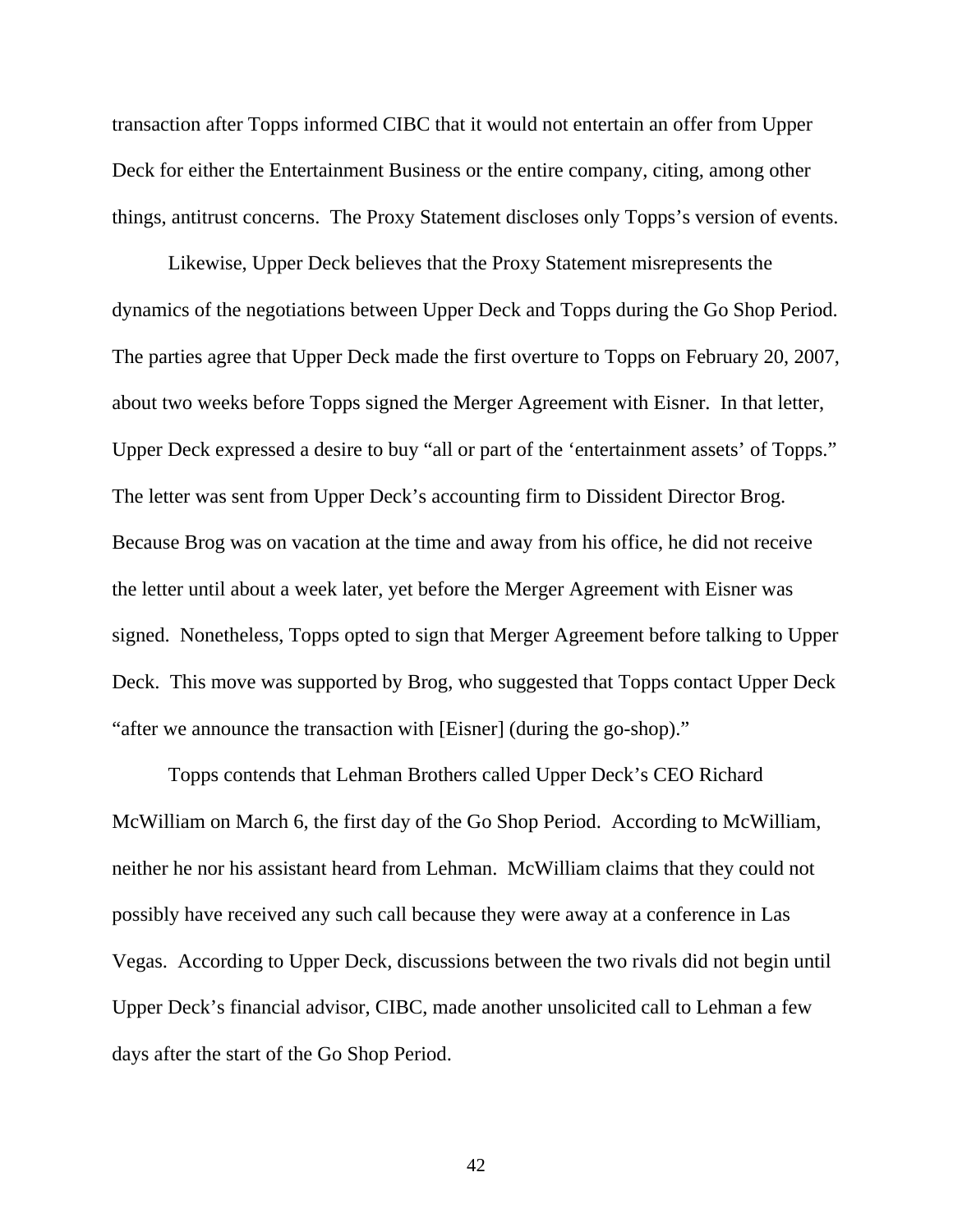transaction after Topps informed CIBC that it would not entertain an offer from Upper Deck for either the Entertainment Business or the entire company, citing, among other things, antitrust concerns. The Proxy Statement discloses only Topps's version of events.

Likewise, Upper Deck believes that the Proxy Statement misrepresents the dynamics of the negotiations between Upper Deck and Topps during the Go Shop Period. The parties agree that Upper Deck made the first overture to Topps on February 20, 2007, about two weeks before Topps signed the Merger Agreement with Eisner. In that letter, Upper Deck expressed a desire to buy "all or part of the 'entertainment assets' of Topps." The letter was sent from Upper Deck's accounting firm to Dissident Director Brog. Because Brog was on vacation at the time and away from his office, he did not receive the letter until about a week later, yet before the Merger Agreement with Eisner was signed. Nonetheless, Topps opted to sign that Merger Agreement before talking to Upper Deck. This move was supported by Brog, who suggested that Topps contact Upper Deck "after we announce the transaction with [Eisner] (during the go-shop)."

Topps contends that Lehman Brothers called Upper Deck's CEO Richard McWilliam on March 6, the first day of the Go Shop Period. According to McWilliam, neither he nor his assistant heard from Lehman. McWilliam claims that they could not possibly have received any such call because they were away at a conference in Las Vegas. According to Upper Deck, discussions between the two rivals did not begin until Upper Deck's financial advisor, CIBC, made another unsolicited call to Lehman a few days after the start of the Go Shop Period.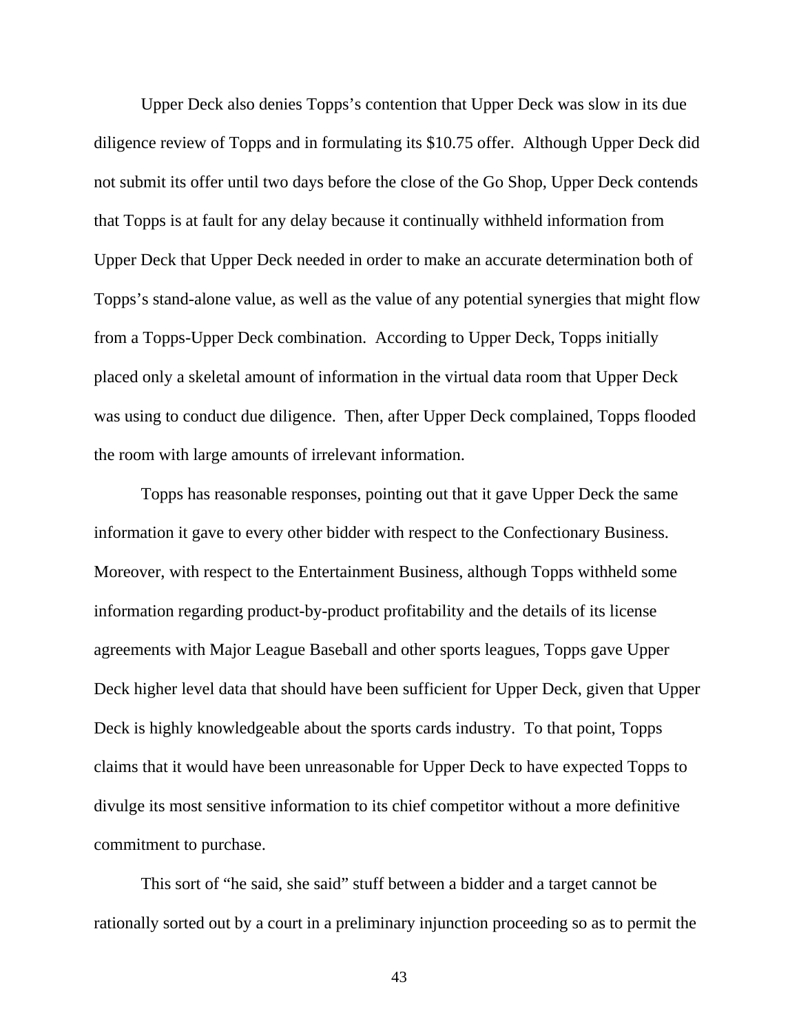Upper Deck also denies Topps's contention that Upper Deck was slow in its due diligence review of Topps and in formulating its $10.75 offer. Although Upper Deck did not submit its offer until two days before the close of the Go Shop, Upper Deck contends that Topps is at fault for any delay because it continually withheld information from Upper Deck that Upper Deck needed in order to make an accurate determination both of Topps's stand-alone value, as well as the value of any potential synergies that might flow from a Topps-Upper Deck combination. According to Upper Deck, Topps initially placed only a skeletal amount of information in the virtual data room that Upper Deck was using to conduct due diligence. Then, after Upper Deck complained, Topps flooded the room with large amounts of irrelevant information.

Topps has reasonable responses, pointing out that it gave Upper Deck the same information it gave to every other bidder with respect to the Confectionary Business. Moreover, with respect to the Entertainment Business, although Topps withheld some information regarding product-by-product profitability and the details of its license agreements with Major League Baseball and other sports leagues, Topps gave Upper Deck higher level data that should have been sufficient for Upper Deck, given that Upper Deck is highly knowledgeable about the sports cards industry. To that point, Topps claims that it would have been unreasonable for Upper Deck to have expected Topps to divulge its most sensitive information to its chief competitor without a more definitive commitment to purchase.

This sort of "he said, she said" stuff between a bidder and a target cannot be rationally sorted out by a court in a preliminary injunction proceeding so as to permit the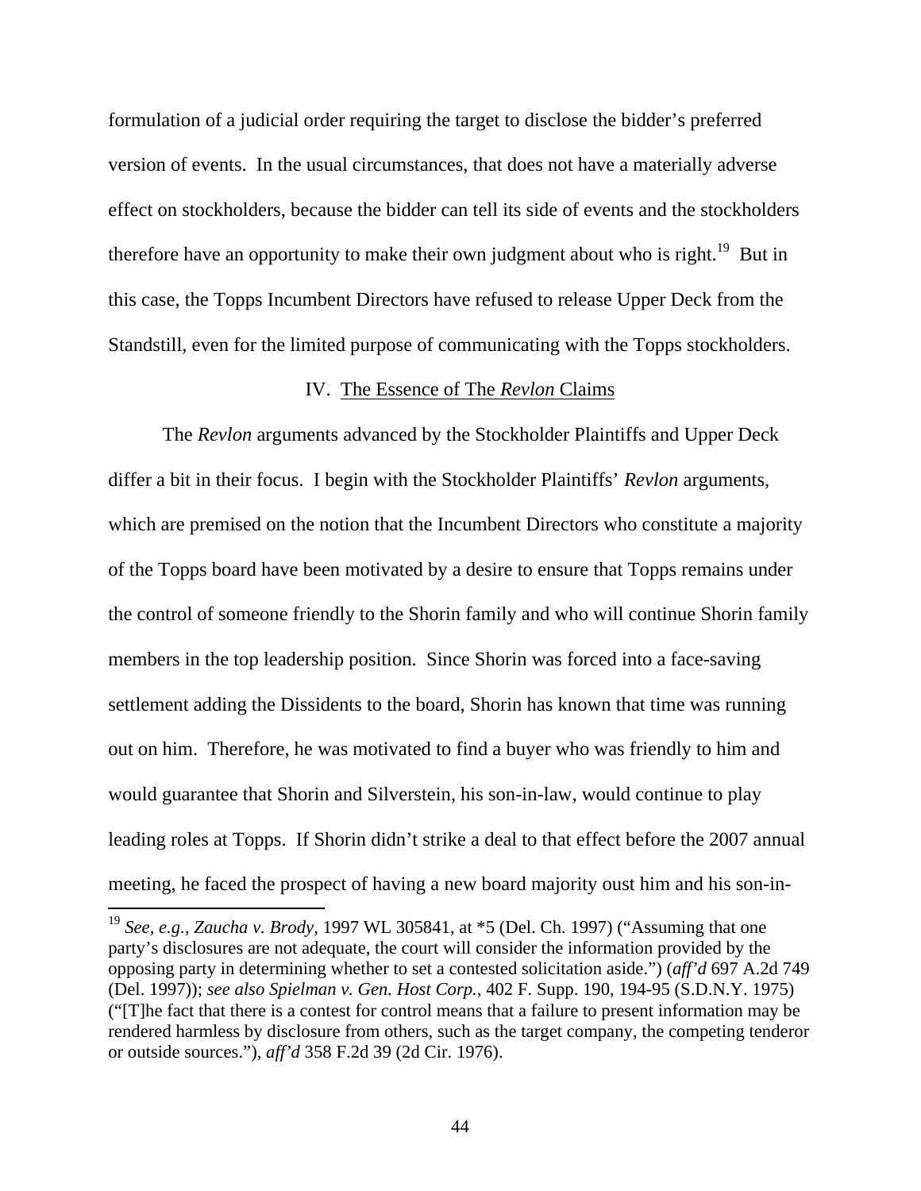formulation of a judicial order requiring the target to disclose the bidder's preferred version of events. In the usual circumstances, that does not have a materially adverse effect on stockholders, because the bidder can tell its side of events and the stockholders therefore have an opportunity to make their own judgment about who is right.[19] But in this case, the Topps Incumbent Directors have refused to release Upper Deck from the Standstill, even for the limited purpose of communicating with the Topps stockholders.

## IV. The Essence of The *Revlon* Claims

The *Revlon* arguments advanced by the Stockholder Plaintiffs and Upper Deck differ a bit in their focus. I begin with the Stockholder Plaintiffs' *Revlon* arguments, which are premised on the notion that the Incumbent Directors who constitute a majority of the Topps board have been motivated by a desire to ensure that Topps remains under the control of someone friendly to the Shorin family and who will continue Shorin family members in the top leadership position. Since Shorin was forced into a face-saving settlement adding the Dissidents to the board, Shorin has known that time was running out on him. Therefore, he was motivated to find a buyer who was friendly to him and would guarantee that Shorin and Silverstein, his son-in-law, would continue to play leading roles at Topps. If Shorin didn't strike a deal to that effect before the 2007 annual meeting, he faced the prospect of having a new board majority oust him and his son-in-

---

[19] *See, e.g.*, *Zaucha v. Brody*, 1997 WL 305841, at *5 (Del. Ch. 1997) ("Assuming that one party's disclosures are not adequate, the court will consider the information provided by the opposing party in determining whether to set a contested solicitation aside.") (*aff'd* 697 A.2d 749 (Del. 1997)); *see also Spielman v. Gen. Host Corp.*, 402 F. Supp. 190, 194-95 (S.D.N.Y. 1975) ("[T]he fact that there is a contest for control means that a failure to present information may be rendered harmless by disclosure from others, such as the target company, the competing tenderor or outside sources."), *aff'd* 358 F.2d 39 (2d Cir. 1976).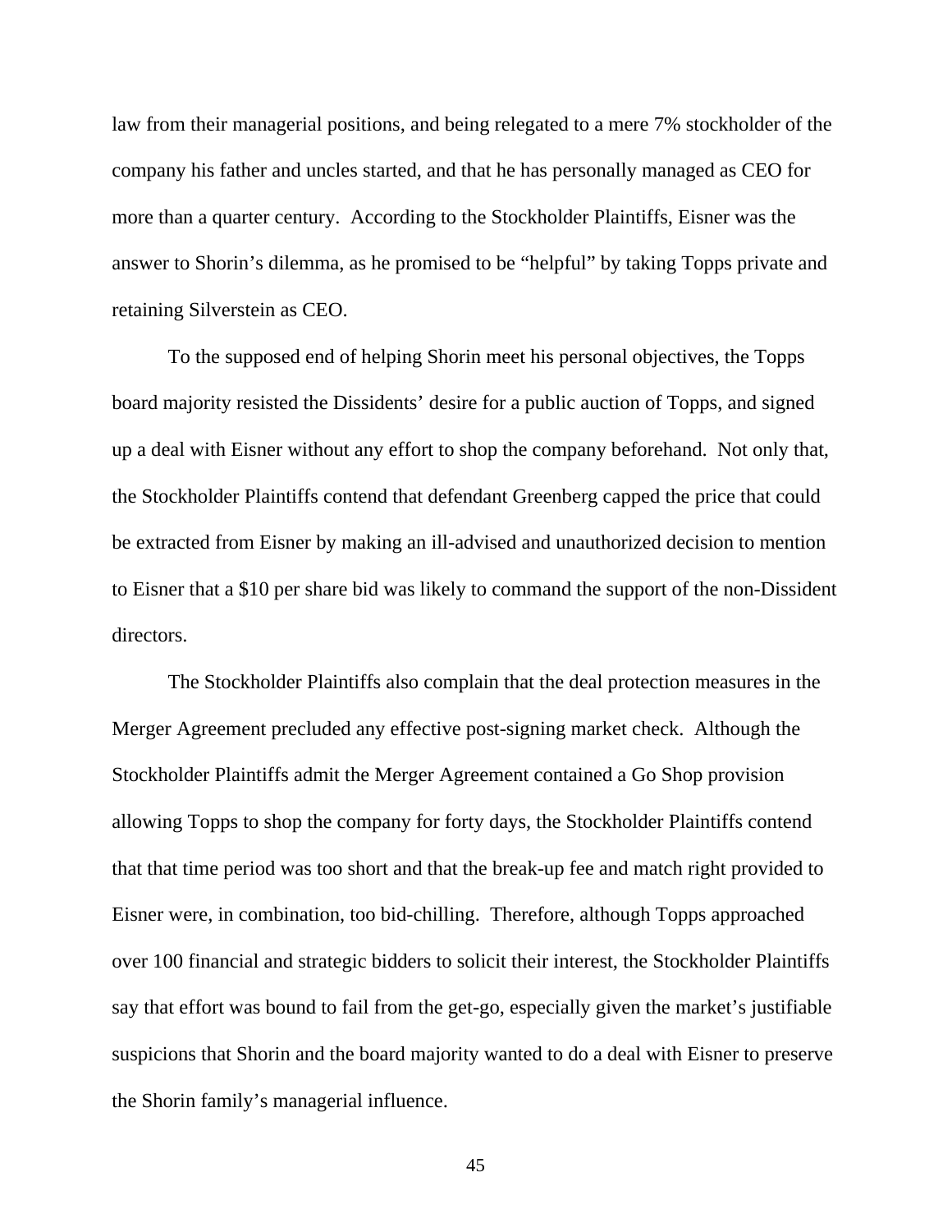law from their managerial positions, and being relegated to a mere 7% stockholder of the company his father and uncles started, and that he has personally managed as CEO for more than a quarter century. According to the Stockholder Plaintiffs, Eisner was the answer to Shorin's dilemma, as he promised to be "helpful" by taking Topps private and retaining Silverstein as CEO.

To the supposed end of helping Shorin meet his personal objectives, the Topps board majority resisted the Dissidents' desire for a public auction of Topps, and signed up a deal with Eisner without any effort to shop the company beforehand. Not only that, the Stockholder Plaintiffs contend that defendant Greenberg capped the price that could be extracted from Eisner by making an ill-advised and unauthorized decision to mention to Eisner that a $10 per share bid was likely to command the support of the non-Dissident directors.

The Stockholder Plaintiffs also complain that the deal protection measures in the Merger Agreement precluded any effective post-signing market check. Although the Stockholder Plaintiffs admit the Merger Agreement contained a Go Shop provision allowing Topps to shop the company for forty days, the Stockholder Plaintiffs contend that that time period was too short and that the break-up fee and match right provided to Eisner were, in combination, too bid-chilling. Therefore, although Topps approached over 100 financial and strategic bidders to solicit their interest, the Stockholder Plaintiffs say that effort was bound to fail from the get-go, especially given the market's justifiable suspicions that Shorin and the board majority wanted to do a deal with Eisner to preserve the Shorin family's managerial influence.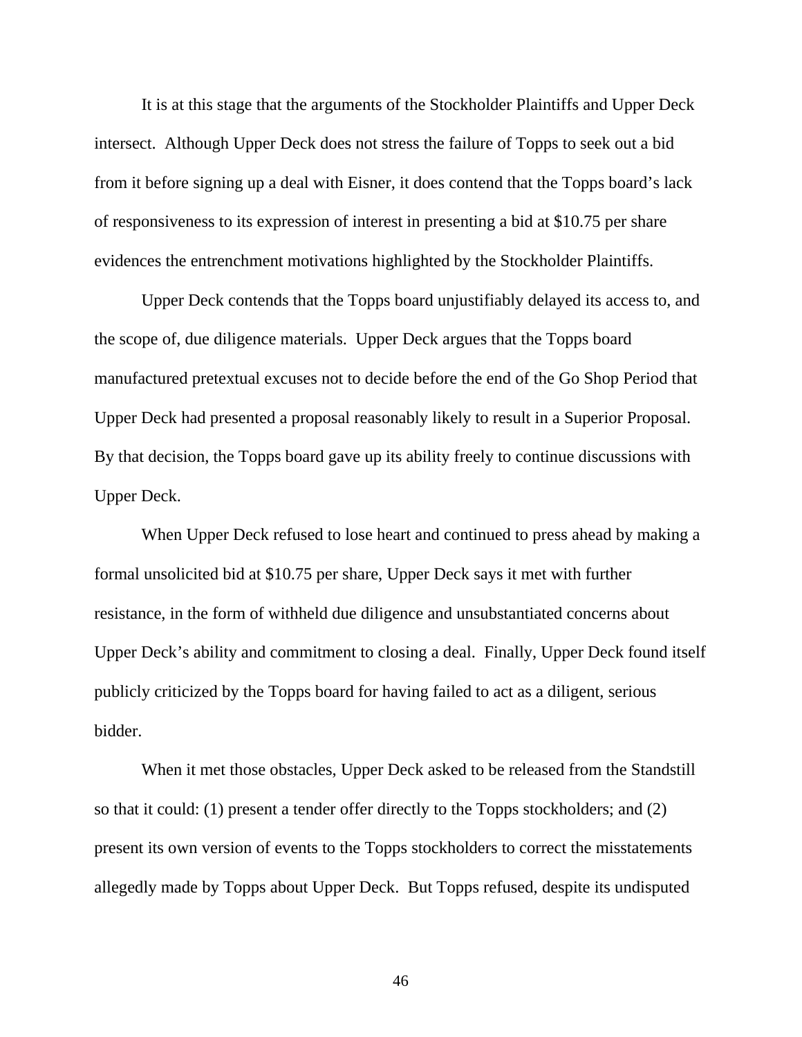It is at this stage that the arguments of the Stockholder Plaintiffs and Upper Deck intersect. Although Upper Deck does not stress the failure of Topps to seek out a bid from it before signing up a deal with Eisner, it does contend that the Topps board's lack of responsiveness to its expression of interest in presenting a bid at $10.75 per share evidences the entrenchment motivations highlighted by the Stockholder Plaintiffs.

Upper Deck contends that the Topps board unjustifiably delayed its access to, and the scope of, due diligence materials. Upper Deck argues that the Topps board manufactured pretextual excuses not to decide before the end of the Go Shop Period that Upper Deck had presented a proposal reasonably likely to result in a Superior Proposal. By that decision, the Topps board gave up its ability freely to continue discussions with Upper Deck.

When Upper Deck refused to lose heart and continued to press ahead by making a formal unsolicited bid at $10.75 per share, Upper Deck says it met with further resistance, in the form of withheld due diligence and unsubstantiated concerns about Upper Deck's ability and commitment to closing a deal. Finally, Upper Deck found itself publicly criticized by the Topps board for having failed to act as a diligent, serious bidder.

When it met those obstacles, Upper Deck asked to be released from the Standstill so that it could: (1) present a tender offer directly to the Topps stockholders; and (2) present its own version of events to the Topps stockholders to correct the misstatements allegedly made by Topps about Upper Deck. But Topps refused, despite its undisputed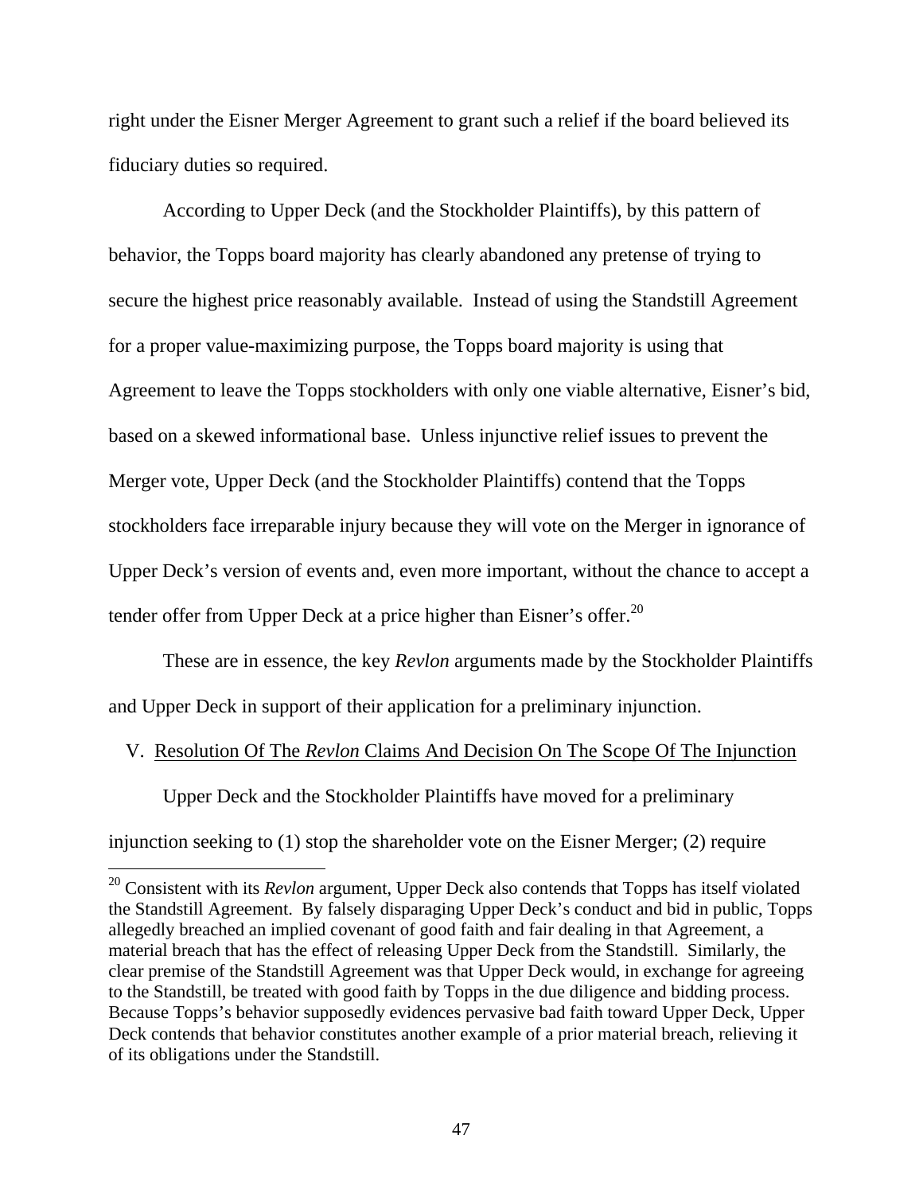right under the Eisner Merger Agreement to grant such a relief if the board believed its fiduciary duties so required.

According to Upper Deck (and the Stockholder Plaintiffs), by this pattern of behavior, the Topps board majority has clearly abandoned any pretense of trying to secure the highest price reasonably available. Instead of using the Standstill Agreement for a proper value-maximizing purpose, the Topps board majority is using that Agreement to leave the Topps stockholders with only one viable alternative, Eisner's bid, based on a skewed informational base. Unless injunctive relief issues to prevent the Merger vote, Upper Deck (and the Stockholder Plaintiffs) contend that the Topps stockholders face irreparable injury because they will vote on the Merger in ignorance of Upper Deck's version of events and, even more important, without the chance to accept a tender offer from Upper Deck at a price higher than Eisner's offer.[20]

These are in essence, the key *Revlon* arguments made by the Stockholder Plaintiffs and Upper Deck in support of their application for a preliminary injunction.

## V. Resolution Of The *Revlon* Claims And Decision On The Scope Of The Injunction

Upper Deck and the Stockholder Plaintiffs have moved for a preliminary injunction seeking to (1) stop the shareholder vote on the Eisner Merger; (2) require

[20] Consistent with its *Revlon* argument, Upper Deck also contends that Topps has itself violated the Standstill Agreement. By falsely disparaging Upper Deck's conduct and bid in public, Topps allegedly breached an implied covenant of good faith and fair dealing in that Agreement, a material breach that has the effect of releasing Upper Deck from the Standstill. Similarly, the clear premise of the Standstill Agreement was that Upper Deck would, in exchange for agreeing to the Standstill, be treated with good faith by Topps in the due diligence and bidding process. Because Topps's behavior supposedly evidences pervasive bad faith toward Upper Deck, Upper Deck contends that behavior constitutes another example of a prior material breach, relieving it of its obligations under the Standstill.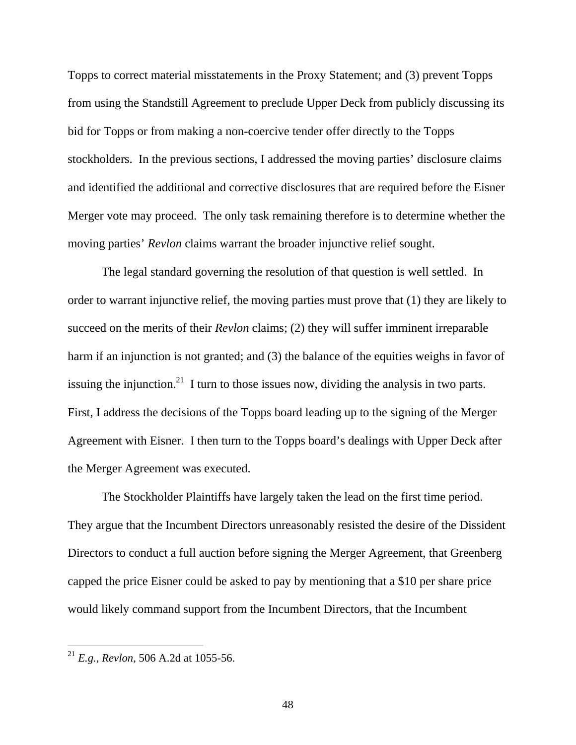Topps to correct material misstatements in the Proxy Statement; and (3) prevent Topps from using the Standstill Agreement to preclude Upper Deck from publicly discussing its bid for Topps or from making a non-coercive tender offer directly to the Topps stockholders. In the previous sections, I addressed the moving parties' disclosure claims and identified the additional and corrective disclosures that are required before the Eisner Merger vote may proceed. The only task remaining therefore is to determine whether the moving parties' *Revlon* claims warrant the broader injunctive relief sought.

The legal standard governing the resolution of that question is well settled. In order to warrant injunctive relief, the moving parties must prove that (1) they are likely to succeed on the merits of their *Revlon* claims; (2) they will suffer imminent irreparable harm if an injunction is not granted; and (3) the balance of the equities weighs in favor of issuing the injunction.[21] I turn to those issues now, dividing the analysis in two parts. First, I address the decisions of the Topps board leading up to the signing of the Merger Agreement with Eisner. I then turn to the Topps board's dealings with Upper Deck after the Merger Agreement was executed.

The Stockholder Plaintiffs have largely taken the lead on the first time period. They argue that the Incumbent Directors unreasonably resisted the desire of the Dissident Directors to conduct a full auction before signing the Merger Agreement, that Greenberg capped the price Eisner could be asked to pay by mentioning that a $10 per share price would likely command support from the Incumbent Directors, that the Incumbent

---

[21] *E.g.*, *Revlon*, 506 A.2d at 1055-56.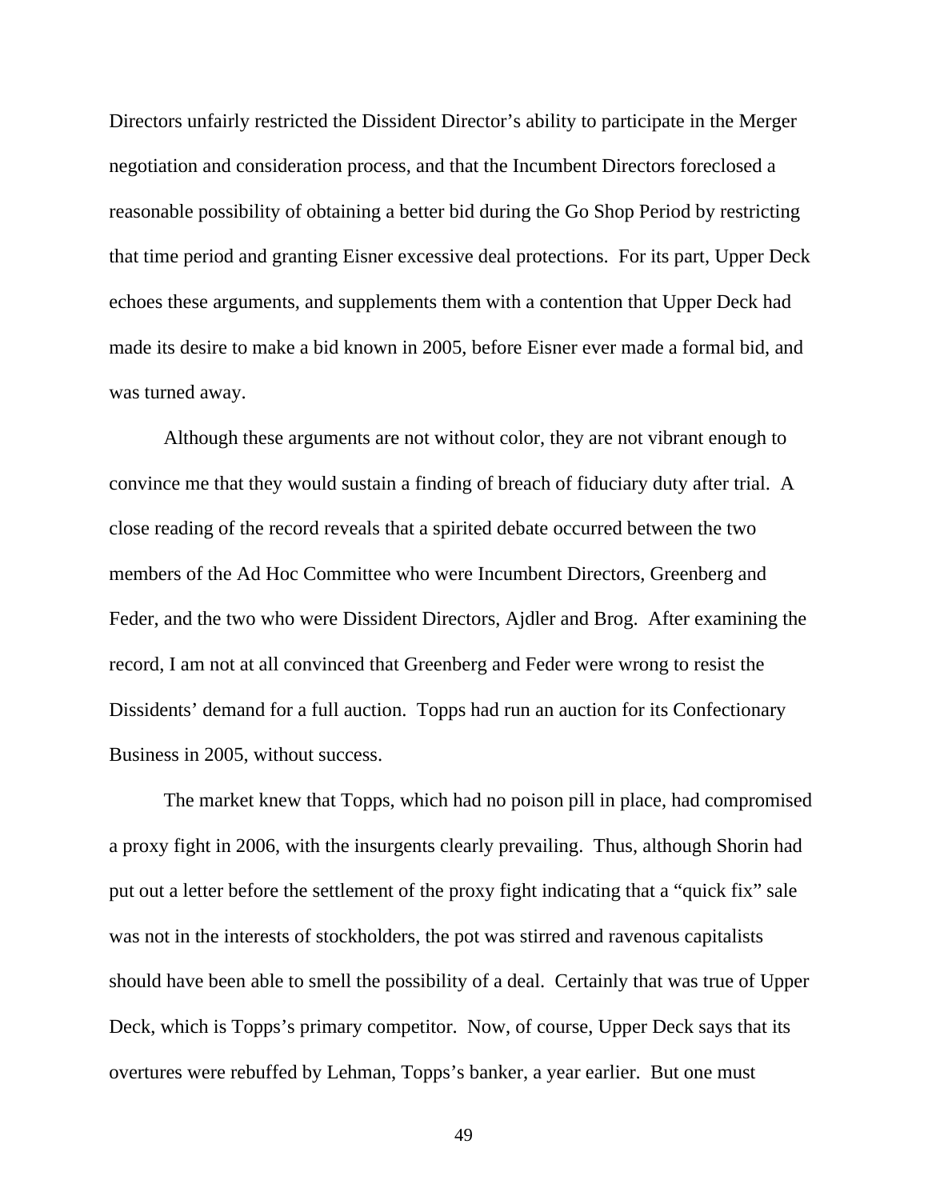Directors unfairly restricted the Dissident Director's ability to participate in the Merger negotiation and consideration process, and that the Incumbent Directors foreclosed a reasonable possibility of obtaining a better bid during the Go Shop Period by restricting that time period and granting Eisner excessive deal protections. For its part, Upper Deck echoes these arguments, and supplements them with a contention that Upper Deck had made its desire to make a bid known in 2005, before Eisner ever made a formal bid, and was turned away.

Although these arguments are not without color, they are not vibrant enough to convince me that they would sustain a finding of breach of fiduciary duty after trial. A close reading of the record reveals that a spirited debate occurred between the two members of the Ad Hoc Committee who were Incumbent Directors, Greenberg and Feder, and the two who were Dissident Directors, Ajdler and Brog. After examining the record, I am not at all convinced that Greenberg and Feder were wrong to resist the Dissidents' demand for a full auction. Topps had run an auction for its Confectionary Business in 2005, without success.

The market knew that Topps, which had no poison pill in place, had compromised a proxy fight in 2006, with the insurgents clearly prevailing. Thus, although Shorin had put out a letter before the settlement of the proxy fight indicating that a "quick fix" sale was not in the interests of stockholders, the pot was stirred and ravenous capitalists should have been able to smell the possibility of a deal. Certainly that was true of Upper Deck, which is Topps's primary competitor. Now, of course, Upper Deck says that its overtures were rebuffed by Lehman, Topps's banker, a year earlier. But one must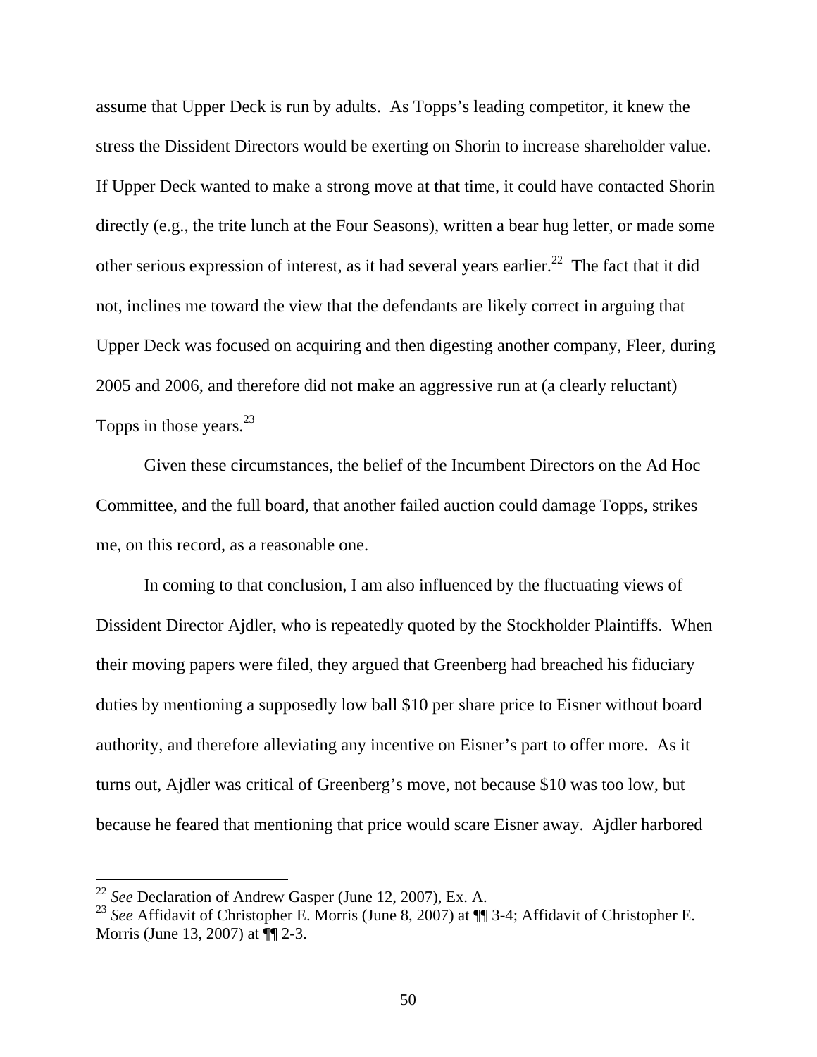assume that Upper Deck is run by adults. As Topps's leading competitor, it knew the stress the Dissident Directors would be exerting on Shorin to increase shareholder value. If Upper Deck wanted to make a strong move at that time, it could have contacted Shorin directly (e.g., the trite lunch at the Four Seasons), written a bear hug letter, or made some other serious expression of interest, as it had several years earlier.[22] The fact that it did not, inclines me toward the view that the defendants are likely correct in arguing that Upper Deck was focused on acquiring and then digesting another company, Fleer, during 2005 and 2006, and therefore did not make an aggressive run at (a clearly reluctant) Topps in those years.[23]

Given these circumstances, the belief of the Incumbent Directors on the Ad Hoc Committee, and the full board, that another failed auction could damage Topps, strikes me, on this record, as a reasonable one.

In coming to that conclusion, I am also influenced by the fluctuating views of Dissident Director Ajdler, who is repeatedly quoted by the Stockholder Plaintiffs. When their moving papers were filed, they argued that Greenberg had breached his fiduciary duties by mentioning a supposedly low ball $10 per share price to Eisner without board authority, and therefore alleviating any incentive on Eisner's part to offer more. As it turns out, Ajdler was critical of Greenberg's move, not because $10 was too low, but because he feared that mentioning that price would scare Eisner away. Ajdler harbored

---

[22] *See* Declaration of Andrew Gasper (June 12, 2007), Ex. A.

[23] *See* Affidavit of Christopher E. Morris (June 8, 2007) at ¶¶ 3-4; Affidavit of Christopher E. Morris (June 13, 2007) at ¶¶ 2-3.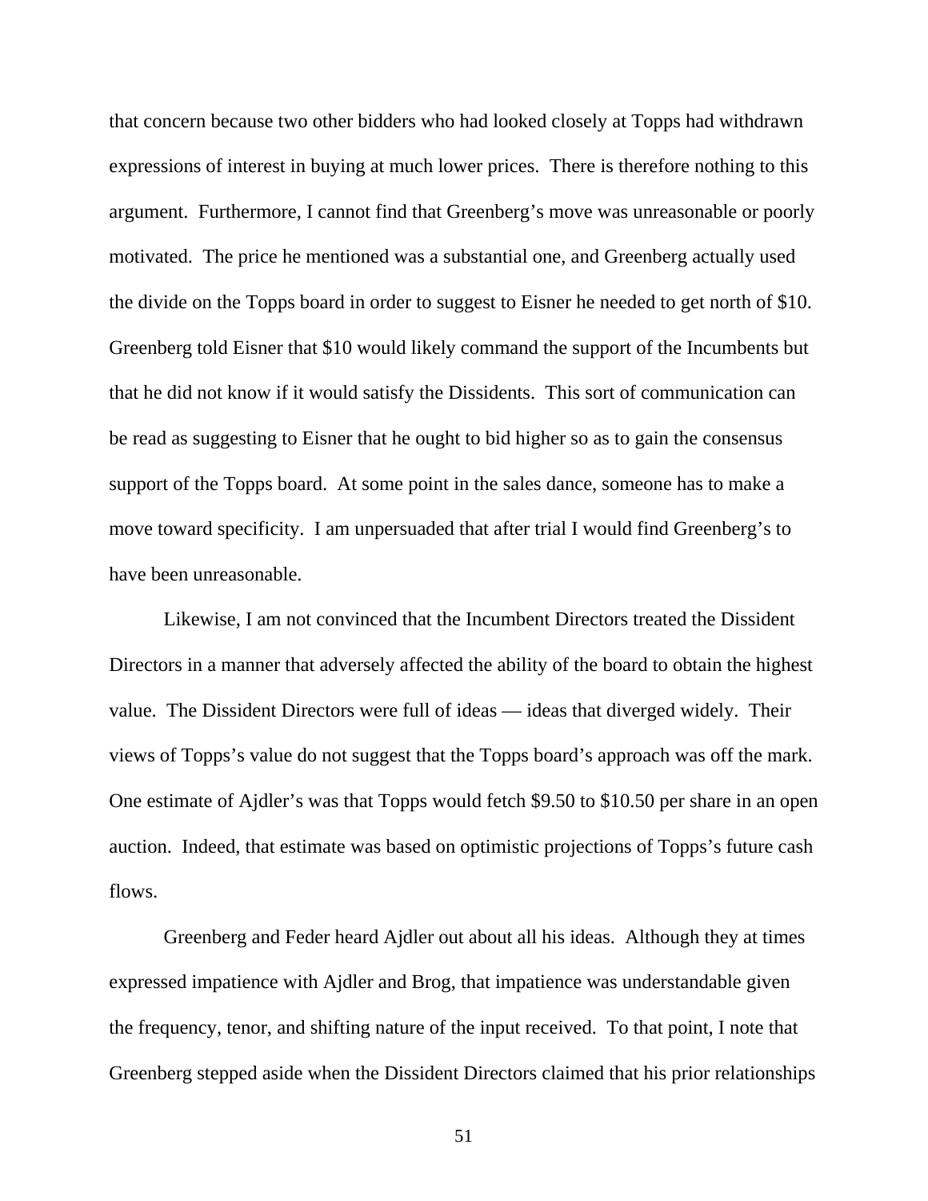that concern because two other bidders who had looked closely at Topps had withdrawn expressions of interest in buying at much lower prices. There is therefore nothing to this argument. Furthermore, I cannot find that Greenberg's move was unreasonable or poorly motivated. The price he mentioned was a substantial one, and Greenberg actually used the divide on the Topps board in order to suggest to Eisner he needed to get north of $10. Greenberg told Eisner that $10 would likely command the support of the Incumbents but that he did not know if it would satisfy the Dissidents. This sort of communication can be read as suggesting to Eisner that he ought to bid higher so as to gain the consensus support of the Topps board. At some point in the sales dance, someone has to make a move toward specificity. I am unpersuaded that after trial I would find Greenberg's to have been unreasonable.

Likewise, I am not convinced that the Incumbent Directors treated the Dissident Directors in a manner that adversely affected the ability of the board to obtain the highest value. The Dissident Directors were full of ideas — ideas that diverged widely. Their views of Topps's value do not suggest that the Topps board's approach was off the mark. One estimate of Ajdler's was that Topps would fetch $9.50 to $10.50 per share in an open auction. Indeed, that estimate was based on optimistic projections of Topps's future cash flows.

Greenberg and Feder heard Ajdler out about all his ideas. Although they at times expressed impatience with Ajdler and Brog, that impatience was understandable given the frequency, tenor, and shifting nature of the input received. To that point, I note that Greenberg stepped aside when the Dissident Directors claimed that his prior relationships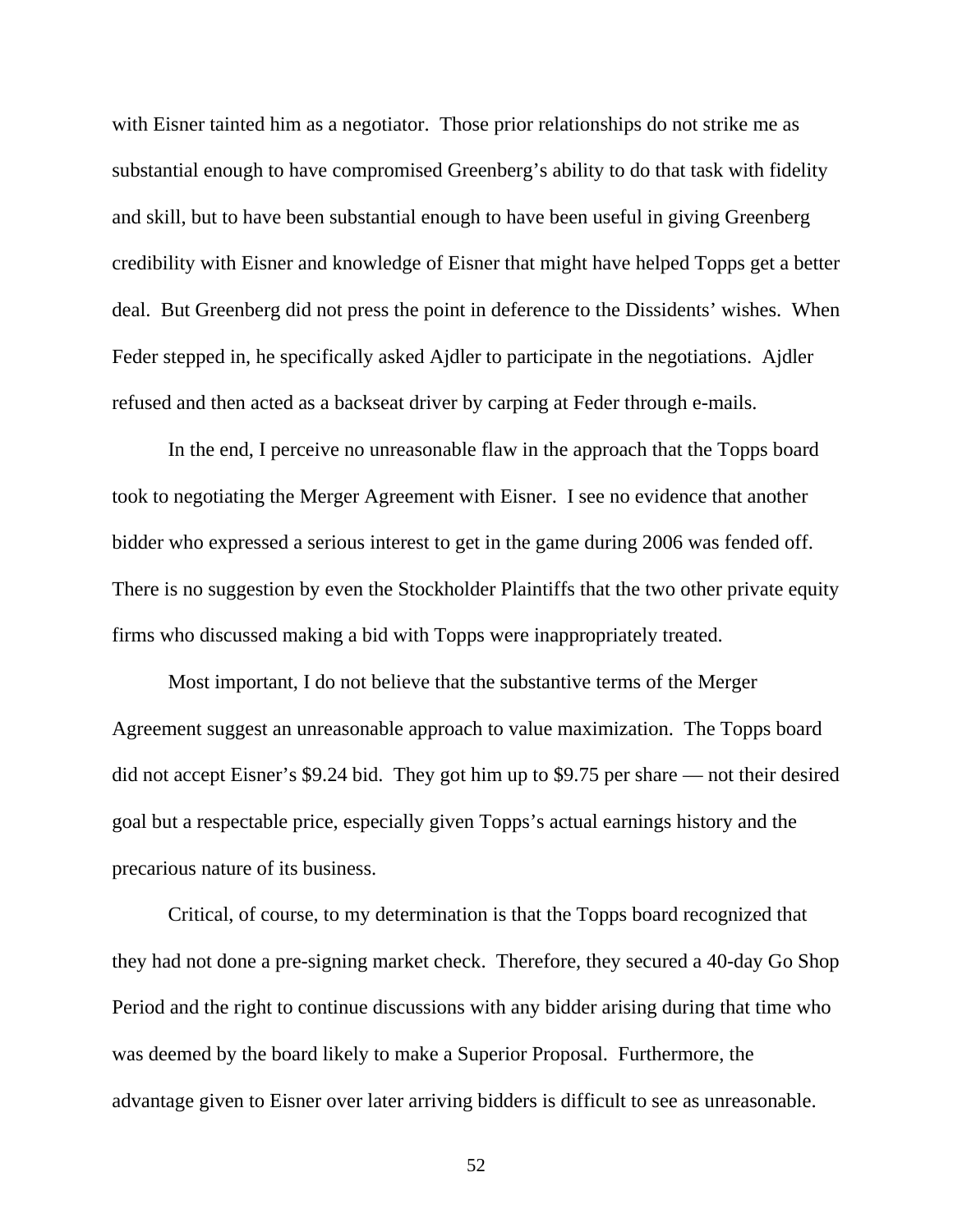with Eisner tainted him as a negotiator. Those prior relationships do not strike me as substantial enough to have compromised Greenberg's ability to do that task with fidelity and skill, but to have been substantial enough to have been useful in giving Greenberg credibility with Eisner and knowledge of Eisner that might have helped Topps get a better deal. But Greenberg did not press the point in deference to the Dissidents' wishes. When Feder stepped in, he specifically asked Ajdler to participate in the negotiations. Ajdler refused and then acted as a backseat driver by carping at Feder through e-mails.

In the end, I perceive no unreasonable flaw in the approach that the Topps board took to negotiating the Merger Agreement with Eisner. I see no evidence that another bidder who expressed a serious interest to get in the game during 2006 was fended off. There is no suggestion by even the Stockholder Plaintiffs that the two other private equity firms who discussed making a bid with Topps were inappropriately treated.

Most important, I do not believe that the substantive terms of the Merger Agreement suggest an unreasonable approach to value maximization. The Topps board did not accept Eisner's $9.24 bid. They got him up to $9.75 per share — not their desired goal but a respectable price, especially given Topps's actual earnings history and the precarious nature of its business.

Critical, of course, to my determination is that the Topps board recognized that they had not done a pre-signing market check. Therefore, they secured a 40-day Go Shop Period and the right to continue discussions with any bidder arising during that time who was deemed by the board likely to make a Superior Proposal. Furthermore, the advantage given to Eisner over later arriving bidders is difficult to see as unreasonable.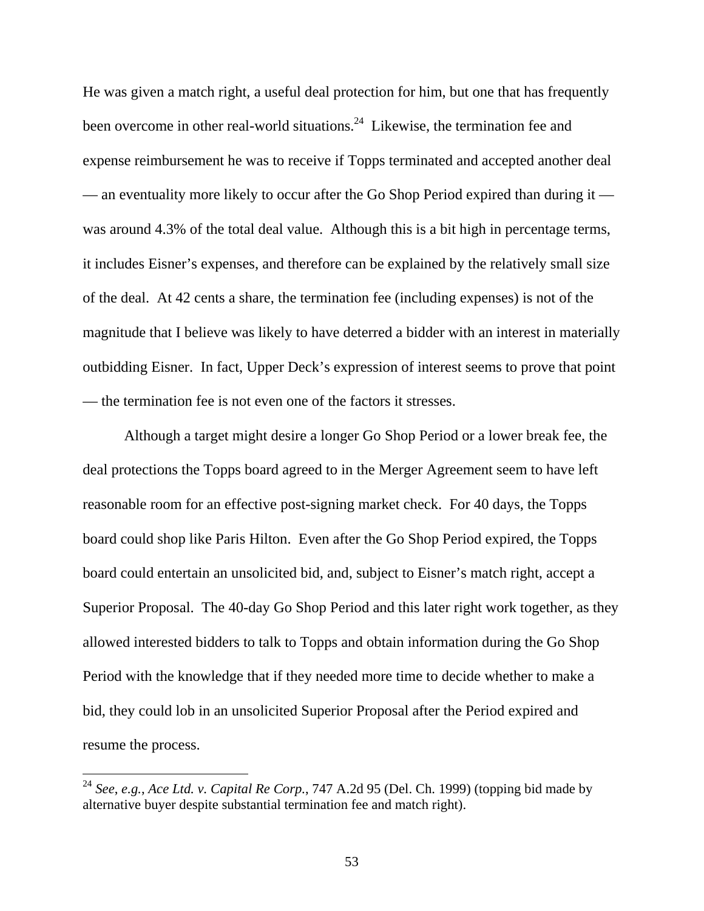He was given a match right, a useful deal protection for him, but one that has frequently been overcome in other real-world situations.[24] Likewise, the termination fee and expense reimbursement he was to receive if Topps terminated and accepted another deal — an eventuality more likely to occur after the Go Shop Period expired than during it — was around 4.3% of the total deal value. Although this is a bit high in percentage terms, it includes Eisner's expenses, and therefore can be explained by the relatively small size of the deal. At 42 cents a share, the termination fee (including expenses) is not of the magnitude that I believe was likely to have deterred a bidder with an interest in materially outbidding Eisner. In fact, Upper Deck's expression of interest seems to prove that point — the termination fee is not even one of the factors it stresses.

Although a target might desire a longer Go Shop Period or a lower break fee, the deal protections the Topps board agreed to in the Merger Agreement seem to have left reasonable room for an effective post-signing market check. For 40 days, the Topps board could shop like Paris Hilton. Even after the Go Shop Period expired, the Topps board could entertain an unsolicited bid, and, subject to Eisner's match right, accept a Superior Proposal. The 40-day Go Shop Period and this later right work together, as they allowed interested bidders to talk to Topps and obtain information during the Go Shop Period with the knowledge that if they needed more time to decide whether to make a bid, they could lob in an unsolicited Superior Proposal after the Period expired and resume the process.

---

[24] *See*, *e.g.*, *Ace Ltd. v. Capital Re Corp.*, 747 A.2d 95 (Del. Ch. 1999) (topping bid made by alternative buyer despite substantial termination fee and match right).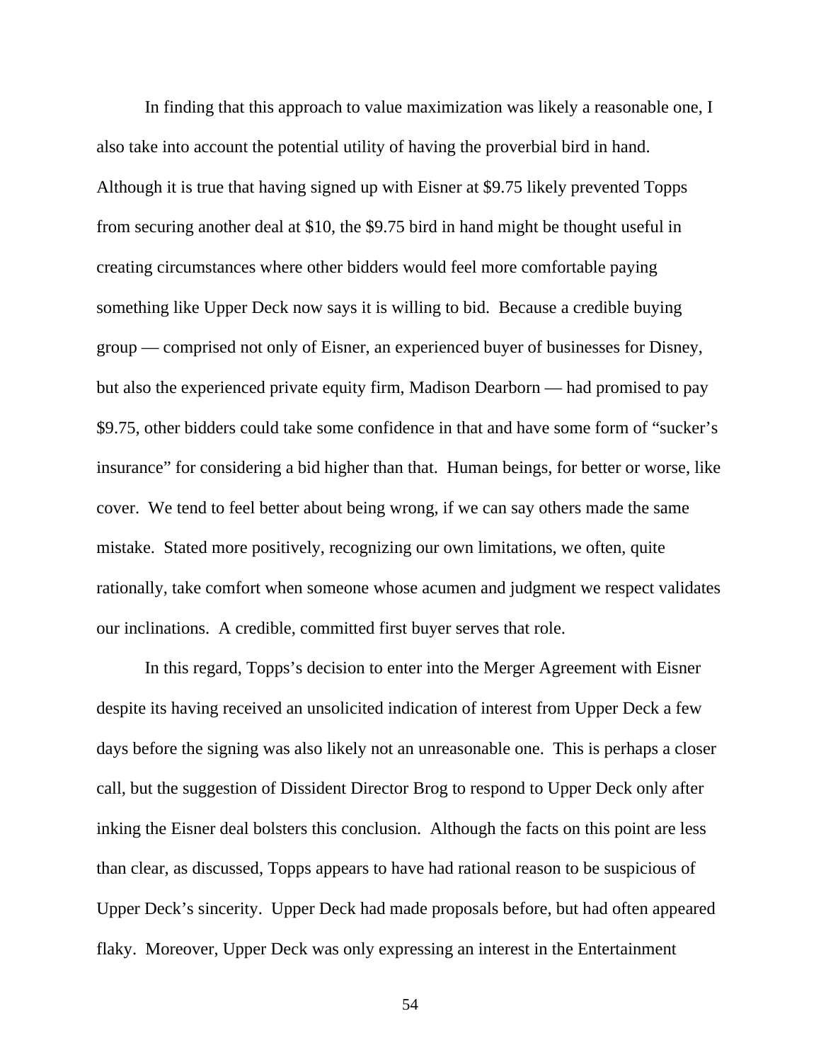In finding that this approach to value maximization was likely a reasonable one, I also take into account the potential utility of having the proverbial bird in hand. Although it is true that having signed up with Eisner at $9.75 likely prevented Topps from securing another deal at $10, the $9.75 bird in hand might be thought useful in creating circumstances where other bidders would feel more comfortable paying something like Upper Deck now says it is willing to bid. Because a credible buying group — comprised not only of Eisner, an experienced buyer of businesses for Disney, but also the experienced private equity firm, Madison Dearborn — had promised to pay $9.75, other bidders could take some confidence in that and have some form of "sucker's insurance" for considering a bid higher than that. Human beings, for better or worse, like cover. We tend to feel better about being wrong, if we can say others made the same mistake. Stated more positively, recognizing our own limitations, we often, quite rationally, take comfort when someone whose acumen and judgment we respect validates our inclinations. A credible, committed first buyer serves that role.

In this regard, Topps's decision to enter into the Merger Agreement with Eisner despite its having received an unsolicited indication of interest from Upper Deck a few days before the signing was also likely not an unreasonable one. This is perhaps a closer call, but the suggestion of Dissident Director Brog to respond to Upper Deck only after inking the Eisner deal bolsters this conclusion. Although the facts on this point are less than clear, as discussed, Topps appears to have had rational reason to be suspicious of Upper Deck's sincerity. Upper Deck had made proposals before, but had often appeared flaky. Moreover, Upper Deck was only expressing an interest in the Entertainment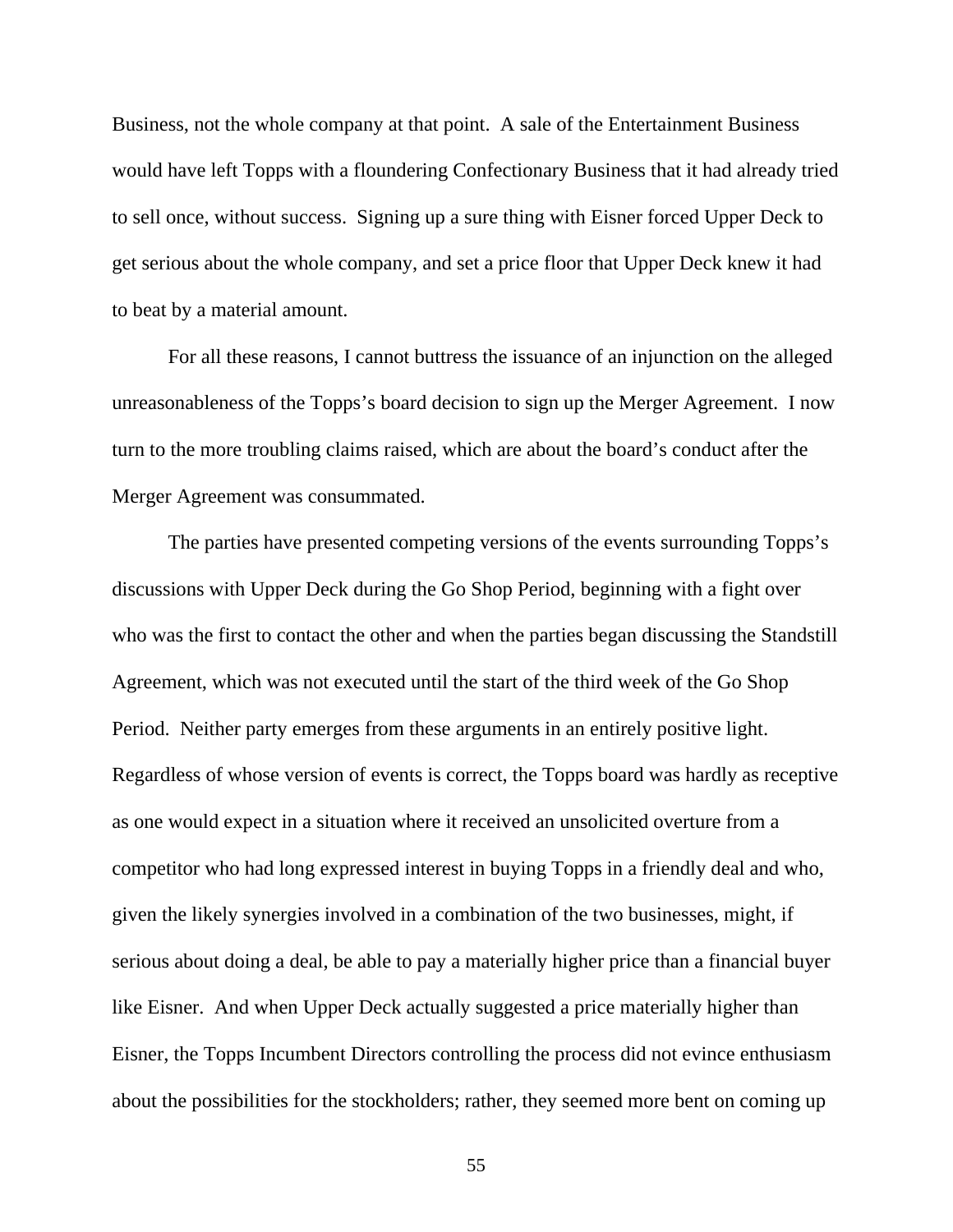Business, not the whole company at that point. A sale of the Entertainment Business would have left Topps with a floundering Confectionary Business that it had already tried to sell once, without success. Signing up a sure thing with Eisner forced Upper Deck to get serious about the whole company, and set a price floor that Upper Deck knew it had to beat by a material amount.

For all these reasons, I cannot buttress the issuance of an injunction on the alleged unreasonableness of the Topps's board decision to sign up the Merger Agreement. I now turn to the more troubling claims raised, which are about the board's conduct after the Merger Agreement was consummated.

The parties have presented competing versions of the events surrounding Topps's discussions with Upper Deck during the Go Shop Period, beginning with a fight over who was the first to contact the other and when the parties began discussing the Standstill Agreement, which was not executed until the start of the third week of the Go Shop Period. Neither party emerges from these arguments in an entirely positive light. Regardless of whose version of events is correct, the Topps board was hardly as receptive as one would expect in a situation where it received an unsolicited overture from a competitor who had long expressed interest in buying Topps in a friendly deal and who, given the likely synergies involved in a combination of the two businesses, might, if serious about doing a deal, be able to pay a materially higher price than a financial buyer like Eisner. And when Upper Deck actually suggested a price materially higher than Eisner, the Topps Incumbent Directors controlling the process did not evince enthusiasm about the possibilities for the stockholders; rather, they seemed more bent on coming up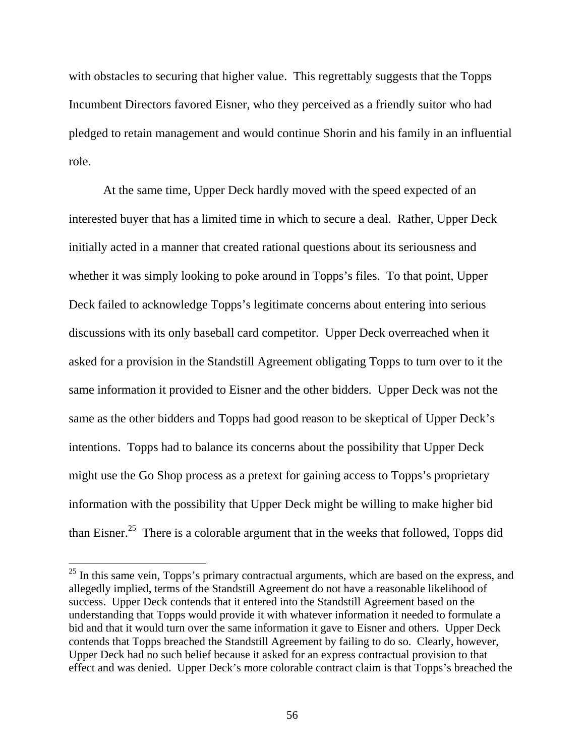with obstacles to securing that higher value. This regrettably suggests that the Topps Incumbent Directors favored Eisner, who they perceived as a friendly suitor who had pledged to retain management and would continue Shorin and his family in an influential role.

At the same time, Upper Deck hardly moved with the speed expected of an interested buyer that has a limited time in which to secure a deal. Rather, Upper Deck initially acted in a manner that created rational questions about its seriousness and whether it was simply looking to poke around in Topps's files. To that point, Upper Deck failed to acknowledge Topps's legitimate concerns about entering into serious discussions with its only baseball card competitor. Upper Deck overreached when it asked for a provision in the Standstill Agreement obligating Topps to turn over to it the same information it provided to Eisner and the other bidders. Upper Deck was not the same as the other bidders and Topps had good reason to be skeptical of Upper Deck's intentions. Topps had to balance its concerns about the possibility that Upper Deck might use the Go Shop process as a pretext for gaining access to Topps's proprietary information with the possibility that Upper Deck might be willing to make higher bid than Eisner.[25] There is a colorable argument that in the weeks that followed, Topps did

---

[25] In this same vein, Topps's primary contractual arguments, which are based on the express, and allegedly implied, terms of the Standstill Agreement do not have a reasonable likelihood of success. Upper Deck contends that it entered into the Standstill Agreement based on the understanding that Topps would provide it with whatever information it needed to formulate a bid and that it would turn over the same information it gave to Eisner and others. Upper Deck contends that Topps breached the Standstill Agreement by failing to do so. Clearly, however, Upper Deck had no such belief because it asked for an express contractual provision to that effect and was denied. Upper Deck's more colorable contract claim is that Topps's breached the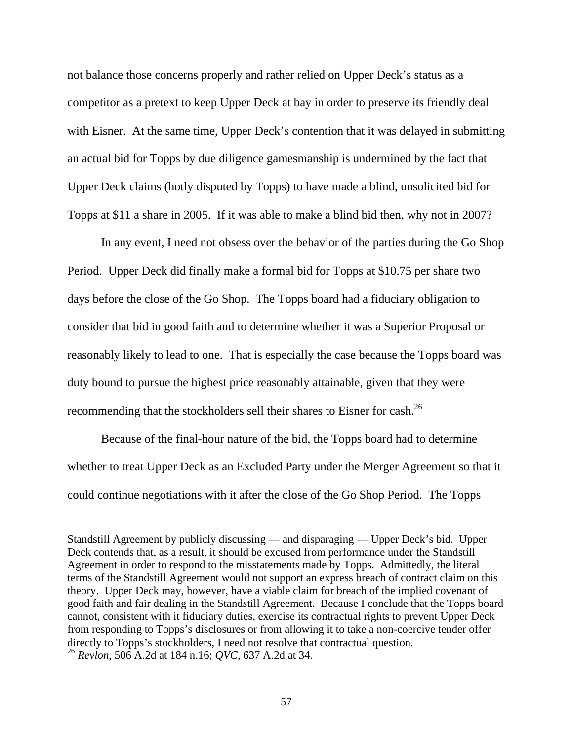not balance those concerns properly and rather relied on Upper Deck's status as a competitor as a pretext to keep Upper Deck at bay in order to preserve its friendly deal with Eisner. At the same time, Upper Deck's contention that it was delayed in submitting an actual bid for Topps by due diligence gamesmanship is undermined by the fact that Upper Deck claims (hotly disputed by Topps) to have made a blind, unsolicited bid for Topps at $11 a share in 2005. If it was able to make a blind bid then, why not in 2007?

In any event, I need not obsess over the behavior of the parties during the Go Shop Period. Upper Deck did finally make a formal bid for Topps at $10.75 per share two days before the close of the Go Shop. The Topps board had a fiduciary obligation to consider that bid in good faith and to determine whether it was a Superior Proposal or reasonably likely to lead to one. That is especially the case because the Topps board was duty bound to pursue the highest price reasonably attainable, given that they were recommending that the stockholders sell their shares to Eisner for cash.[26]

Because of the final-hour nature of the bid, the Topps board had to determine whether to treat Upper Deck as an Excluded Party under the Merger Agreement so that it could continue negotiations with it after the close of the Go Shop Period. The Topps

---

Standstill Agreement by publicly discussing — and disparaging — Upper Deck's bid. Upper Deck contends that, as a result, it should be excused from performance under the Standstill Agreement in order to respond to the misstatements made by Topps. Admittedly, the literal terms of the Standstill Agreement would not support an express breach of contract claim on this theory. Upper Deck may, however, have a viable claim for breach of the implied covenant of good faith and fair dealing in the Standstill Agreement. Because I conclude that the Topps board cannot, consistent with it fiduciary duties, exercise its contractual rights to prevent Upper Deck from responding to Topps's disclosures or from allowing it to take a non-coercive tender offer directly to Topps's stockholders, I need not resolve that contractual question.

[26] *Revlon*, 506 A.2d at 184 n.16; *QVC*, 637 A.2d at 34.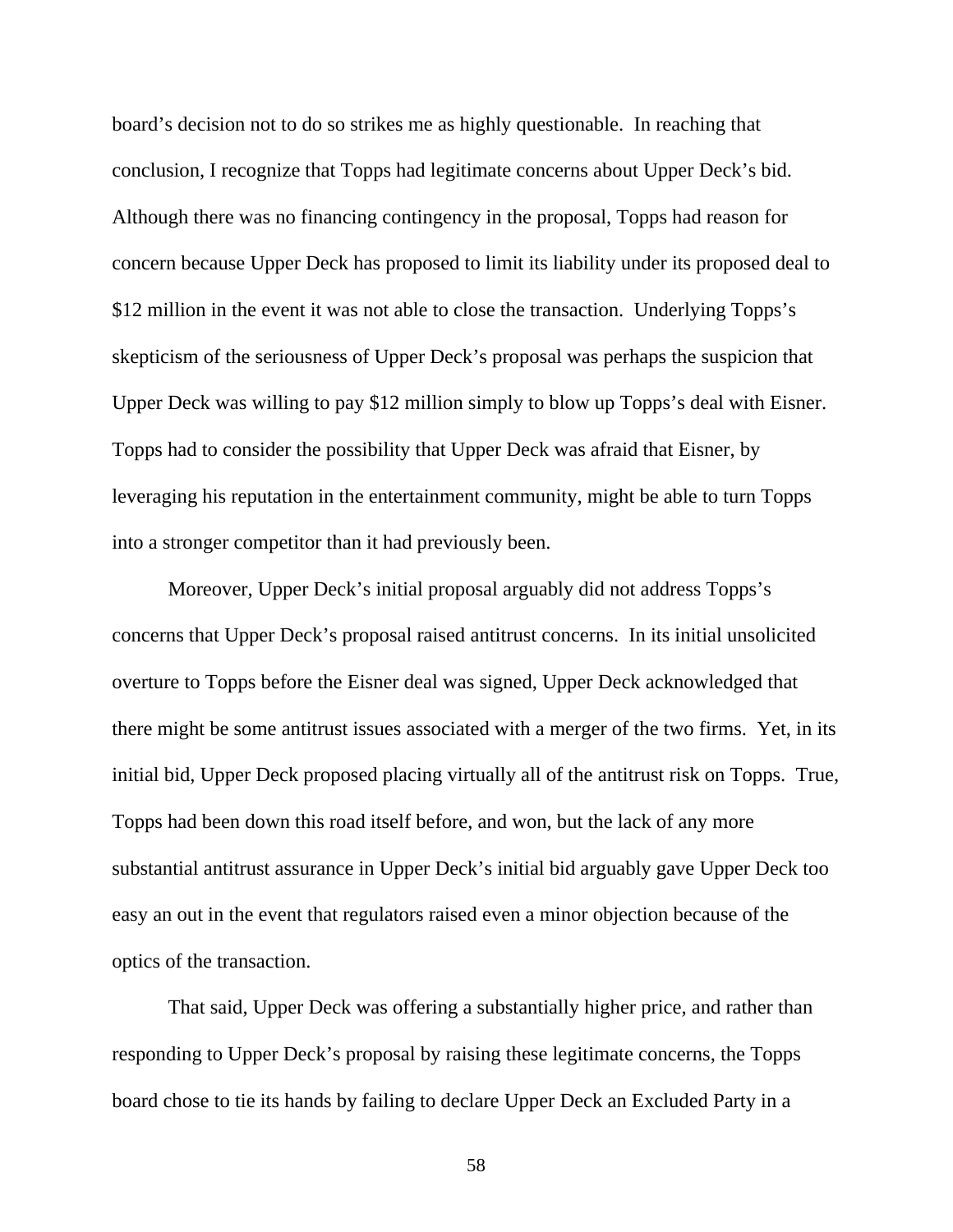board's decision not to do so strikes me as highly questionable. In reaching that conclusion, I recognize that Topps had legitimate concerns about Upper Deck's bid. Although there was no financing contingency in the proposal, Topps had reason for concern because Upper Deck has proposed to limit its liability under its proposed deal to $12 million in the event it was not able to close the transaction. Underlying Topps's skepticism of the seriousness of Upper Deck's proposal was perhaps the suspicion that Upper Deck was willing to pay $12 million simply to blow up Topps's deal with Eisner. Topps had to consider the possibility that Upper Deck was afraid that Eisner, by leveraging his reputation in the entertainment community, might be able to turn Topps into a stronger competitor than it had previously been.

Moreover, Upper Deck's initial proposal arguably did not address Topps's concerns that Upper Deck's proposal raised antitrust concerns. In its initial unsolicited overture to Topps before the Eisner deal was signed, Upper Deck acknowledged that there might be some antitrust issues associated with a merger of the two firms. Yet, in its initial bid, Upper Deck proposed placing virtually all of the antitrust risk on Topps. True, Topps had been down this road itself before, and won, but the lack of any more substantial antitrust assurance in Upper Deck's initial bid arguably gave Upper Deck too easy an out in the event that regulators raised even a minor objection because of the optics of the transaction.

That said, Upper Deck was offering a substantially higher price, and rather than responding to Upper Deck's proposal by raising these legitimate concerns, the Topps board chose to tie its hands by failing to declare Upper Deck an Excluded Party in a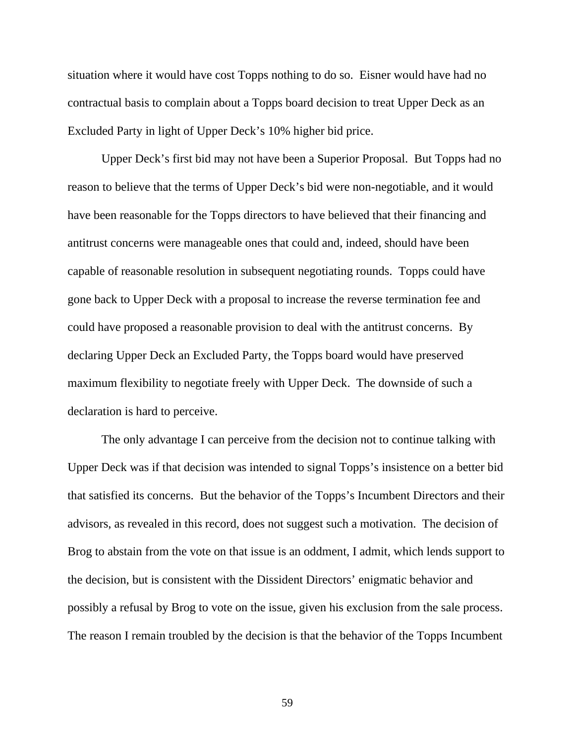situation where it would have cost Topps nothing to do so. Eisner would have had no contractual basis to complain about a Topps board decision to treat Upper Deck as an Excluded Party in light of Upper Deck's 10% higher bid price.

Upper Deck's first bid may not have been a Superior Proposal. But Topps had no reason to believe that the terms of Upper Deck's bid were non-negotiable, and it would have been reasonable for the Topps directors to have believed that their financing and antitrust concerns were manageable ones that could and, indeed, should have been capable of reasonable resolution in subsequent negotiating rounds. Topps could have gone back to Upper Deck with a proposal to increase the reverse termination fee and could have proposed a reasonable provision to deal with the antitrust concerns. By declaring Upper Deck an Excluded Party, the Topps board would have preserved maximum flexibility to negotiate freely with Upper Deck. The downside of such a declaration is hard to perceive.

The only advantage I can perceive from the decision not to continue talking with Upper Deck was if that decision was intended to signal Topps's insistence on a better bid that satisfied its concerns. But the behavior of the Topps's Incumbent Directors and their advisors, as revealed in this record, does not suggest such a motivation. The decision of Brog to abstain from the vote on that issue is an oddment, I admit, which lends support to the decision, but is consistent with the Dissident Directors' enigmatic behavior and possibly a refusal by Brog to vote on the issue, given his exclusion from the sale process. The reason I remain troubled by the decision is that the behavior of the Topps Incumbent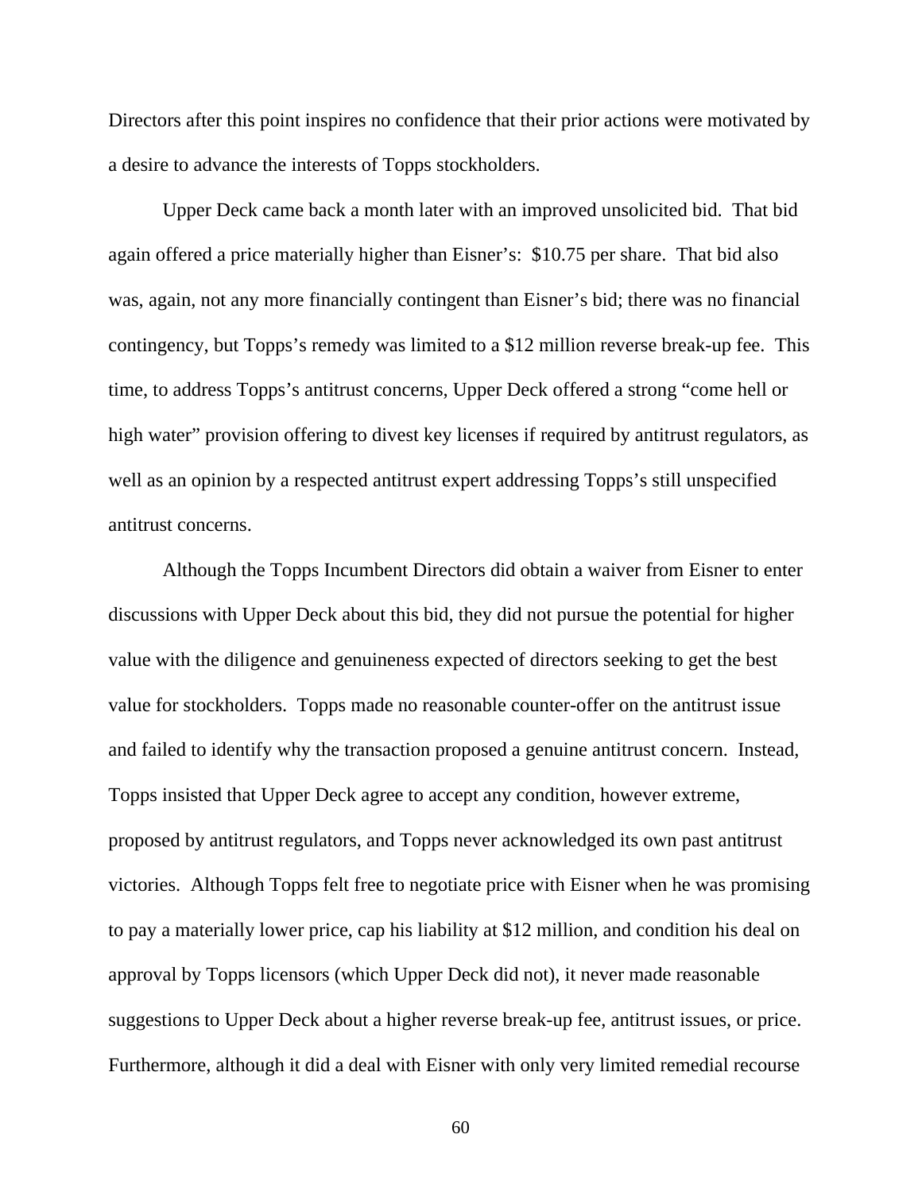Directors after this point inspires no confidence that their prior actions were motivated by a desire to advance the interests of Topps stockholders.

Upper Deck came back a month later with an improved unsolicited bid. That bid again offered a price materially higher than Eisner's: $10.75 per share. That bid also was, again, not any more financially contingent than Eisner's bid; there was no financial contingency, but Topps's remedy was limited to a $12 million reverse break-up fee. This time, to address Topps's antitrust concerns, Upper Deck offered a strong "come hell or high water" provision offering to divest key licenses if required by antitrust regulators, as well as an opinion by a respected antitrust expert addressing Topps's still unspecified antitrust concerns.

Although the Topps Incumbent Directors did obtain a waiver from Eisner to enter discussions with Upper Deck about this bid, they did not pursue the potential for higher value with the diligence and genuineness expected of directors seeking to get the best value for stockholders. Topps made no reasonable counter-offer on the antitrust issue and failed to identify why the transaction proposed a genuine antitrust concern. Instead, Topps insisted that Upper Deck agree to accept any condition, however extreme, proposed by antitrust regulators, and Topps never acknowledged its own past antitrust victories. Although Topps felt free to negotiate price with Eisner when he was promising to pay a materially lower price, cap his liability at $12 million, and condition his deal on approval by Topps licensors (which Upper Deck did not), it never made reasonable suggestions to Upper Deck about a higher reverse break-up fee, antitrust issues, or price. Furthermore, although it did a deal with Eisner with only very limited remedial recourse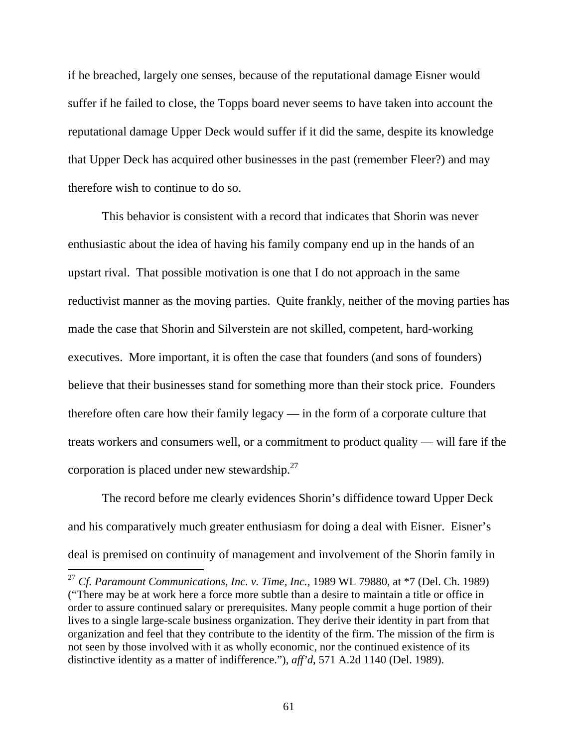if he breached, largely one senses, because of the reputational damage Eisner would suffer if he failed to close, the Topps board never seems to have taken into account the reputational damage Upper Deck would suffer if it did the same, despite its knowledge that Upper Deck has acquired other businesses in the past (remember Fleer?) and may therefore wish to continue to do so.

This behavior is consistent with a record that indicates that Shorin was never enthusiastic about the idea of having his family company end up in the hands of an upstart rival. That possible motivation is one that I do not approach in the same reductivist manner as the moving parties. Quite frankly, neither of the moving parties has made the case that Shorin and Silverstein are not skilled, competent, hard-working executives. More important, it is often the case that founders (and sons of founders) believe that their businesses stand for something more than their stock price. Founders therefore often care how their family legacy — in the form of a corporate culture that treats workers and consumers well, or a commitment to product quality — will fare if the corporation is placed under new stewardship.[27]

The record before me clearly evidences Shorin's diffidence toward Upper Deck and his comparatively much greater enthusiasm for doing a deal with Eisner. Eisner's deal is premised on continuity of management and involvement of the Shorin family in

---

[27] *Cf. Paramount Communications, Inc. v. Time, Inc.*, 1989 WL 79880, at *7 (Del. Ch. 1989) ("There may be at work here a force more subtle than a desire to maintain a title or office in order to assure continued salary or prerequisites. Many people commit a huge portion of their lives to a single large-scale business organization. They derive their identity in part from that organization and feel that they contribute to the identity of the firm. The mission of the firm is not seen by those involved with it as wholly economic, nor the continued existence of its distinctive identity as a matter of indifference."), *aff'd*, 571 A.2d 1140 (Del. 1989).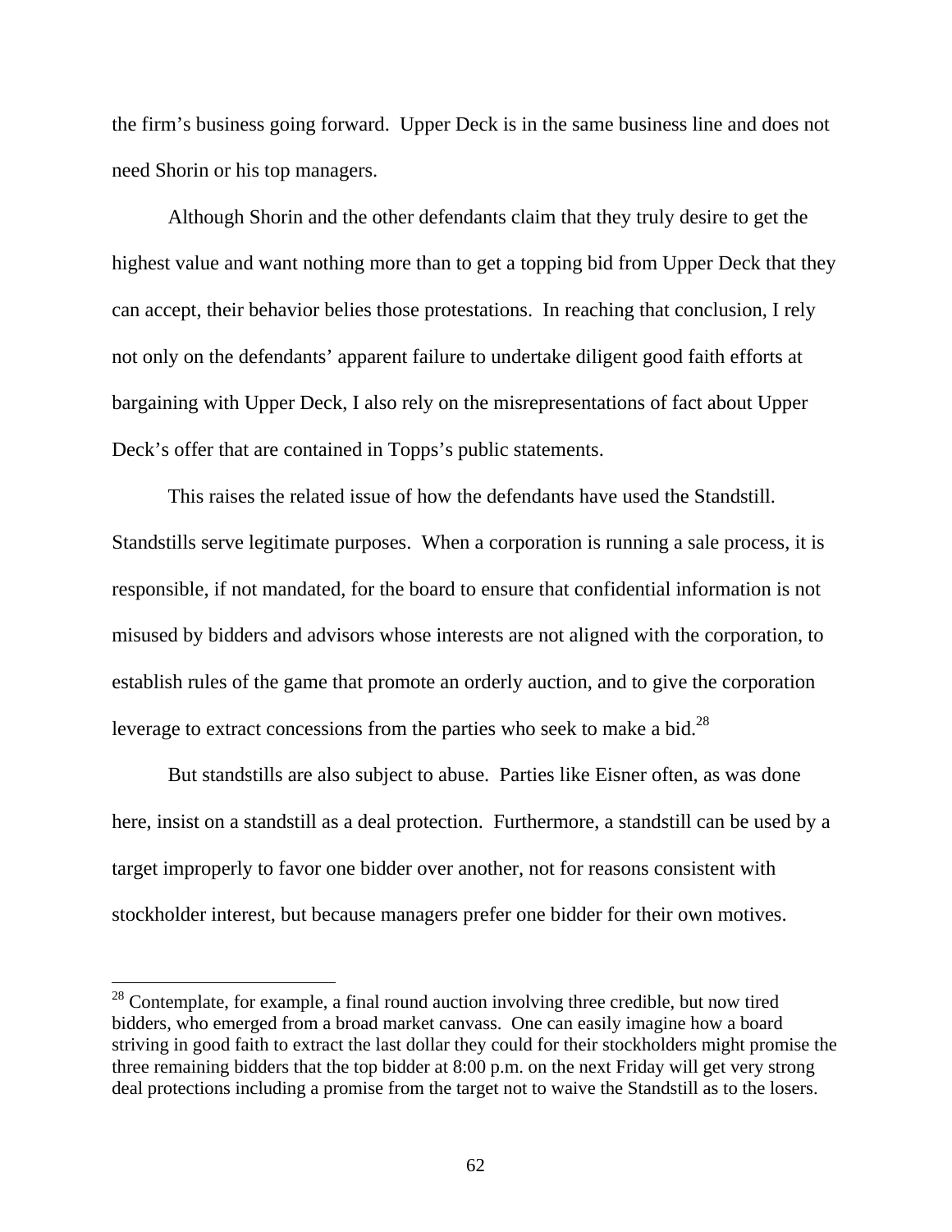the firm's business going forward. Upper Deck is in the same business line and does not need Shorin or his top managers.

Although Shorin and the other defendants claim that they truly desire to get the highest value and want nothing more than to get a topping bid from Upper Deck that they can accept, their behavior belies those protestations. In reaching that conclusion, I rely not only on the defendants' apparent failure to undertake diligent good faith efforts at bargaining with Upper Deck, I also rely on the misrepresentations of fact about Upper Deck's offer that are contained in Topps's public statements.

This raises the related issue of how the defendants have used the Standstill. Standstills serve legitimate purposes. When a corporation is running a sale process, it is responsible, if not mandated, for the board to ensure that confidential information is not misused by bidders and advisors whose interests are not aligned with the corporation, to establish rules of the game that promote an orderly auction, and to give the corporation leverage to extract concessions from the parties who seek to make a bid.[28]

But standstills are also subject to abuse. Parties like Eisner often, as was done here, insist on a standstill as a deal protection. Furthermore, a standstill can be used by a target improperly to favor one bidder over another, not for reasons consistent with stockholder interest, but because managers prefer one bidder for their own motives.

---

[28] Contemplate, for example, a final round auction involving three credible, but now tired bidders, who emerged from a broad market canvass. One can easily imagine how a board striving in good faith to extract the last dollar they could for their stockholders might promise the three remaining bidders that the top bidder at 8:00 p.m. on the next Friday will get very strong deal protections including a promise from the target not to waive the Standstill as to the losers.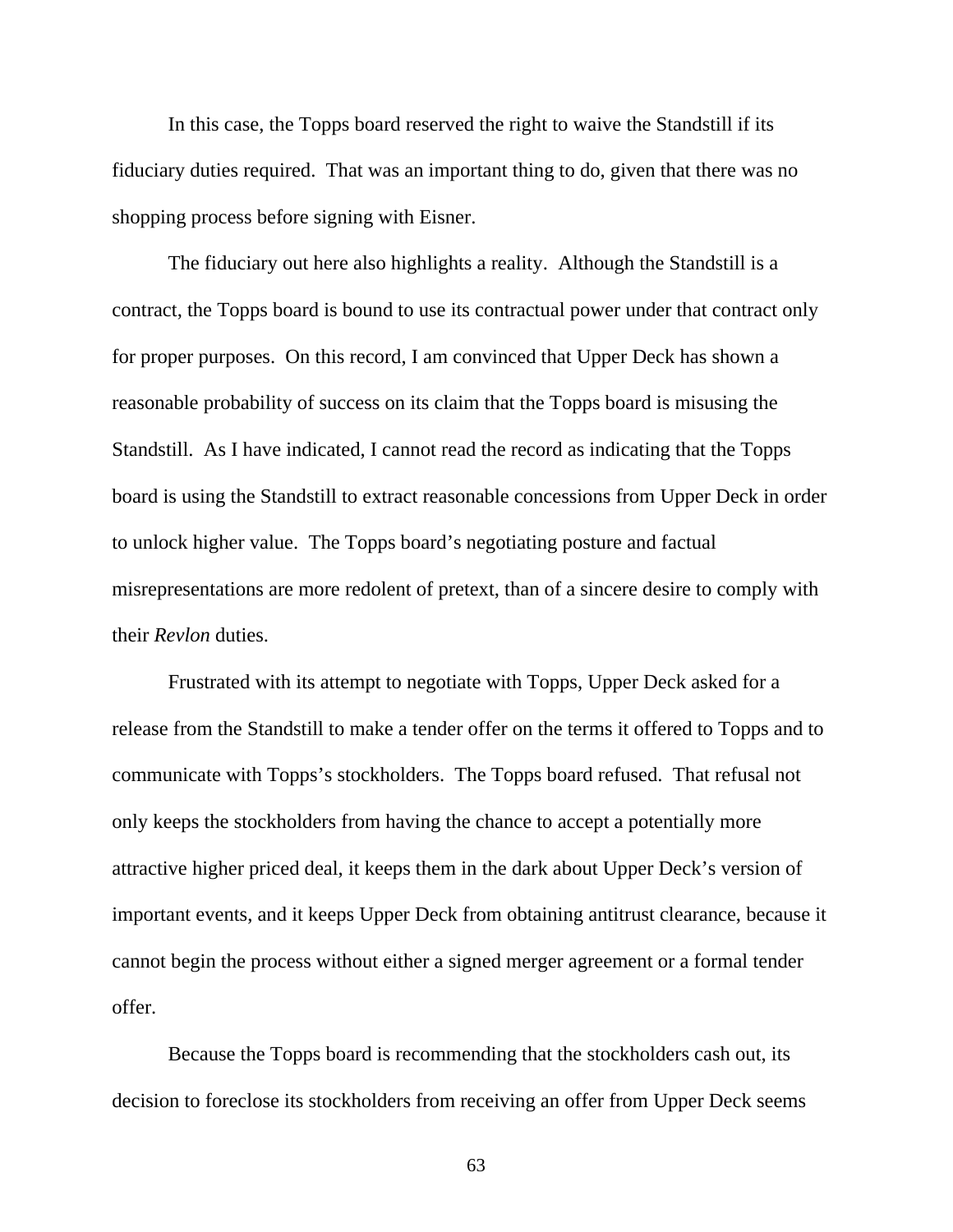In this case, the Topps board reserved the right to waive the Standstill if its fiduciary duties required. That was an important thing to do, given that there was no shopping process before signing with Eisner.

The fiduciary out here also highlights a reality. Although the Standstill is a contract, the Topps board is bound to use its contractual power under that contract only for proper purposes. On this record, I am convinced that Upper Deck has shown a reasonable probability of success on its claim that the Topps board is misusing the Standstill. As I have indicated, I cannot read the record as indicating that the Topps board is using the Standstill to extract reasonable concessions from Upper Deck in order to unlock higher value. The Topps board's negotiating posture and factual misrepresentations are more redolent of pretext, than of a sincere desire to comply with their *Revlon* duties.

Frustrated with its attempt to negotiate with Topps, Upper Deck asked for a release from the Standstill to make a tender offer on the terms it offered to Topps and to communicate with Topps's stockholders. The Topps board refused. That refusal not only keeps the stockholders from having the chance to accept a potentially more attractive higher priced deal, it keeps them in the dark about Upper Deck's version of important events, and it keeps Upper Deck from obtaining antitrust clearance, because it cannot begin the process without either a signed merger agreement or a formal tender offer.

Because the Topps board is recommending that the stockholders cash out, its decision to foreclose its stockholders from receiving an offer from Upper Deck seems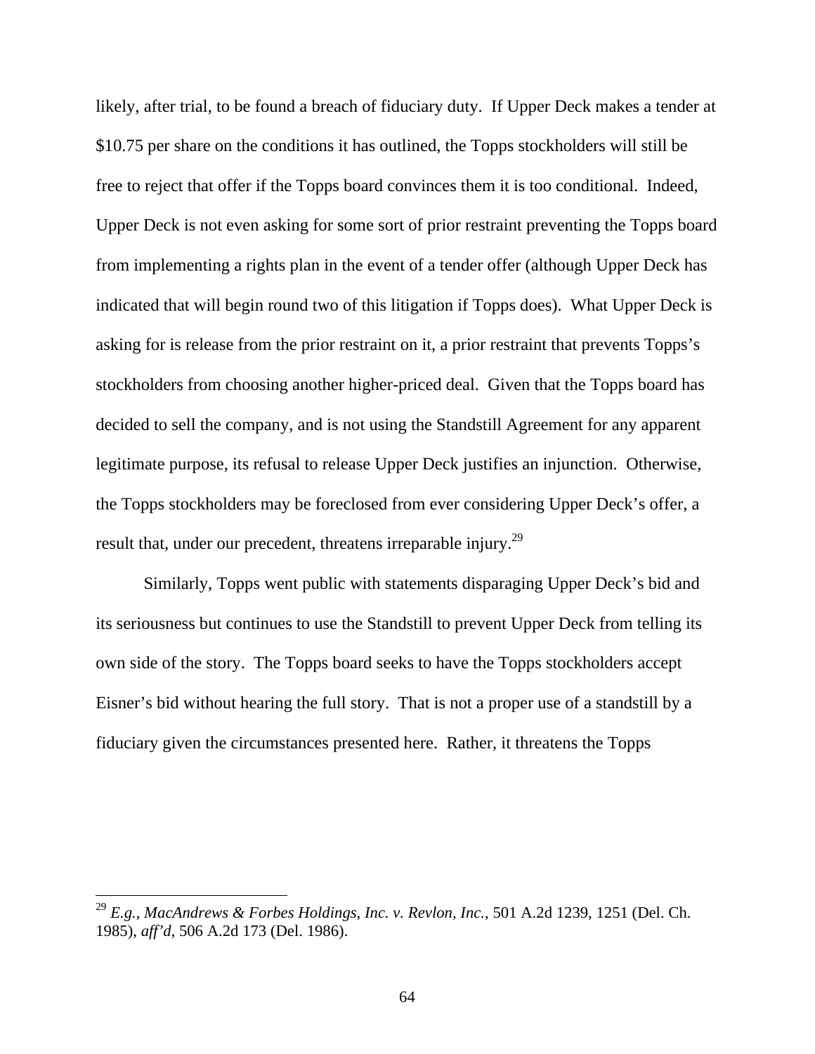likely, after trial, to be found a breach of fiduciary duty. If Upper Deck makes a tender at $10.75 per share on the conditions it has outlined, the Topps stockholders will still be free to reject that offer if the Topps board convinces them it is too conditional. Indeed, Upper Deck is not even asking for some sort of prior restraint preventing the Topps board from implementing a rights plan in the event of a tender offer (although Upper Deck has indicated that will begin round two of this litigation if Topps does). What Upper Deck is asking for is release from the prior restraint on it, a prior restraint that prevents Topps's stockholders from choosing another higher-priced deal. Given that the Topps board has decided to sell the company, and is not using the Standstill Agreement for any apparent legitimate purpose, its refusal to release Upper Deck justifies an injunction. Otherwise, the Topps stockholders may be foreclosed from ever considering Upper Deck's offer, a result that, under our precedent, threatens irreparable injury.[29]

Similarly, Topps went public with statements disparaging Upper Deck's bid and its seriousness but continues to use the Standstill to prevent Upper Deck from telling its own side of the story. The Topps board seeks to have the Topps stockholders accept Eisner's bid without hearing the full story. That is not a proper use of a standstill by a fiduciary given the circumstances presented here. Rather, it threatens the Topps

---

[29] *E.g.*, *MacAndrews & Forbes Holdings, Inc. v. Revlon, Inc.*, 501 A.2d 1239, 1251 (Del. Ch. 1985), *aff'd*, 506 A.2d 173 (Del. 1986).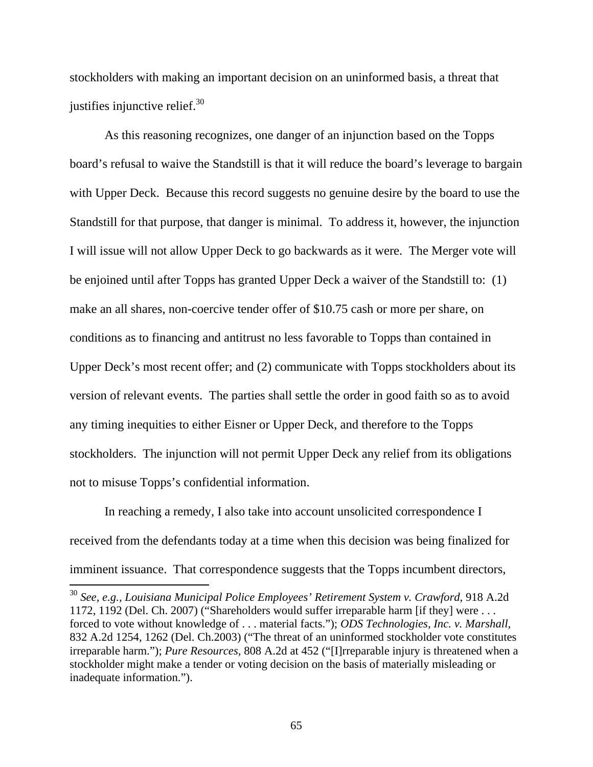stockholders with making an important decision on an uninformed basis, a threat that justifies injunctive relief.[30]

As this reasoning recognizes, one danger of an injunction based on the Topps board's refusal to waive the Standstill is that it will reduce the board's leverage to bargain with Upper Deck. Because this record suggests no genuine desire by the board to use the Standstill for that purpose, that danger is minimal. To address it, however, the injunction I will issue will not allow Upper Deck to go backwards as it were. The Merger vote will be enjoined until after Topps has granted Upper Deck a waiver of the Standstill to: (1) make an all shares, non-coercive tender offer of $10.75 cash or more per share, on conditions as to financing and antitrust no less favorable to Topps than contained in Upper Deck's most recent offer; and (2) communicate with Topps stockholders about its version of relevant events. The parties shall settle the order in good faith so as to avoid any timing inequities to either Eisner or Upper Deck, and therefore to the Topps stockholders. The injunction will not permit Upper Deck any relief from its obligations not to misuse Topps's confidential information.

In reaching a remedy, I also take into account unsolicited correspondence I received from the defendants today at a time when this decision was being finalized for imminent issuance. That correspondence suggests that the Topps incumbent directors,

---

[30] *See, e.g.*, *Louisiana Municipal Police Employees' Retirement System v. Crawford*, 918 A.2d 1172, 1192 (Del. Ch. 2007) ("Shareholders would suffer irreparable harm [if they] were . . . forced to vote without knowledge of . . . material facts."); *ODS Technologies, Inc. v. Marshall*, 832 A.2d 1254, 1262 (Del. Ch.2003) ("The threat of an uninformed stockholder vote constitutes irreparable harm."); *Pure Resources*, 808 A.2d at 452 ("[I]rreparable injury is threatened when a stockholder might make a tender or voting decision on the basis of materially misleading or inadequate information.").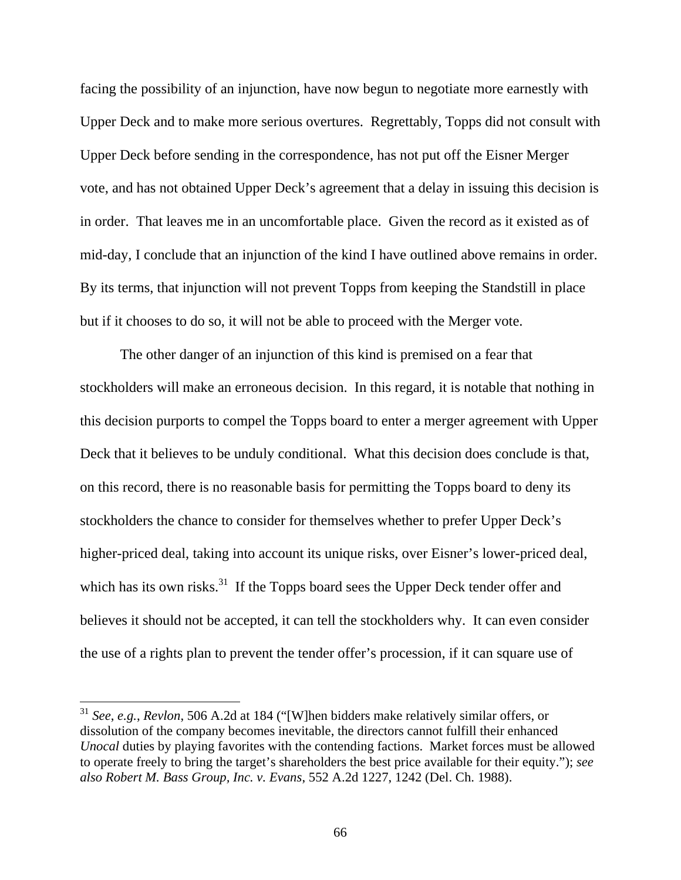facing the possibility of an injunction, have now begun to negotiate more earnestly with Upper Deck and to make more serious overtures. Regrettably, Topps did not consult with Upper Deck before sending in the correspondence, has not put off the Eisner Merger vote, and has not obtained Upper Deck's agreement that a delay in issuing this decision is in order. That leaves me in an uncomfortable place. Given the record as it existed as of mid-day, I conclude that an injunction of the kind I have outlined above remains in order. By its terms, that injunction will not prevent Topps from keeping the Standstill in place but if it chooses to do so, it will not be able to proceed with the Merger vote.

The other danger of an injunction of this kind is premised on a fear that stockholders will make an erroneous decision. In this regard, it is notable that nothing in this decision purports to compel the Topps board to enter a merger agreement with Upper Deck that it believes to be unduly conditional. What this decision does conclude is that, on this record, there is no reasonable basis for permitting the Topps board to deny its stockholders the chance to consider for themselves whether to prefer Upper Deck's higher-priced deal, taking into account its unique risks, over Eisner's lower-priced deal, which has its own risks.[31] If the Topps board sees the Upper Deck tender offer and believes it should not be accepted, it can tell the stockholders why. It can even consider the use of a rights plan to prevent the tender offer's procession, if it can square use of

[31] *See, e.g.*, *Revlon*, 506 A.2d at 184 ("[W]hen bidders make relatively similar offers, or dissolution of the company becomes inevitable, the directors cannot fulfill their enhanced *Unocal* duties by playing favorites with the contending factions. Market forces must be allowed to operate freely to bring the target's shareholders the best price available for their equity."); *see also Robert M. Bass Group, Inc. v. Evans*, 552 A.2d 1227, 1242 (Del. Ch. 1988).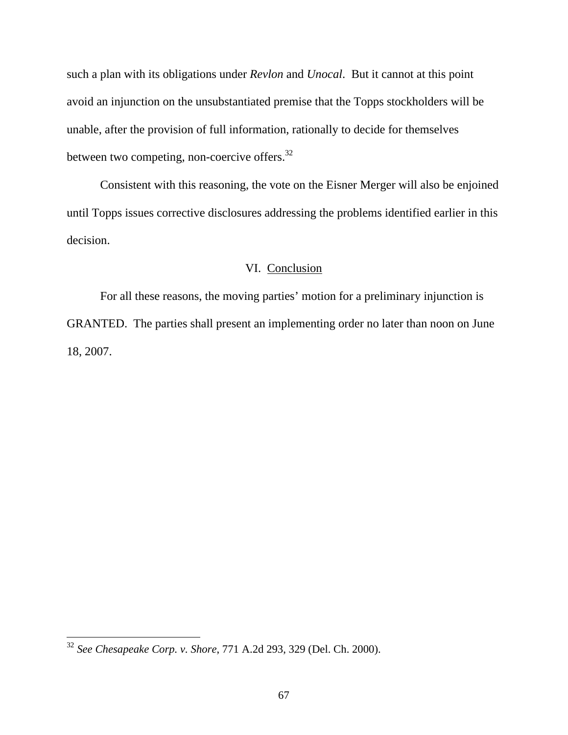such a plan with its obligations under *Revlon* and *Unocal*. But it cannot at this point avoid an injunction on the unsubstantiated premise that the Topps stockholders will be unable, after the provision of full information, rationally to decide for themselves between two competing, non-coercive offers.[32]

Consistent with this reasoning, the vote on the Eisner Merger will also be enjoined until Topps issues corrective disclosures addressing the problems identified earlier in this decision.

## VI. Conclusion

For all these reasons, the moving parties' motion for a preliminary injunction is GRANTED. The parties shall present an implementing order no later than noon on June 18, 2007.

---

[32] *See Chesapeake Corp. v. Shore*, 771 A.2d 293, 329 (Del. Ch. 2000).